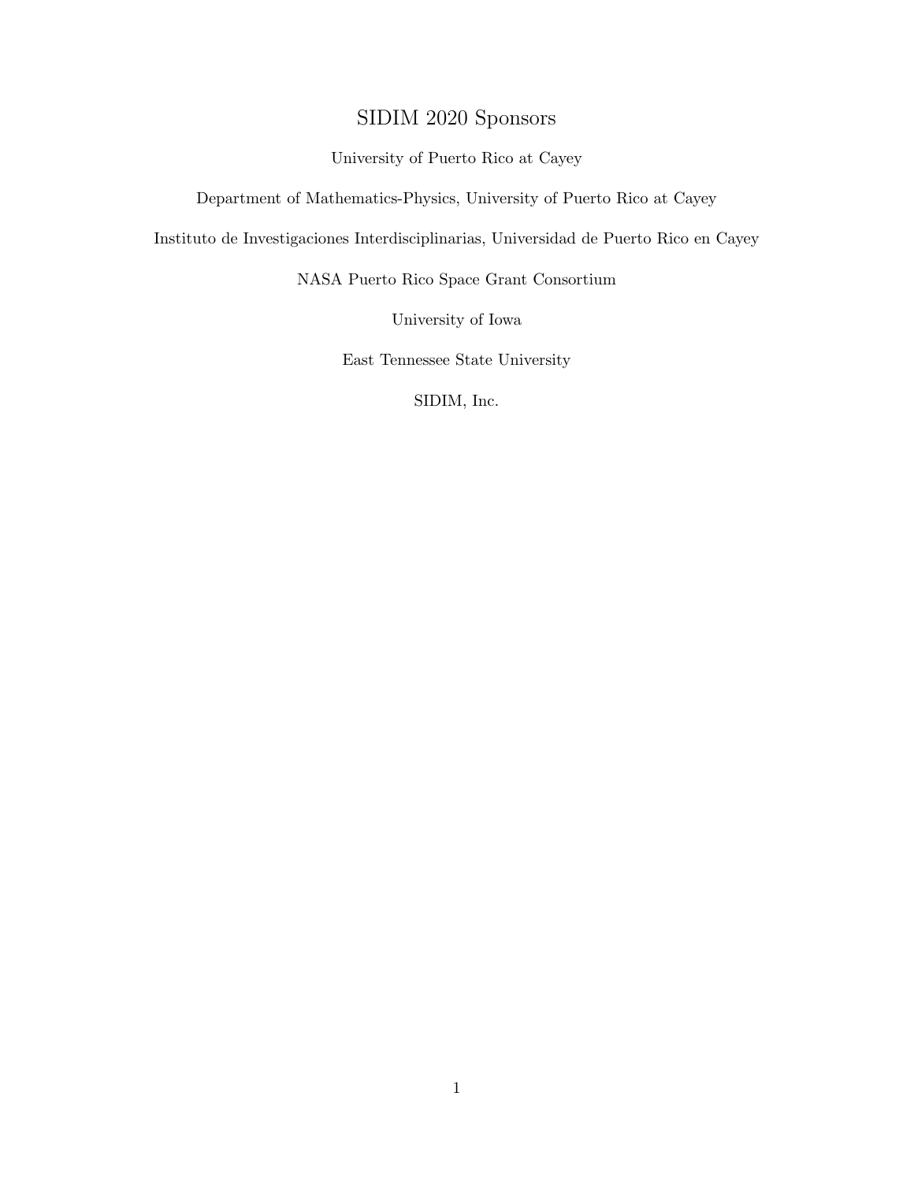# SIDIM 2020 Sponsors

University of Puerto Rico at Cayey

Department of Mathematics-Physics, University of Puerto Rico at Cayey

Instituto de Investigaciones Interdisciplinarias, Universidad de Puerto Rico en Cayey

NASA Puerto Rico Space Grant Consortium

University of Iowa

East Tennessee State University

SIDIM, Inc.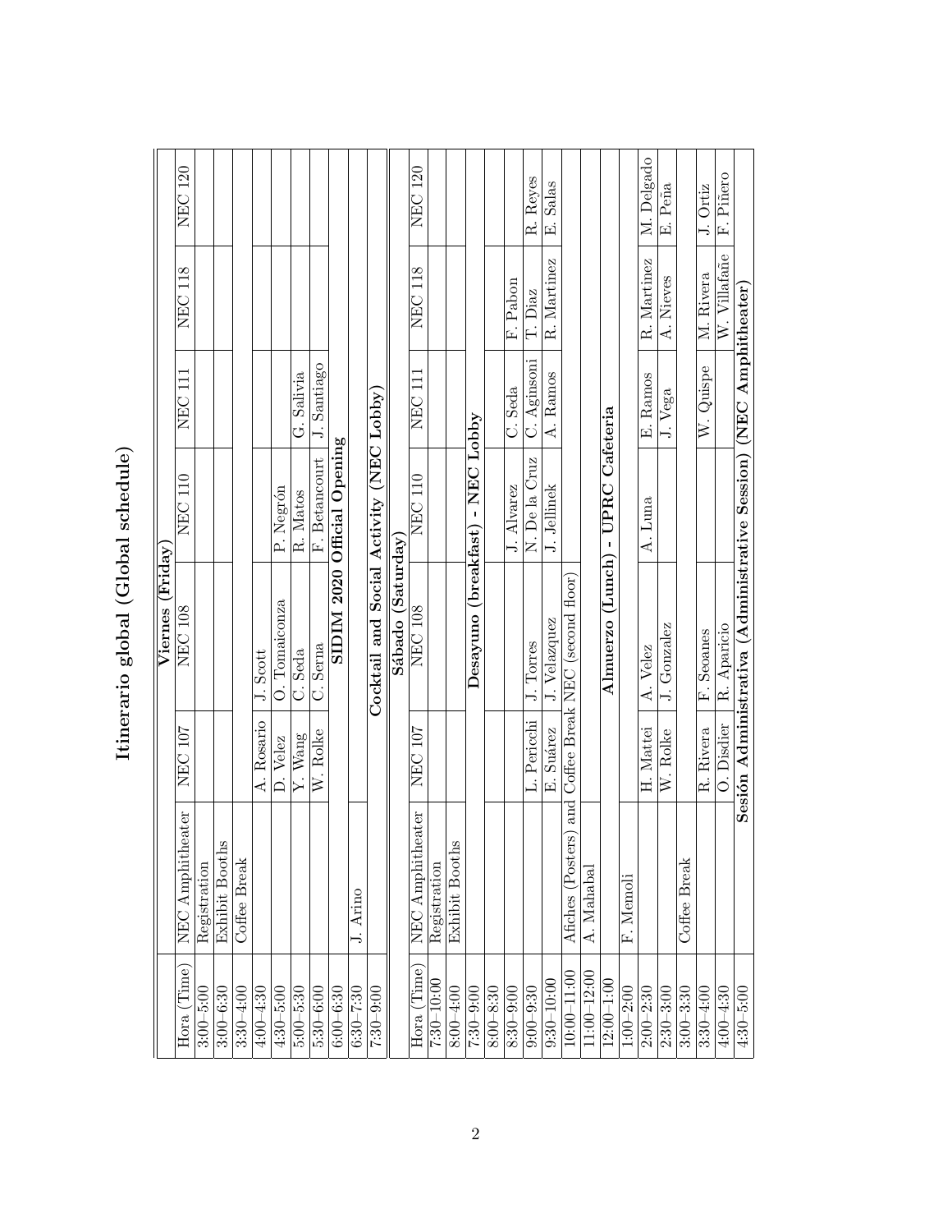# Itinerario global (Global schedule)

| | Viernes (Friday) | | | | | | |
|---|---|---|---|---|---|---|---|
| Hora (Time) | NEC Amphitheater | NEC 107 | NEC 108 | NEC 110 | NEC 111 | NEC 118 | NEC 120 |
| 3:00–5:00 | Registration | | | | | | |
| 3:00–6:30 | Exhibit Booths | | | | | | |
| 3:30–4:00 | Coffee Break | | | | | | |
| 4:00–4:30 | | A. Rosario | J. Scott | | | | |
| 4:30–5:00 | | D. Velez | O. Tomaiconza | P. Negrón | | | |
| 5:00–5:30 | | Y. Wang | C. Seda | R. Matos | G. Salivia | | |
| 5:30–6:00 | | W. Rolke | C. Serna | F. Betancourt | J. Santiago | | |
| 6:00–6:30 | SIDIM 2020 Official Opening | | | | | | |
| 6:30–7:30 | J. Arino | | | | | | |
| 7:30–9:00 | Cocktail and Social Activity (NEC Lobby) | | | | | | |
| | Sábado (Saturday) | | | | | | |
| Hora (Time) | NEC Amphitheater | NEC 107 | NEC 108 | NEC 110 | NEC 111 | NEC 118 | NEC 120 |
| 7:30–10:00 | Registration | | | | | | |
| 8:00–4:00 | Exhibit Booths | | | | | | |
| 7:30–9:00 | Desayuno (breakfast) - NEC Lobby | | | | | | |
| 8:00–8:30 | | | | | | | |
| 8:30–9:00 | | | | J. Alvarez | C. Seda | F. Pabon | |
| 9:00–9:30 | | L. Pericchi | J. Torres | N. De la Cruz | C. Aginsoni | T. Diaz | R. Reyes |
| 9:30–10:00 | | E. Suárez | J. Velazquez | J. Jellinek | A. Ramos | R. Martinez | E. Salas |
| 10:00–11:00 | Afiches (Posters) and Coffee Break NEC (second floor) | | | | | | |
| 11:00–12:00 | A. Mahabal | | | | | | |
| 12:00–1:00 | Almuerzo (Lunch) - UPRC Cafeteria | | | | | | |
| 1:00–2:00 | F. Memoli | | | | | | |
| 2:00–2:30 | | H. Mattei | A. Velez | A. Luna | E. Ramos | R. Martinez | M. Delgado |
| 2:30–3:00 | | W. Rolke | J. Gonzalez | | J. Vega | A. Nieves | E. Peña |
| 3:00–3:30 | Coffee Break | | | | | | |
| 3:30–4:00 | | R. Rivera | F. Seoanes | | W. Quispe | M. Rivera | J. Ortiz |
| 4:00–4:30 | | O. Disdier | R. Aparicio | | | W. Villafañe | F. Piñero |
| 4:30–5:00 | Sesión Administrativa (Administrative Session) (NEC Amphitheater) | | | | | | |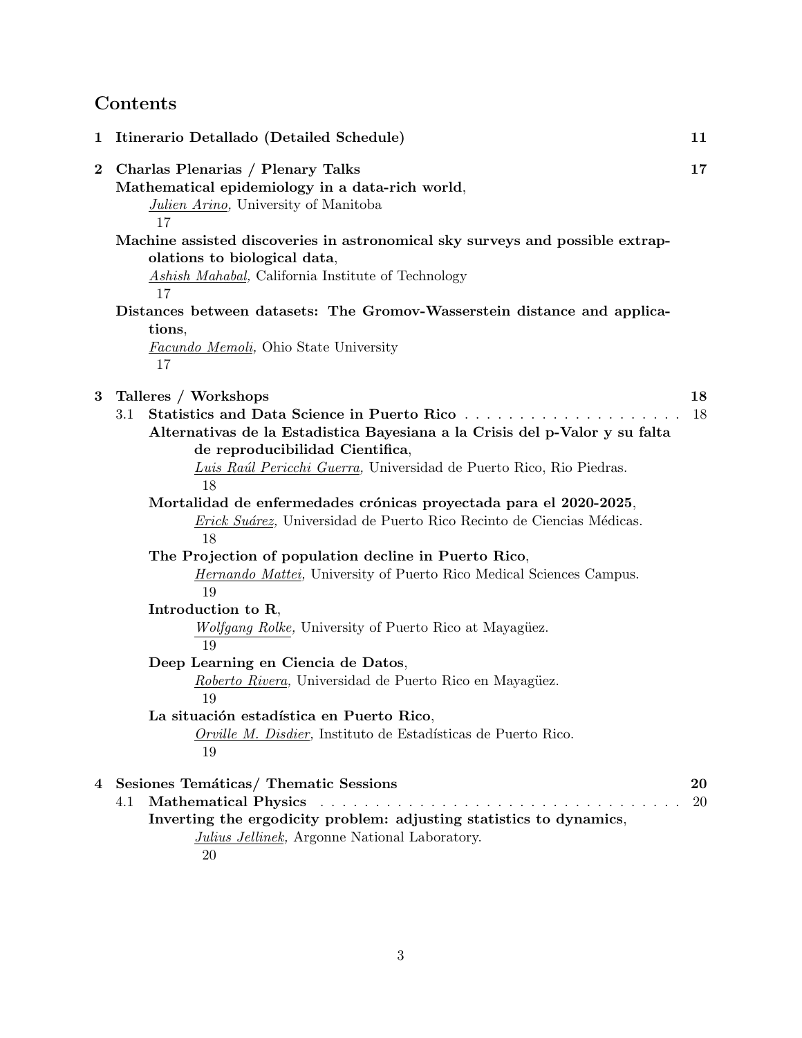# Contents

**1 Itinerario Detallado (Detailed Schedule)** **11**

**2 Charlas Plenarias / Plenary Talks** **17**

**Mathematical epidemiology in a data-rich world**,
*Julien Arino*, University of Manitoba
17

**Machine assisted discoveries in astronomical sky surveys and possible extrapolations to biological data**,
*Ashish Mahabal*, California Institute of Technology
17

**Distances between datasets: The Gromov-Wasserstein distance and applications**,
*Facundo Memoli*, Ohio State University
17

**3 Talleres / Workshops** **18**

3.1 **Statistics and Data Science in Puerto Rico** . . . . . . . . . . . . . . . . . . . . 18

**Alternativas de la Estadistica Bayesiana a la Crisis del p-Valor y su falta de reproducibilidad Cientifica**,
*Luis Raúl Pericchi Guerra*, Universidad de Puerto Rico, Rio Piedras.
18

**Mortalidad de enfermedades crónicas proyectada para el 2020-2025**,
*Erick Suárez*, Universidad de Puerto Rico Recinto de Ciencias Médicas.
18

**The Projection of population decline in Puerto Rico**,
*Hernando Mattei*, University of Puerto Rico Medical Sciences Campus.
19

**Introduction to R**,
*Wolfgang Rolke*, University of Puerto Rico at Mayagüez.
19

**Deep Learning en Ciencia de Datos**,
*Roberto Rivera*, Universidad de Puerto Rico en Mayagüez.
19

**La situación estadística en Puerto Rico**,
*Orville M. Disdier*, Instituto de Estadísticas de Puerto Rico.
19

**4 Sesiones Temáticas/ Thematic Sessions** **20**

4.1 **Mathematical Physics** . . . . . . . . . . . . . . . . . . . . . . . . . . . . . . . . . 20

**Inverting the ergodicity problem: adjusting statistics to dynamics**,
*Julius Jellinek*, Argonne National Laboratory.
20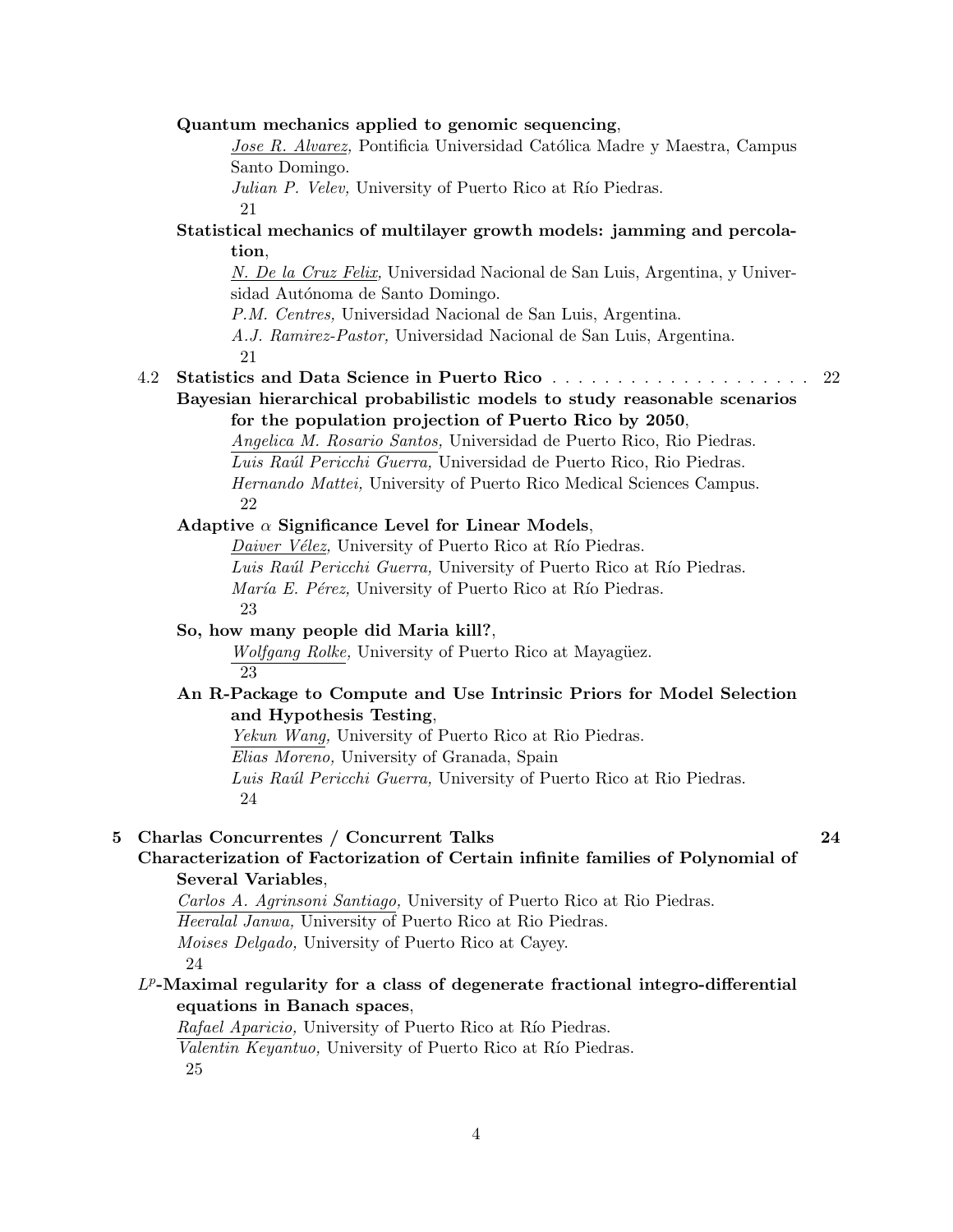**Quantum mechanics applied to genomic sequencing**,
*Jose R. Alvarez,* Pontificia Universidad Católica Madre y Maestra, Campus Santo Domingo.
*Julian P. Velev,* University of Puerto Rico at Río Piedras.
21

**Statistical mechanics of multilayer growth models: jamming and percolation**,
*N. De la Cruz Felix,* Universidad Nacional de San Luis, Argentina, y Universidad Autónoma de Santo Domingo.
*P.M. Centres,* Universidad Nacional de San Luis, Argentina.
*A.J. Ramirez-Pastor,* Universidad Nacional de San Luis, Argentina.
21

4.2 **Statistics and Data Science in Puerto Rico** . . . . . . . . . . . . . . . . . . . . 22

**Bayesian hierarchical probabilistic models to study reasonable scenarios for the population projection of Puerto Rico by 2050**,
*Angelica M. Rosario Santos,* Universidad de Puerto Rico, Rio Piedras.
*Luis Raúl Pericchi Guerra,* Universidad de Puerto Rico, Rio Piedras.
*Hernando Mattei,* University of Puerto Rico Medical Sciences Campus.
22

**Adaptive $\alpha$ Significance Level for Linear Models**,
*Daiver Vélez,* University of Puerto Rico at Río Piedras.
*Luis Raúl Pericchi Guerra,* University of Puerto Rico at Río Piedras.
*María E. Pérez,* University of Puerto Rico at Río Piedras.
23

**So, how many people did Maria kill?**,
*Wolfgang Rolke,* University of Puerto Rico at Mayagüez.
23

**An R-Package to Compute and Use Intrinsic Priors for Model Selection and Hypothesis Testing**,
*Yekun Wang,* University of Puerto Rico at Rio Piedras.
*Elias Moreno,* University of Granada, Spain
*Luis Raúl Pericchi Guerra,* University of Puerto Rico at Rio Piedras.
24

## 5 Charlas Concurrentes / Concurrent Talks — 24

**Characterization of Factorization of Certain infinite families of Polynomial of Several Variables**,
*Carlos A. Agrinsoni Santiago,* University of Puerto Rico at Rio Piedras.
*Heeralal Janwa,* University of Puerto Rico at Rio Piedras.
*Moises Delgado,* University of Puerto Rico at Cayey.
24

**$L^p$-Maximal regularity for a class of degenerate fractional integro-differential equations in Banach spaces**,
*Rafael Aparicio,* University of Puerto Rico at Río Piedras.
*Valentin Keyantuo,* University of Puerto Rico at Río Piedras.
25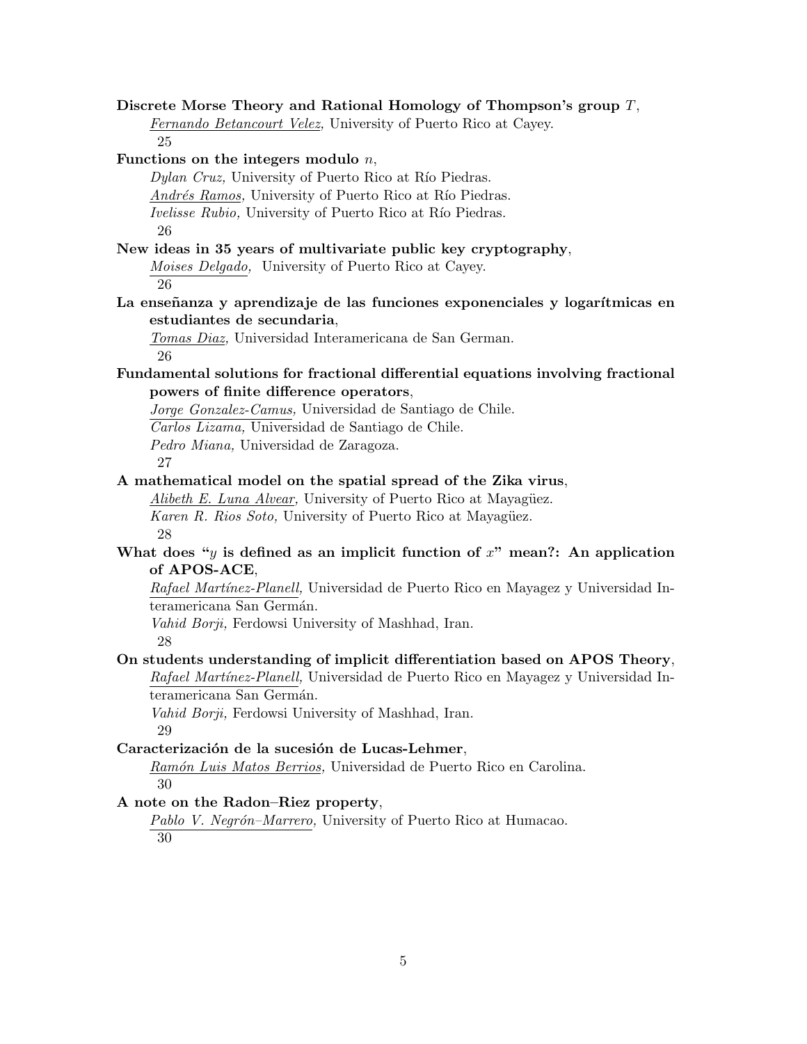**Discrete Morse Theory and Rational Homology of Thompson's group $T$**,
*Fernando Betancourt Velez,* University of Puerto Rico at Cayey.
25

**Functions on the integers modulo $n$**,
*Dylan Cruz,* University of Puerto Rico at Río Piedras.
*Andrés Ramos,* University of Puerto Rico at Río Piedras.
*Ivelisse Rubio,* University of Puerto Rico at Río Piedras.
26

**New ideas in 35 years of multivariate public key cryptography**,
*Moises Delgado,* University of Puerto Rico at Cayey.
26

**La enseñanza y aprendizaje de las funciones exponenciales y logarítmicas en estudiantes de secundaria**,
*Tomas Diaz,* Universidad Interamericana de San German.
26

**Fundamental solutions for fractional differential equations involving fractional powers of finite difference operators**,
*Jorge Gonzalez-Camus,* Universidad de Santiago de Chile.
*Carlos Lizama,* Universidad de Santiago de Chile.
*Pedro Miana,* Universidad de Zaragoza.
27

**A mathematical model on the spatial spread of the Zika virus**,
*Alibeth E. Luna Alvear,* University of Puerto Rico at Mayagüez.
*Karen R. Rios Soto,* University of Puerto Rico at Mayagüez.
28

**What does "$y$ is defined as an implicit function of $x$" mean?: An application of APOS-ACE**,
*Rafael Martínez-Planell,* Universidad de Puerto Rico en Mayagez y Universidad Interamericana San Germán.
*Vahid Borji,* Ferdowsi University of Mashhad, Iran.
28

**On students understanding of implicit differentiation based on APOS Theory**,
*Rafael Martínez-Planell,* Universidad de Puerto Rico en Mayagez y Universidad Interamericana San Germán.
*Vahid Borji,* Ferdowsi University of Mashhad, Iran.
29

**Caracterización de la sucesión de Lucas-Lehmer**,
*Ramón Luis Matos Berrios,* Universidad de Puerto Rico en Carolina.
30

**A note on the Radon–Riez property**,
*Pablo V. Negrón–Marrero,* University of Puerto Rico at Humacao.
30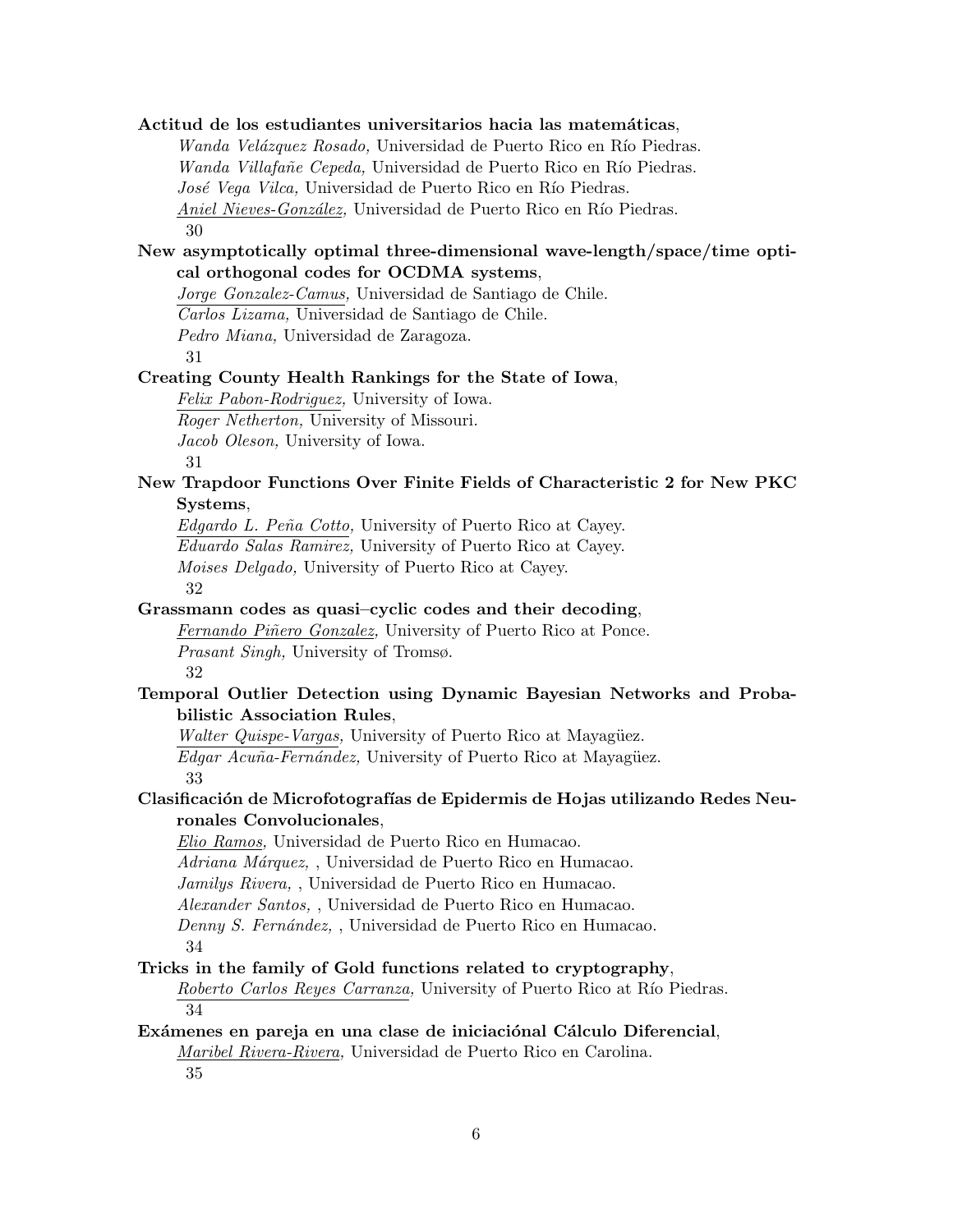**Actitud de los estudiantes universitarios hacia las matemáticas**,

*Wanda Velázquez Rosado,* Universidad de Puerto Rico en Río Piedras.
*Wanda Villafañe Cepeda,* Universidad de Puerto Rico en Río Piedras.
*José Vega Vilca,* Universidad de Puerto Rico en Río Piedras.
*Aniel Nieves-González,* Universidad de Puerto Rico en Río Piedras.
30

**New asymptotically optimal three-dimensional wave-length/space/time optical orthogonal codes for OCDMA systems**,

*Jorge Gonzalez-Camus,* Universidad de Santiago de Chile.
*Carlos Lizama,* Universidad de Santiago de Chile.
*Pedro Miana,* Universidad de Zaragoza.
31

**Creating County Health Rankings for the State of Iowa**,

*Felix Pabon-Rodriguez,* University of Iowa.
*Roger Netherton,* University of Missouri.
*Jacob Oleson,* University of Iowa.
31

**New Trapdoor Functions Over Finite Fields of Characteristic 2 for New PKC Systems**,

*Edgardo L. Peña Cotto,* University of Puerto Rico at Cayey.
*Eduardo Salas Ramirez,* University of Puerto Rico at Cayey.
*Moises Delgado,* University of Puerto Rico at Cayey.
32

**Grassmann codes as quasi–cyclic codes and their decoding**,

*Fernando Piñero Gonzalez,* University of Puerto Rico at Ponce.
*Prasant Singh,* University of Tromsø.
32

**Temporal Outlier Detection using Dynamic Bayesian Networks and Probabilistic Association Rules**,

*Walter Quispe-Vargas,* University of Puerto Rico at Mayagüez.
*Edgar Acuña-Fernández,* University of Puerto Rico at Mayagüez.
33

**Clasificación de Microfotografías de Epidermis de Hojas utilizando Redes Neuronales Convolucionales**,

*Elio Ramos,* Universidad de Puerto Rico en Humacao.
*Adriana Márquez,* , Universidad de Puerto Rico en Humacao.
*Jamilys Rivera,* , Universidad de Puerto Rico en Humacao.
*Alexander Santos,* , Universidad de Puerto Rico en Humacao.
*Denny S. Fernández,* , Universidad de Puerto Rico en Humacao.
34

**Tricks in the family of Gold functions related to cryptography**,

*Roberto Carlos Reyes Carranza,* University of Puerto Rico at Río Piedras.
34

**Exámenes en pareja en una clase de iniciaciónal Cálculo Diferencial**,

*Maribel Rivera-Rivera,* Universidad de Puerto Rico en Carolina.
35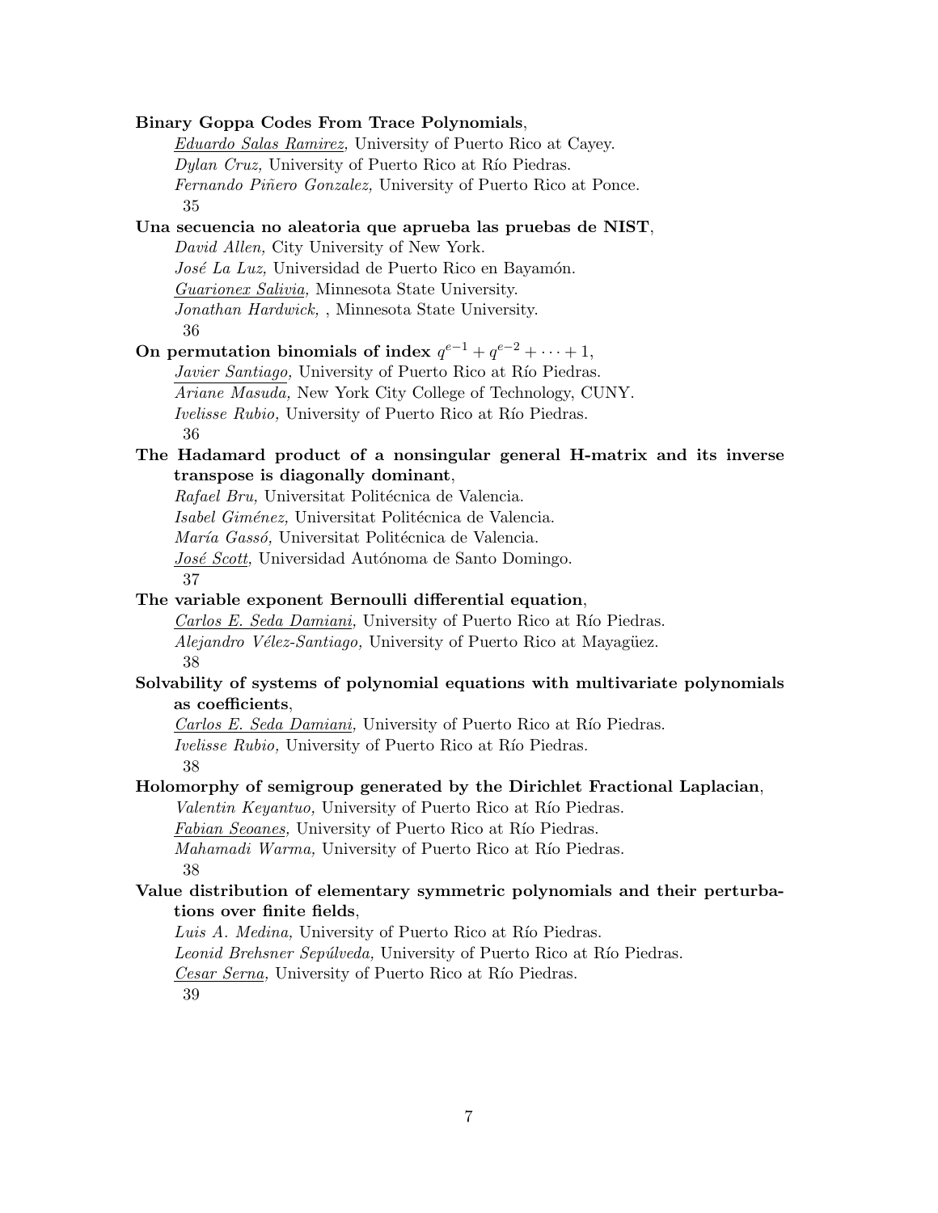**Binary Goppa Codes From Trace Polynomials**,
*Eduardo Salas Ramirez,* University of Puerto Rico at Cayey.
*Dylan Cruz,* University of Puerto Rico at Río Piedras.
*Fernando Piñero Gonzalez,* University of Puerto Rico at Ponce.
35

**Una secuencia no aleatoria que aprueba las pruebas de NIST**,
*David Allen,* City University of New York.
*José La Luz,* Universidad de Puerto Rico en Bayamón.
*Guarionex Salivia,* Minnesota State University.
*Jonathan Hardwick,* , Minnesota State University.
36

**On permutation binomials of index $q^{e-1} + q^{e-2} + \cdots + 1$**,
*Javier Santiago,* University of Puerto Rico at Río Piedras.
*Ariane Masuda,* New York City College of Technology, CUNY.
*Ivelisse Rubio,* University of Puerto Rico at Río Piedras.
36

**The Hadamard product of a nonsingular general H-matrix and its inverse transpose is diagonally dominant**,
*Rafael Bru,* Universitat Politécnica de Valencia.
*Isabel Giménez,* Universitat Politécnica de Valencia.
*María Gassó,* Universitat Politécnica de Valencia.
*José Scott,* Universidad Autónoma de Santo Domingo.
37

**The variable exponent Bernoulli differential equation**,
*Carlos E. Seda Damiani,* University of Puerto Rico at Río Piedras.
*Alejandro Vélez-Santiago,* University of Puerto Rico at Mayagüez.
38

**Solvability of systems of polynomial equations with multivariate polynomials as coefficients**,
*Carlos E. Seda Damiani,* University of Puerto Rico at Río Piedras.
*Ivelisse Rubio,* University of Puerto Rico at Río Piedras.
38

**Holomorphy of semigroup generated by the Dirichlet Fractional Laplacian**,
*Valentin Keyantuo,* University of Puerto Rico at Río Piedras.
*Fabian Seoanes,* University of Puerto Rico at Río Piedras.
*Mahamadi Warma,* University of Puerto Rico at Río Piedras.
38

**Value distribution of elementary symmetric polynomials and their perturbations over finite fields**,
*Luis A. Medina,* University of Puerto Rico at Río Piedras.
*Leonid Brehsner Sepúlveda,* University of Puerto Rico at Río Piedras.
*Cesar Serna,* University of Puerto Rico at Río Piedras.
39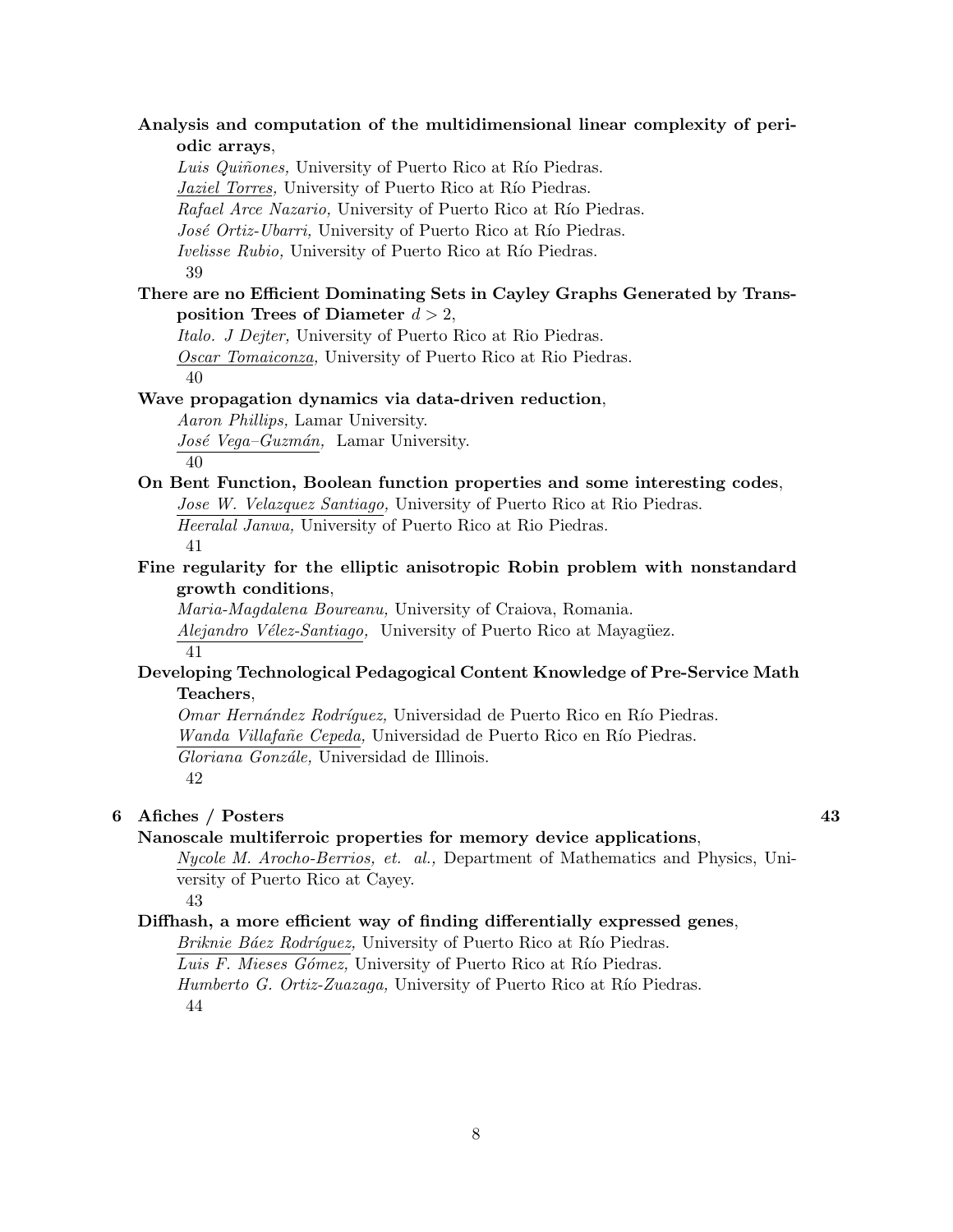**Analysis and computation of the multidimensional linear complexity of periodic arrays**,
*Luis Quiñones,* University of Puerto Rico at Río Piedras.
*Jaziel Torres,* University of Puerto Rico at Río Piedras.
*Rafael Arce Nazario,* University of Puerto Rico at Río Piedras.
*José Ortiz-Ubarri,* University of Puerto Rico at Río Piedras.
*Ivelisse Rubio,* University of Puerto Rico at Río Piedras.
39

**There are no Efficient Dominating Sets in Cayley Graphs Generated by Transposition Trees of Diameter $d > 2$**,
*Italo. J Dejter,* University of Puerto Rico at Rio Piedras.
*Oscar Tomaiconza,* University of Puerto Rico at Rio Piedras.
40

**Wave propagation dynamics via data-driven reduction**,
*Aaron Phillips,* Lamar University.
*José Vega–Guzmán,* Lamar University.
40

**On Bent Function, Boolean function properties and some interesting codes**,
*Jose W. Velazquez Santiago,* University of Puerto Rico at Rio Piedras.
*Heeralal Janwa,* University of Puerto Rico at Rio Piedras.
41

**Fine regularity for the elliptic anisotropic Robin problem with nonstandard growth conditions**,
*Maria-Magdalena Boureanu,* University of Craiova, Romania.
*Alejandro Vélez-Santiago,* University of Puerto Rico at Mayagüez.
41

**Developing Technological Pedagogical Content Knowledge of Pre-Service Math Teachers**,
*Omar Hernández Rodríguez,* Universidad de Puerto Rico en Río Piedras.
*Wanda Villafañe Cepeda,* Universidad de Puerto Rico en Río Piedras.
*Gloriana Gonzále,* Universidad de Illinois.
42

## 6 Afiches / Posters 43

**Nanoscale multiferroic properties for memory device applications**,
*Nycole M. Arocho-Berrios, et. al.,* Department of Mathematics and Physics, University of Puerto Rico at Cayey.
43

**Diffhash, a more efficient way of finding differentially expressed genes**,
*Briknie Báez Rodríguez,* University of Puerto Rico at Río Piedras.
*Luis F. Mieses Gómez,* University of Puerto Rico at Río Piedras.
*Humberto G. Ortiz-Zuazaga,* University of Puerto Rico at Río Piedras.
44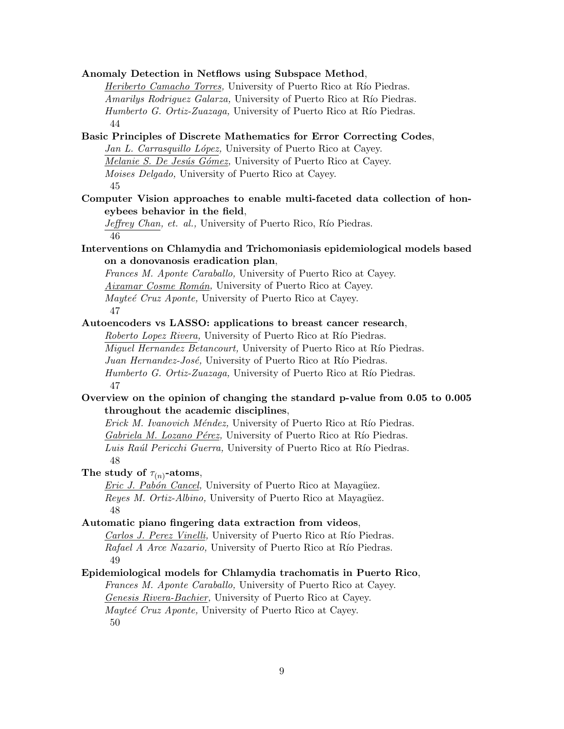**Anomaly Detection in Netflows using Subspace Method**,
*Heriberto Camacho Torres,* University of Puerto Rico at Río Piedras.
*Amarilys Rodriguez Galarza,* University of Puerto Rico at Río Piedras.
*Humberto G. Ortiz-Zuazaga,* University of Puerto Rico at Río Piedras.
44

**Basic Principles of Discrete Mathematics for Error Correcting Codes**,
*Jan L. Carrasquillo López,* University of Puerto Rico at Cayey.
*Melanie S. De Jesús Gómez,* University of Puerto Rico at Cayey.
*Moises Delgado,* University of Puerto Rico at Cayey.
45

**Computer Vision approaches to enable multi-faceted data collection of honeybees behavior in the field**,
*Jeffrey Chan, et. al.,* University of Puerto Rico, Río Piedras.
46

**Interventions on Chlamydia and Trichomoniasis epidemiological models based on a donovanosis eradication plan**,
*Frances M. Aponte Caraballo,* University of Puerto Rico at Cayey.
*Aixamar Cosme Román,* University of Puerto Rico at Cayey.
*Mayteé Cruz Aponte,* University of Puerto Rico at Cayey.
47

**Autoencoders vs LASSO: applications to breast cancer research**,
*Roberto Lopez Rivera,* University of Puerto Rico at Río Piedras.
*Miguel Hernandez Betancourt,* University of Puerto Rico at Río Piedras.
*Juan Hernandez-José,* University of Puerto Rico at Río Piedras.
*Humberto G. Ortiz-Zuazaga,* University of Puerto Rico at Río Piedras.
47

**Overview on the opinion of changing the standard p-value from 0.05 to 0.005 throughout the academic disciplines**,
*Erick M. Ivanovich Méndez,* University of Puerto Rico at Río Piedras.
*Gabriela M. Lozano Pérez,* University of Puerto Rico at Río Piedras.
*Luis Raúl Pericchi Guerra,* University of Puerto Rico at Río Piedras.
48

**The study of $\tau_{(n)}$-atoms**,
*Eric J. Pabón Cancel,* University of Puerto Rico at Mayagüez.
*Reyes M. Ortiz-Albino,* University of Puerto Rico at Mayagüez.
48

**Automatic piano fingering data extraction from videos**,
*Carlos J. Perez Vinelli,* University of Puerto Rico at Río Piedras.
*Rafael A Arce Nazario,* University of Puerto Rico at Río Piedras.
49

**Epidemiological models for Chlamydia trachomatis in Puerto Rico**,
*Frances M. Aponte Caraballo,* University of Puerto Rico at Cayey.
*Genesis Rivera-Bachier,* University of Puerto Rico at Cayey.
*Mayteé Cruz Aponte,* University of Puerto Rico at Cayey.
50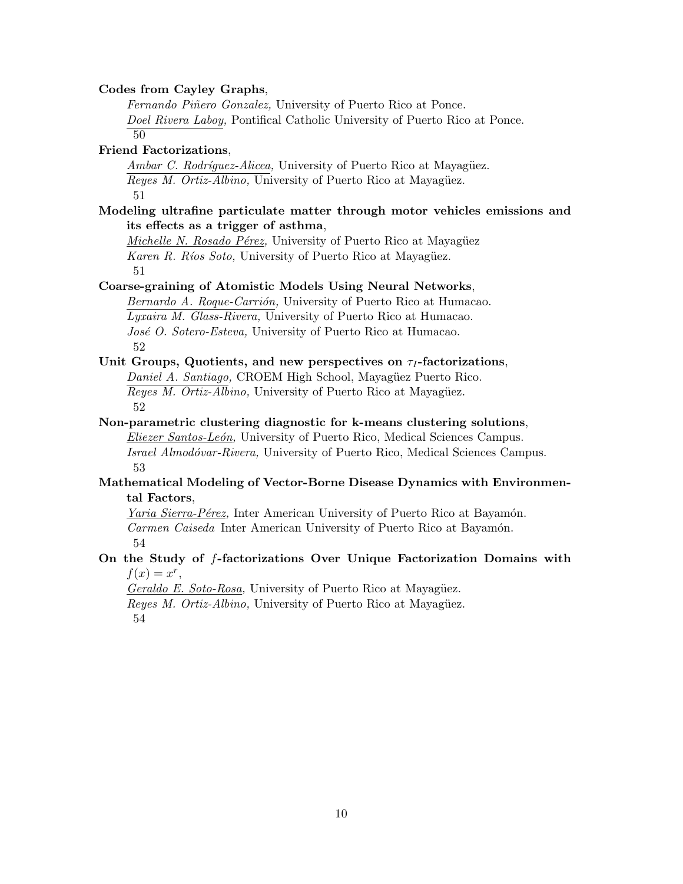**Codes from Cayley Graphs**,
*Fernando Piñero Gonzalez,* University of Puerto Rico at Ponce.
*Doel Rivera Laboy,* Pontifical Catholic University of Puerto Rico at Ponce.
50

**Friend Factorizations**,
*Ambar C. Rodríguez-Alicea,* University of Puerto Rico at Mayagüez.
*Reyes M. Ortiz-Albino,* University of Puerto Rico at Mayagüez.
51

**Modeling ultrafine particulate matter through motor vehicles emissions and its effects as a trigger of asthma**,
*Michelle N. Rosado Pérez,* University of Puerto Rico at Mayagüez
*Karen R. Ríos Soto,* University of Puerto Rico at Mayagüez.
51

**Coarse-graining of Atomistic Models Using Neural Networks**,
*Bernardo A. Roque-Carrión,* University of Puerto Rico at Humacao.
*Lyxaira M. Glass-Rivera,* University of Puerto Rico at Humacao.
*José O. Sotero-Esteva,* University of Puerto Rico at Humacao.
52

**Unit Groups, Quotients, and new perspectives on $\tau_I$-factorizations**,
*Daniel A. Santiago,* CROEM High School, Mayagüez Puerto Rico.
*Reyes M. Ortiz-Albino,* University of Puerto Rico at Mayagüez.
52

**Non-parametric clustering diagnostic for k-means clustering solutions**,
*Eliezer Santos-León*, University of Puerto Rico, Medical Sciences Campus.
*Israel Almodóvar-Rivera,* University of Puerto Rico, Medical Sciences Campus.
53

**Mathematical Modeling of Vector-Borne Disease Dynamics with Environmental Factors**,
*Yaria Sierra-Pérez*, Inter American University of Puerto Rico at Bayamón.
*Carmen Caiseda* Inter American University of Puerto Rico at Bayamón.
54

**On the Study of $f$-factorizations Over Unique Factorization Domains with $f(x) = x^r$**,
*Geraldo E. Soto-Rosa*, University of Puerto Rico at Mayagüez.
*Reyes M. Ortiz-Albino,* University of Puerto Rico at Mayagüez.
54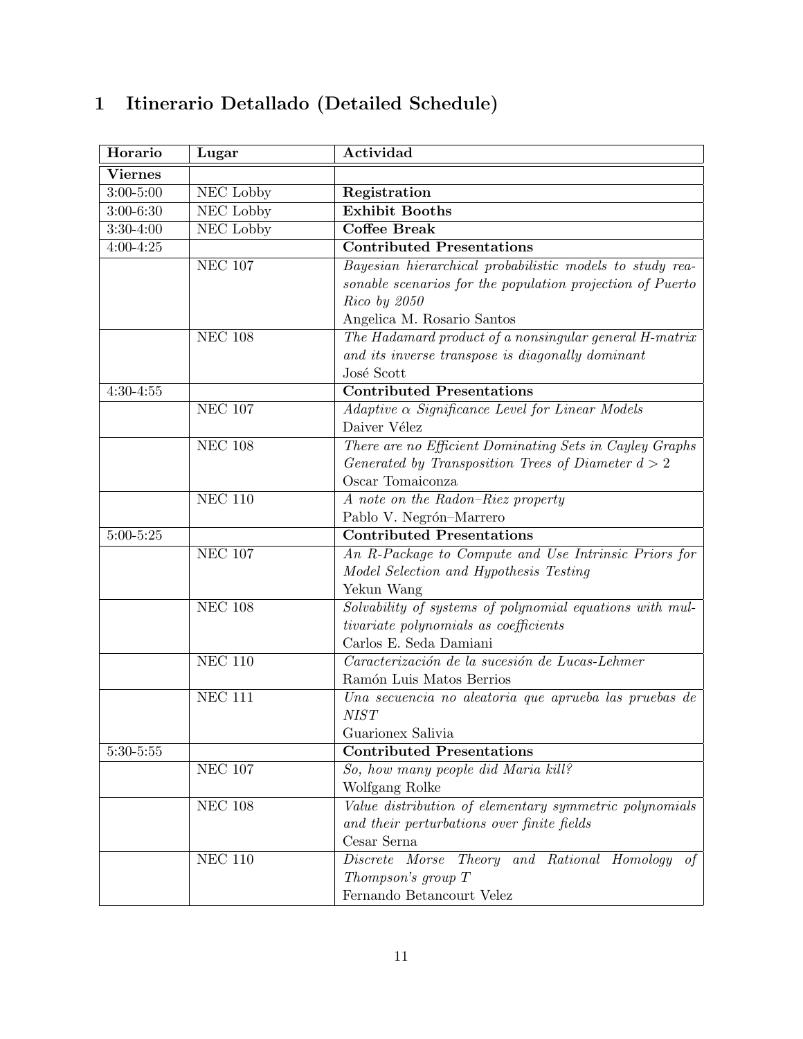# 1 Itinerario Detallado (Detailed Schedule)

| Horario | Lugar | Actividad |
|---|---|---|
| **Viernes** | | |
| 3:00-5:00 | NEC Lobby | **Registration** |
| 3:00-6:30 | NEC Lobby | **Exhibit Booths** |
| 3:30-4:00 | NEC Lobby | **Coffee Break** |
| 4:00-4:25 | | **Contributed Presentations** |
| | NEC 107 | *Bayesian hierarchical probabilistic models to study reasonable scenarios for the population projection of Puerto Rico by 2050*<br>Angelica M. Rosario Santos |
| | NEC 108 | *The Hadamard product of a nonsingular general H-matrix and its inverse transpose is diagonally dominant*<br>José Scott |
| 4:30-4:55 | | **Contributed Presentations** |
| | NEC 107 | *Adaptive $\alpha$ Significance Level for Linear Models*<br>Daiver Vélez |
| | NEC 108 | *There are no Efficient Dominating Sets in Cayley Graphs Generated by Transposition Trees of Diameter $d > 2$*<br>Oscar Tomaiconza |
| | NEC 110 | *A note on the Radon–Riez property*<br>Pablo V. Negrón–Marrero |
| 5:00-5:25 | | **Contributed Presentations** |
| | NEC 107 | *An R-Package to Compute and Use Intrinsic Priors for Model Selection and Hypothesis Testing*<br>Yekun Wang |
| | NEC 108 | *Solvability of systems of polynomial equations with multivariate polynomials as coefficients*<br>Carlos E. Seda Damiani |
| | NEC 110 | *Caracterización de la sucesión de Lucas-Lehmer*<br>Ramón Luis Matos Berrios |
| | NEC 111 | *Una secuencia no aleatoria que aprueba las pruebas de NIST*<br>Guarionex Salivia |
| 5:30-5:55 | | **Contributed Presentations** |
| | NEC 107 | *So, how many people did Maria kill?*<br>Wolfgang Rolke |
| | NEC 108 | *Value distribution of elementary symmetric polynomials and their perturbations over finite fields*<br>Cesar Serna |
| | NEC 110 | *Discrete Morse Theory and Rational Homology of Thompson's group T*<br>Fernando Betancourt Velez |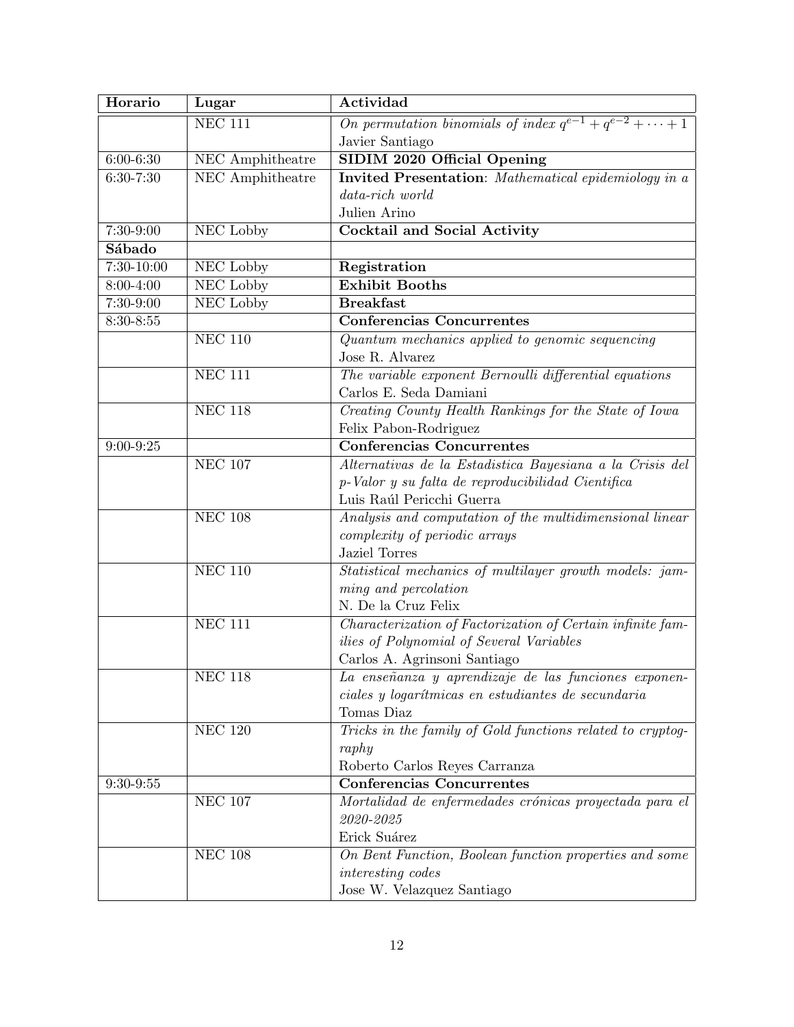| Horario | Lugar | Actividad |
|---|---|---|
| | NEC 111 | *On permutation binomials of index $q^{e-1} + q^{e-2} + \cdots + 1$*<br>Javier Santiago |
| 6:00-6:30 | NEC Amphitheatre | **SIDIM 2020 Official Opening** |
| 6:30-7:30 | NEC Amphitheatre | **Invited Presentation**: *Mathematical epidemiology in a data-rich world*<br>Julien Arino |
| 7:30-9:00 | NEC Lobby | **Cocktail and Social Activity** |
| **Sábado** | | |
| 7:30-10:00 | NEC Lobby | **Registration** |
| 8:00-4:00 | NEC Lobby | **Exhibit Booths** |
| 7:30-9:00 | NEC Lobby | **Breakfast** |
| 8:30-8:55 | | **Conferencias Concurrentes** |
| | NEC 110 | *Quantum mechanics applied to genomic sequencing*<br>Jose R. Alvarez |
| | NEC 111 | *The variable exponent Bernoulli differential equations*<br>Carlos E. Seda Damiani |
| | NEC 118 | *Creating County Health Rankings for the State of Iowa*<br>Felix Pabon-Rodriguez |
| 9:00-9:25 | | **Conferencias Concurrentes** |
| | NEC 107 | *Alternativas de la Estadistica Bayesiana a la Crisis del p-Valor y su falta de reproducibilidad Cientifica*<br>Luis Raúl Pericchi Guerra |
| | NEC 108 | *Analysis and computation of the multidimensional linear complexity of periodic arrays*<br>Jaziel Torres |
| | NEC 110 | *Statistical mechanics of multilayer growth models: jamming and percolation*<br>N. De la Cruz Felix |
| | NEC 111 | *Characterization of Factorization of Certain infinite families of Polynomial of Several Variables*<br>Carlos A. Agrinsoni Santiago |
| | NEC 118 | *La enseñanza y aprendizaje de las funciones exponenciales y logarítmicas en estudiantes de secundaria*<br>Tomas Diaz |
| | NEC 120 | *Tricks in the family of Gold functions related to cryptography*<br>Roberto Carlos Reyes Carranza |
| 9:30-9:55 | | **Conferencias Concurrentes** |
| | NEC 107 | *Mortalidad de enfermedades crónicas proyectada para el 2020-2025*<br>Erick Suárez |
| | NEC 108 | *On Bent Function, Boolean function properties and some interesting codes*<br>Jose W. Velazquez Santiago |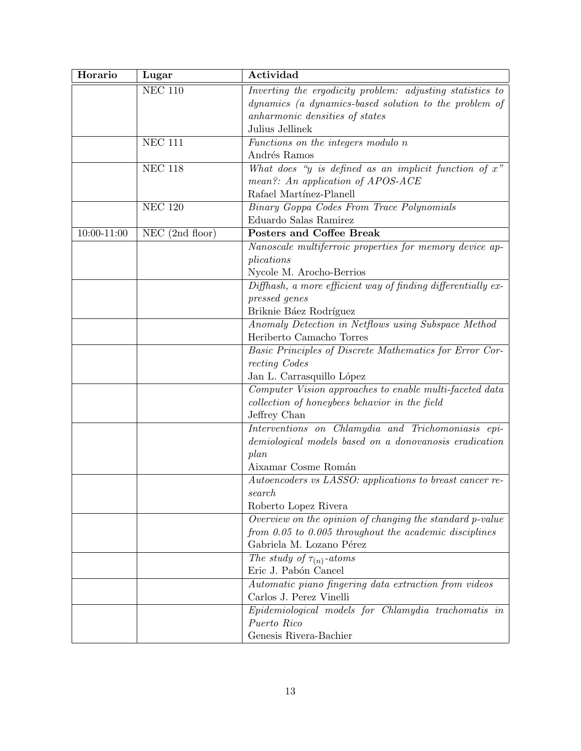| Horario | Lugar | Actividad |
|---|---|---|
| | NEC 110 | *Inverting the ergodicity problem: adjusting statistics to dynamics (a dynamics-based solution to the problem of anharmonic densities of states* <br> Julius Jellinek |
| | NEC 111 | *Functions on the integers modulo n* <br> Andrés Ramos |
| | NEC 118 | *What does "y is defined as an implicit function of x" mean?: An application of APOS-ACE* <br> Rafael Martínez-Planell |
| | NEC 120 | *Binary Goppa Codes From Trace Polynomials* <br> Eduardo Salas Ramirez |
| 10:00-11:00 | NEC (2nd floor) | **Posters and Coffee Break** |
| | | *Nanoscale multiferroic properties for memory device applications* <br> Nycole M. Arocho-Berrios |
| | | *Diffhash, a more efficient way of finding differentially expressed genes* <br> Briknie Báez Rodríguez |
| | | *Anomaly Detection in Netflows using Subspace Method* <br> Heriberto Camacho Torres |
| | | *Basic Principles of Discrete Mathematics for Error Correcting Codes* <br> Jan L. Carrasquillo López |
| | | *Computer Vision approaches to enable multi-faceted data collection of honeybees behavior in the field* <br> Jeffrey Chan |
| | | *Interventions on Chlamydia and Trichomoniasis epidemiological models based on a donovanosis eradication plan* <br> Aixamar Cosme Román |
| | | *Autoencoders vs LASSO: applications to breast cancer research* <br> Roberto Lopez Rivera |
| | | *Overview on the opinion of changing the standard p-value from 0.05 to 0.005 throughout the academic disciplines* <br> Gabriela M. Lozano Pérez |
| | | *The study of $\tau_{(n)}$-atoms* <br> Eric J. Pabón Cancel |
| | | *Automatic piano fingering data extraction from videos* <br> Carlos J. Perez Vinelli |
| | | *Epidemiological models for Chlamydia trachomatis in Puerto Rico* <br> Genesis Rivera-Bachier |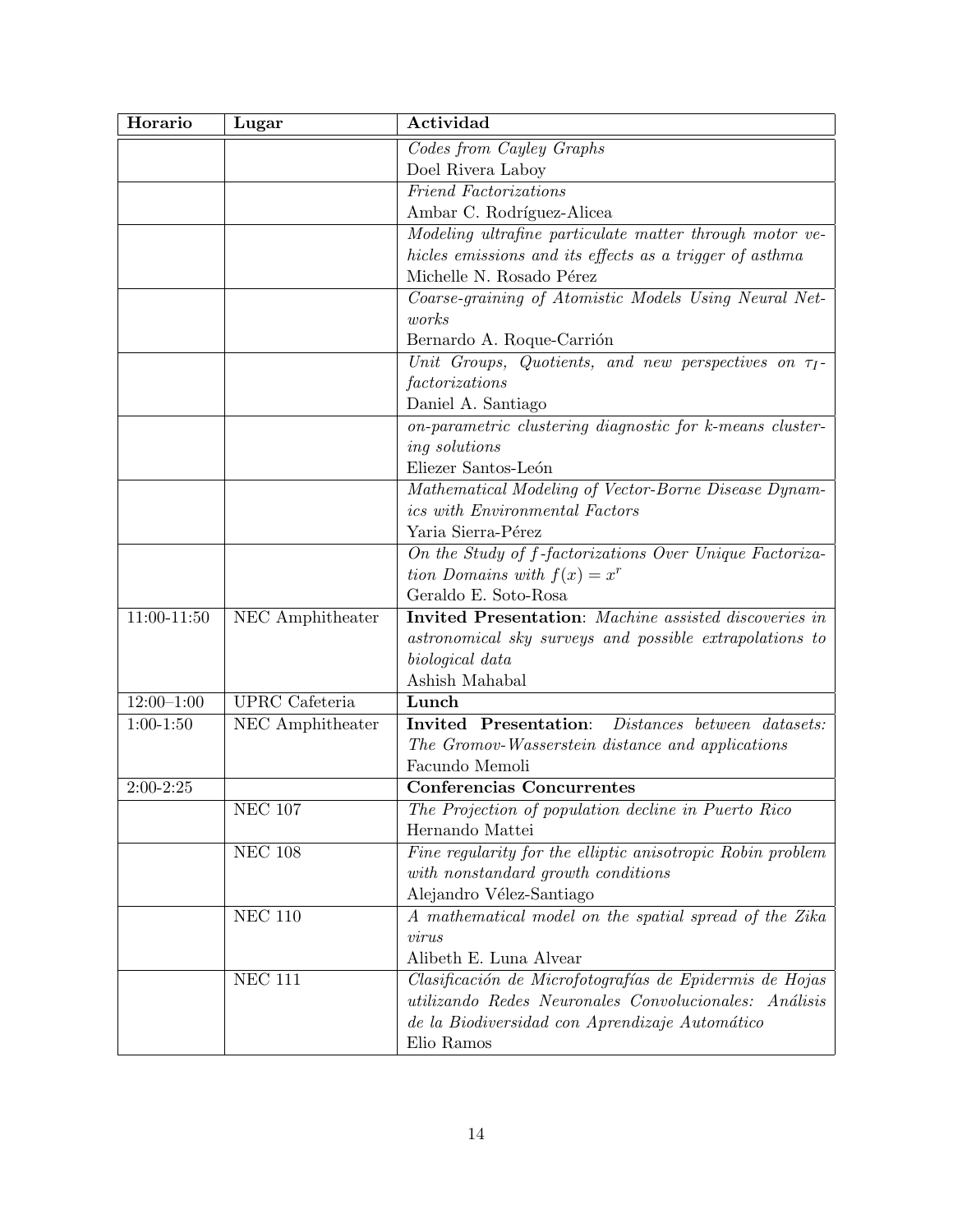| Horario | Lugar | Actividad |
|---|---|---|
| | | *Codes from Cayley Graphs*<br>Doel Rivera Laboy |
| | | *Friend Factorizations*<br>Ambar C. Rodríguez-Alicea |
| | | *Modeling ultrafine particulate matter through motor vehicles emissions and its effects as a trigger of asthma*<br>Michelle N. Rosado Pérez |
| | | *Coarse-graining of Atomistic Models Using Neural Networks*<br>Bernardo A. Roque-Carrión |
| | | *Unit Groups, Quotients, and new perspectives on $\tau_I$-factorizations*<br>Daniel A. Santiago |
| | | *on-parametric clustering diagnostic for k-means clustering solutions*<br>Eliezer Santos-León |
| | | *Mathematical Modeling of Vector-Borne Disease Dynamics with Environmental Factors*<br>Yaria Sierra-Pérez |
| | | *On the Study of $f$-factorizations Over Unique Factorization Domains with $f(x) = x^r$*<br>Geraldo E. Soto-Rosa |
| 11:00-11:50 | NEC Amphitheater | **Invited Presentation**: *Machine assisted discoveries in astronomical sky surveys and possible extrapolations to biological data*<br>Ashish Mahabal |
| 12:00–1:00 | UPRC Cafeteria | **Lunch** |
| 1:00-1:50 | NEC Amphitheater | **Invited Presentation**: *Distances between datasets: The Gromov-Wasserstein distance and applications*<br>Facundo Memoli |
| 2:00-2:25 | | **Conferencias Concurrentes** |
| | NEC 107 | *The Projection of population decline in Puerto Rico*<br>Hernando Mattei |
| | NEC 108 | *Fine regularity for the elliptic anisotropic Robin problem with nonstandard growth conditions*<br>Alejandro Vélez-Santiago |
| | NEC 110 | *A mathematical model on the spatial spread of the Zika virus*<br>Alibeth E. Luna Alvear |
| | NEC 111 | *Clasificación de Microfotografías de Epidermis de Hojas utilizando Redes Neuronales Convolucionales: Análisis de la Biodiversidad con Aprendizaje Automático*<br>Elio Ramos |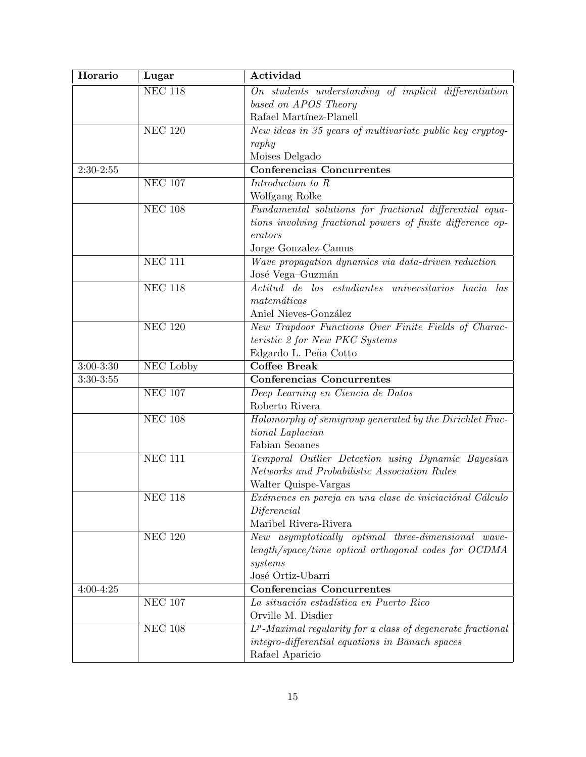| Horario | Lugar | Actividad |
|---|---|---|
| | NEC 118 | *On students understanding of implicit differentiation based on APOS Theory*<br>Rafael Martínez-Planell |
| | NEC 120 | *New ideas in 35 years of multivariate public key cryptography*<br>Moises Delgado |
| 2:30-2:55 | | **Conferencias Concurrentes** |
| | NEC 107 | *Introduction to R*<br>Wolfgang Rolke |
| | NEC 108 | *Fundamental solutions for fractional differential equations involving fractional powers of finite difference operators*<br>Jorge Gonzalez-Camus |
| | NEC 111 | *Wave propagation dynamics via data-driven reduction*<br>José Vega–Guzmán |
| | NEC 118 | *Actitud de los estudiantes universitarios hacia las matemáticas*<br>Aniel Nieves-González |
| | NEC 120 | *New Trapdoor Functions Over Finite Fields of Characteristic 2 for New PKC Systems*<br>Edgardo L. Peña Cotto |
| 3:00-3:30 | NEC Lobby | **Coffee Break** |
| 3:30-3:55 | | **Conferencias Concurrentes** |
| | NEC 107 | *Deep Learning en Ciencia de Datos*<br>Roberto Rivera |
| | NEC 108 | *Holomorphy of semigroup generated by the Dirichlet Fractional Laplacian*<br>Fabian Seoanes |
| | NEC 111 | *Temporal Outlier Detection using Dynamic Bayesian Networks and Probabilistic Association Rules*<br>Walter Quispe-Vargas |
| | NEC 118 | *Exámenes en pareja en una clase de iniciaciónal Cálculo Diferencial*<br>Maribel Rivera-Rivera |
| | NEC 120 | *New asymptotically optimal three-dimensional wavelength/space/time optical orthogonal codes for OCDMA systems*<br>José Ortiz-Ubarri |
| 4:00-4:25 | | **Conferencias Concurrentes** |
| | NEC 107 | *La situación estadística en Puerto Rico*<br>Orville M. Disdier |
| | NEC 108 | *$L^p$-Maximal regularity for a class of degenerate fractional integro-differential equations in Banach spaces*<br>Rafael Aparicio |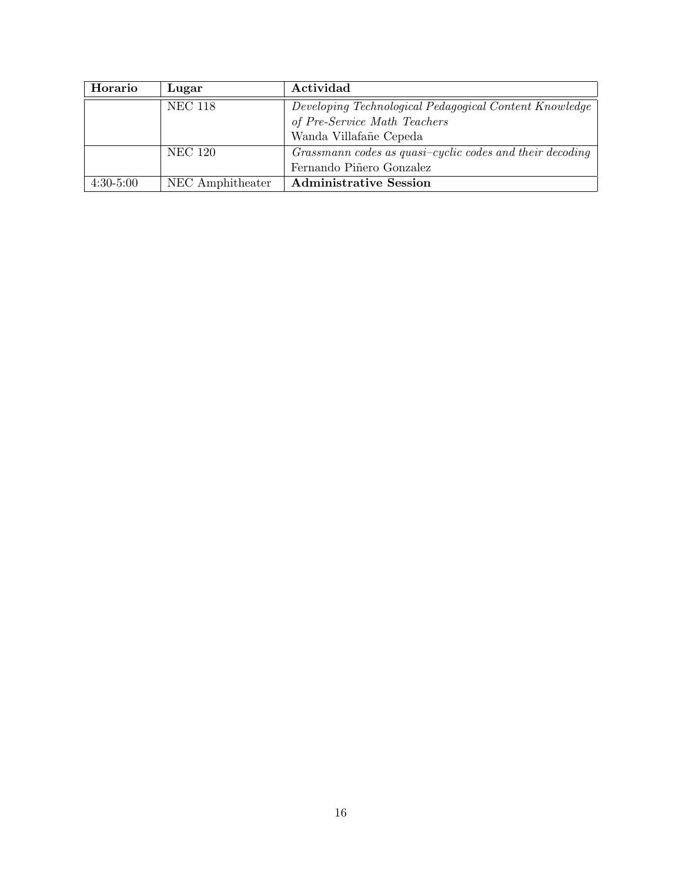| Horario | Lugar | Actividad |
|---|---|---|
| | NEC 118 | *Developing Technological Pedagogical Content Knowledge of Pre-Service Math Teachers*<br>Wanda Villafañe Cepeda |
| | NEC 120 | *Grassmann codes as quasi–cyclic codes and their decoding*<br>Fernando Piñero Gonzalez |
| 4:30-5:00 | NEC Amphitheater | **Administrative Session** |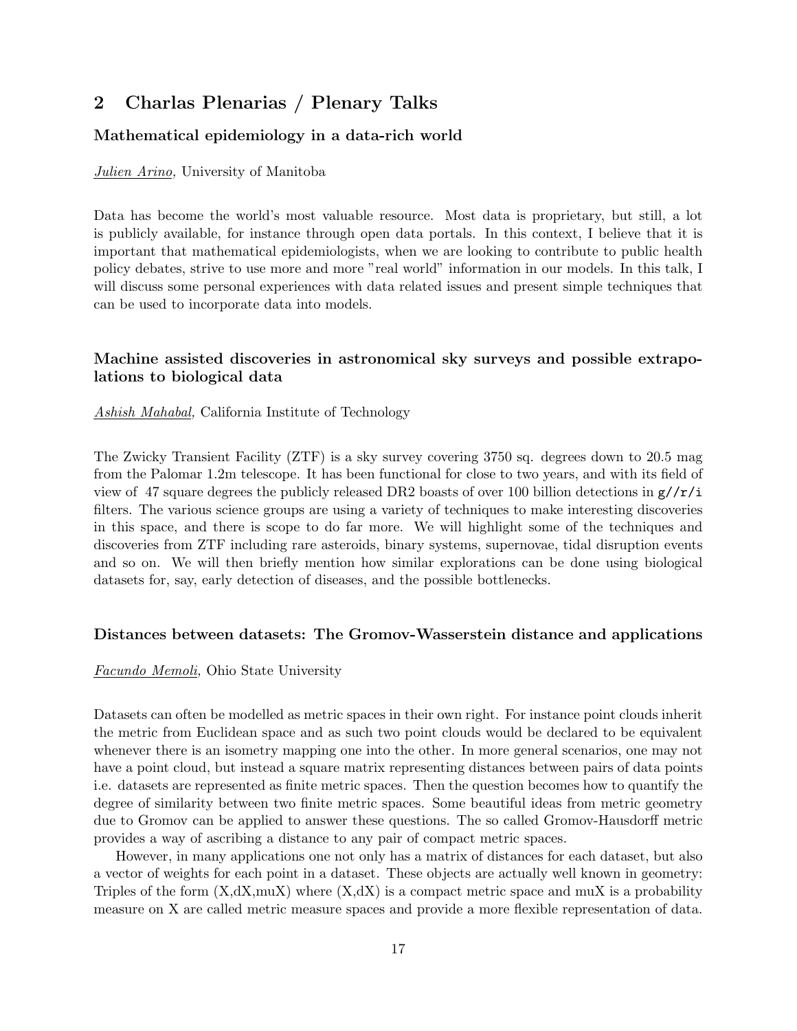## 2 Charlas Plenarias / Plenary Talks

### Mathematical epidemiology in a data-rich world

*Julien Arino,* University of Manitoba

Data has become the world's most valuable resource. Most data is proprietary, but still, a lot is publicly available, for instance through open data portals. In this context, I believe that it is important that mathematical epidemiologists, when we are looking to contribute to public health policy debates, strive to use more and more "real world" information in our models. In this talk, I will discuss some personal experiences with data related issues and present simple techniques that can be used to incorporate data into models.

### Machine assisted discoveries in astronomical sky surveys and possible extrapolations to biological data

*Ashish Mahabal,* California Institute of Technology

The Zwicky Transient Facility (ZTF) is a sky survey covering 3750 sq. degrees down to 20.5 mag from the Palomar 1.2m telescope. It has been functional for close to two years, and with its field of view of 47 square degrees the publicly released DR2 boasts of over 100 billion detections in `g//r/i` filters. The various science groups are using a variety of techniques to make interesting discoveries in this space, and there is scope to do far more. We will highlight some of the techniques and discoveries from ZTF including rare asteroids, binary systems, supernovae, tidal disruption events and so on. We will then briefly mention how similar explorations can be done using biological datasets for, say, early detection of diseases, and the possible bottlenecks.

### Distances between datasets: The Gromov-Wasserstein distance and applications

*Facundo Memoli,* Ohio State University

Datasets can often be modelled as metric spaces in their own right. For instance point clouds inherit the metric from Euclidean space and as such two point clouds would be declared to be equivalent whenever there is an isometry mapping one into the other. In more general scenarios, one may not have a point cloud, but instead a square matrix representing distances between pairs of data points i.e. datasets are represented as finite metric spaces. Then the question becomes how to quantify the degree of similarity between two finite metric spaces. Some beautiful ideas from metric geometry due to Gromov can be applied to answer these questions. The so called Gromov-Hausdorff metric provides a way of ascribing a distance to any pair of compact metric spaces.

However, in many applications one not only has a matrix of distances for each dataset, but also a vector of weights for each point in a dataset. These objects are actually well known in geometry: Triples of the form (X,dX,muX) where (X,dX) is a compact metric space and muX is a probability measure on X are called metric measure spaces and provide a more flexible representation of data.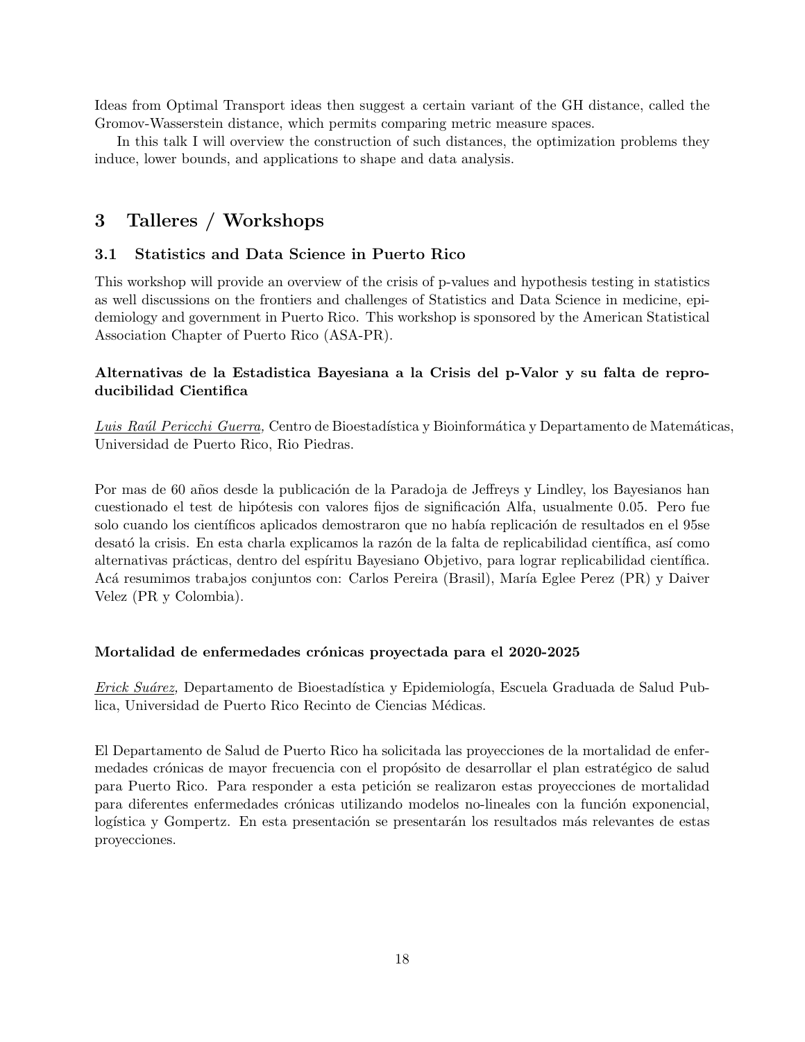Ideas from Optimal Transport ideas then suggest a certain variant of the GH distance, called the Gromov-Wasserstein distance, which permits comparing metric measure spaces.

In this talk I will overview the construction of such distances, the optimization problems they induce, lower bounds, and applications to shape and data analysis.

## 3 Talleres / Workshops

### 3.1 Statistics and Data Science in Puerto Rico

This workshop will provide an overview of the crisis of p-values and hypothesis testing in statistics as well discussions on the frontiers and challenges of Statistics and Data Science in medicine, epidemiology and government in Puerto Rico. This workshop is sponsored by the American Statistical Association Chapter of Puerto Rico (ASA-PR).

#### Alternativas de la Estadistica Bayesiana a la Crisis del p-Valor y su falta de reproducibilidad Cientifica

*Luis Raúl Pericchi Guerra,* Centro de Bioestadística y Bioinformática y Departamento de Matemáticas, Universidad de Puerto Rico, Rio Piedras.

Por mas de 60 años desde la publicación de la Paradoja de Jeffreys y Lindley, los Bayesianos han cuestionado el test de hipótesis con valores fijos de significación Alfa, usualmente 0.05. Pero fue solo cuando los científicos aplicados demostraron que no había replicación de resultados en el 95se desató la crisis. En esta charla explicamos la razón de la falta de replicabilidad científica, así como alternativas prácticas, dentro del espíritu Bayesiano Objetivo, para lograr replicabilidad científica. Acá resumimos trabajos conjuntos con: Carlos Pereira (Brasil), María Eglee Perez (PR) y Daiver Velez (PR y Colombia).

#### Mortalidad de enfermedades crónicas proyectada para el 2020-2025

*Erick Suárez,* Departamento de Bioestadística y Epidemiología, Escuela Graduada de Salud Publica, Universidad de Puerto Rico Recinto de Ciencias Médicas.

El Departamento de Salud de Puerto Rico ha solicitada las proyecciones de la mortalidad de enfermedades crónicas de mayor frecuencia con el propósito de desarrollar el plan estratégico de salud para Puerto Rico. Para responder a esta petición se realizaron estas proyecciones de mortalidad para diferentes enfermedades crónicas utilizando modelos no-lineales con la función exponencial, logística y Gompertz. En esta presentación se presentarán los resultados más relevantes de estas proyecciones.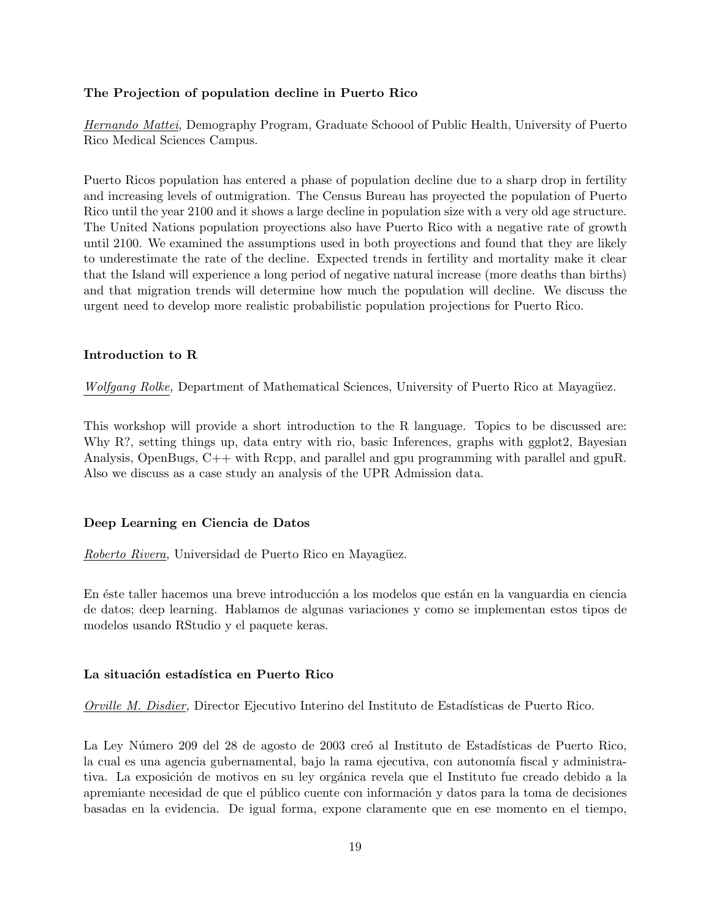**The Projection of population decline in Puerto Rico**

*Hernando Mattei,* Demography Program, Graduate Schoool of Public Health, University of Puerto Rico Medical Sciences Campus.

Puerto Ricos population has entered a phase of population decline due to a sharp drop in fertility and increasing levels of outmigration. The Census Bureau has proyected the population of Puerto Rico until the year 2100 and it shows a large decline in population size with a very old age structure. The United Nations population proyections also have Puerto Rico with a negative rate of growth until 2100. We examined the assumptions used in both proyections and found that they are likely to underestimate the rate of the decline. Expected trends in fertility and mortality make it clear that the Island will experience a long period of negative natural increase (more deaths than births) and that migration trends will determine how much the population will decline. We discuss the urgent need to develop more realistic probabilistic population projections for Puerto Rico.

**Introduction to R**

*Wolfgang Rolke,* Department of Mathematical Sciences, University of Puerto Rico at Mayagüez.

This workshop will provide a short introduction to the R language. Topics to be discussed are: Why R?, setting things up, data entry with rio, basic Inferences, graphs with ggplot2, Bayesian Analysis, OpenBugs, C++ with Rcpp, and parallel and gpu programming with parallel and gpuR. Also we discuss as a case study an analysis of the UPR Admission data.

**Deep Learning en Ciencia de Datos**

*Roberto Rivera,* Universidad de Puerto Rico en Mayagüez.

En éste taller hacemos una breve introducción a los modelos que están en la vanguardia en ciencia de datos; deep learning. Hablamos de algunas variaciones y como se implementan estos tipos de modelos usando RStudio y el paquete keras.

**La situación estadística en Puerto Rico**

*Orville M. Disdier,* Director Ejecutivo Interino del Instituto de Estadísticas de Puerto Rico.

La Ley Número 209 del 28 de agosto de 2003 creó al Instituto de Estadísticas de Puerto Rico, la cual es una agencia gubernamental, bajo la rama ejecutiva, con autonomía fiscal y administrativa. La exposición de motivos en su ley orgánica revela que el Instituto fue creado debido a la apremiante necesidad de que el público cuente con información y datos para la toma de decisiones basadas en la evidencia. De igual forma, expone claramente que en ese momento en el tiempo,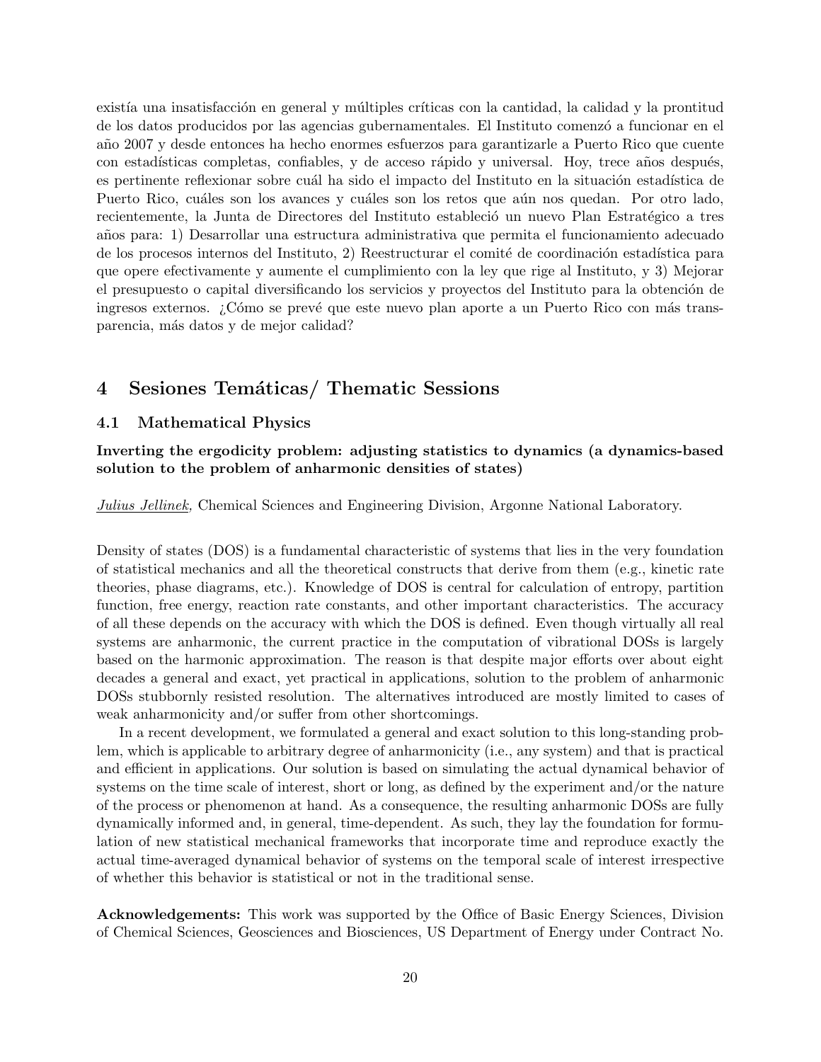existía una insatisfacción en general y múltiples críticas con la cantidad, la calidad y la prontitud de los datos producidos por las agencias gubernamentales. El Instituto comenzó a funcionar en el año 2007 y desde entonces ha hecho enormes esfuerzos para garantizarle a Puerto Rico que cuente con estadísticas completas, confiables, y de acceso rápido y universal. Hoy, trece años después, es pertinente reflexionar sobre cuál ha sido el impacto del Instituto en la situación estadística de Puerto Rico, cuáles son los avances y cuáles son los retos que aún nos quedan. Por otro lado, recientemente, la Junta de Directores del Instituto estableció un nuevo Plan Estratégico a tres años para: 1) Desarrollar una estructura administrativa que permita el funcionamiento adecuado de los procesos internos del Instituto, 2) Reestructurar el comité de coordinación estadística para que opere efectivamente y aumente el cumplimiento con la ley que rige al Instituto, y 3) Mejorar el presupuesto o capital diversificando los servicios y proyectos del Instituto para la obtención de ingresos externos. ¿Cómo se prevé que este nuevo plan aporte a un Puerto Rico con más transparencia, más datos y de mejor calidad?

# 4 Sesiones Temáticas/ Thematic Sessions

## 4.1 Mathematical Physics

**Inverting the ergodicity problem: adjusting statistics to dynamics (a dynamics-based solution to the problem of anharmonic densities of states)**

*Julius Jellinek,* Chemical Sciences and Engineering Division, Argonne National Laboratory.

Density of states (DOS) is a fundamental characteristic of systems that lies in the very foundation of statistical mechanics and all the theoretical constructs that derive from them (e.g., kinetic rate theories, phase diagrams, etc.). Knowledge of DOS is central for calculation of entropy, partition function, free energy, reaction rate constants, and other important characteristics. The accuracy of all these depends on the accuracy with which the DOS is defined. Even though virtually all real systems are anharmonic, the current practice in the computation of vibrational DOSs is largely based on the harmonic approximation. The reason is that despite major efforts over about eight decades a general and exact, yet practical in applications, solution to the problem of anharmonic DOSs stubbornly resisted resolution. The alternatives introduced are mostly limited to cases of weak anharmonicity and/or suffer from other shortcomings.

In a recent development, we formulated a general and exact solution to this long-standing problem, which is applicable to arbitrary degree of anharmonicity (i.e., any system) and that is practical and efficient in applications. Our solution is based on simulating the actual dynamical behavior of systems on the time scale of interest, short or long, as defined by the experiment and/or the nature of the process or phenomenon at hand. As a consequence, the resulting anharmonic DOSs are fully dynamically informed and, in general, time-dependent. As such, they lay the foundation for formulation of new statistical mechanical frameworks that incorporate time and reproduce exactly the actual time-averaged dynamical behavior of systems on the temporal scale of interest irrespective of whether this behavior is statistical or not in the traditional sense.

**Acknowledgements:** This work was supported by the Office of Basic Energy Sciences, Division of Chemical Sciences, Geosciences and Biosciences, US Department of Energy under Contract No.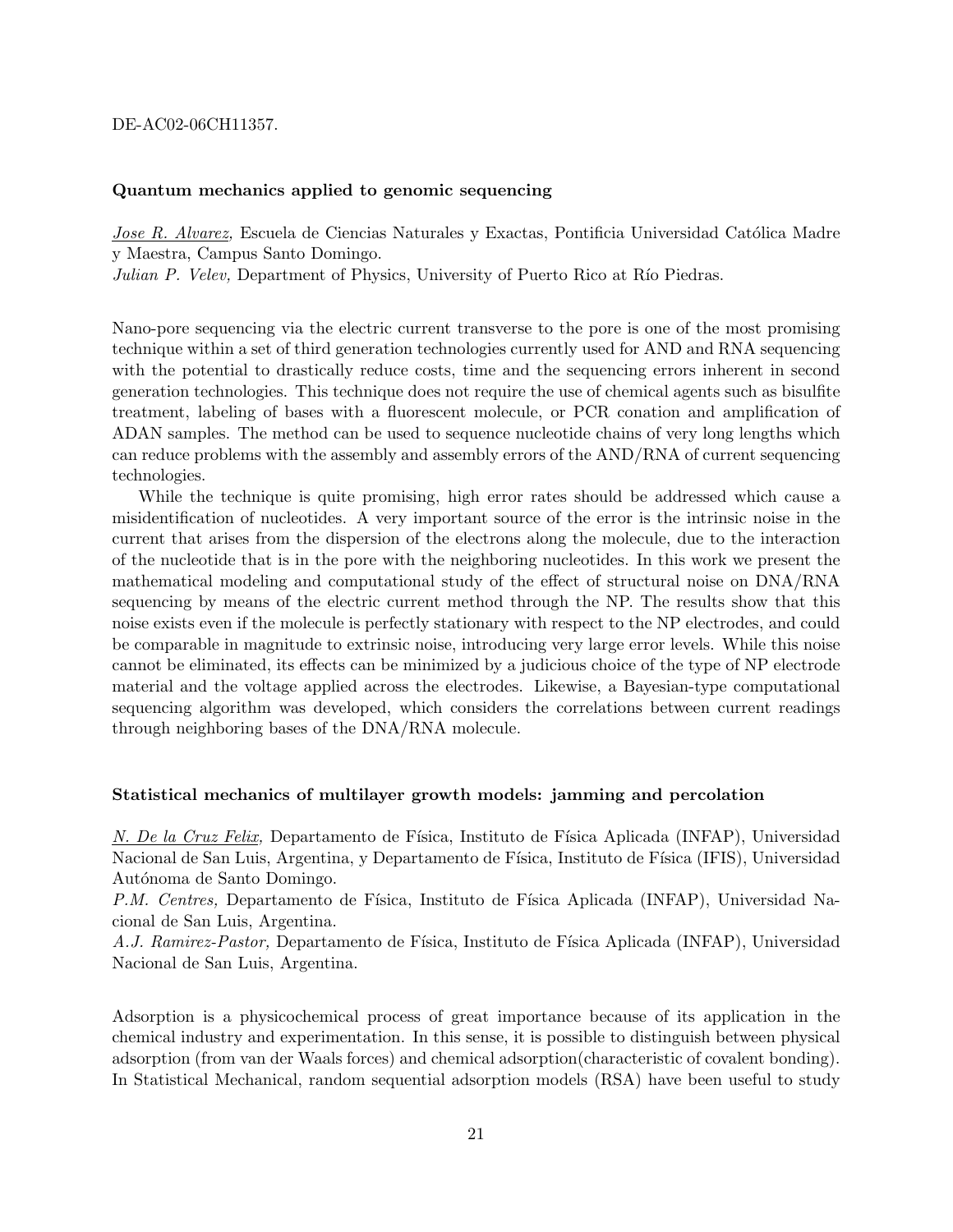DE-AC02-06CH11357.

### Quantum mechanics applied to genomic sequencing

*Jose R. Alvarez,* Escuela de Ciencias Naturales y Exactas, Pontificia Universidad Católica Madre y Maestra, Campus Santo Domingo.
*Julian P. Velev,* Department of Physics, University of Puerto Rico at Río Piedras.

Nano-pore sequencing via the electric current transverse to the pore is one of the most promising technique within a set of third generation technologies currently used for AND and RNA sequencing with the potential to drastically reduce costs, time and the sequencing errors inherent in second generation technologies. This technique does not require the use of chemical agents such as bisulfite treatment, labeling of bases with a fluorescent molecule, or PCR conation and amplification of ADAN samples. The method can be used to sequence nucleotide chains of very long lengths which can reduce problems with the assembly and assembly errors of the AND/RNA of current sequencing technologies.

While the technique is quite promising, high error rates should be addressed which cause a misidentification of nucleotides. A very important source of the error is the intrinsic noise in the current that arises from the dispersion of the electrons along the molecule, due to the interaction of the nucleotide that is in the pore with the neighboring nucleotides. In this work we present the mathematical modeling and computational study of the effect of structural noise on DNA/RNA sequencing by means of the electric current method through the NP. The results show that this noise exists even if the molecule is perfectly stationary with respect to the NP electrodes, and could be comparable in magnitude to extrinsic noise, introducing very large error levels. While this noise cannot be eliminated, its effects can be minimized by a judicious choice of the type of NP electrode material and the voltage applied across the electrodes. Likewise, a Bayesian-type computational sequencing algorithm was developed, which considers the correlations between current readings through neighboring bases of the DNA/RNA molecule.

### Statistical mechanics of multilayer growth models: jamming and percolation

*N. De la Cruz Felix,* Departamento de Física, Instituto de Física Aplicada (INFAP), Universidad Nacional de San Luis, Argentina, y Departamento de Física, Instituto de Física (IFIS), Universidad Autónoma de Santo Domingo.
*P.M. Centres,* Departamento de Física, Instituto de Física Aplicada (INFAP), Universidad Nacional de San Luis, Argentina.
*A.J. Ramirez-Pastor,* Departamento de Física, Instituto de Física Aplicada (INFAP), Universidad Nacional de San Luis, Argentina.

Adsorption is a physicochemical process of great importance because of its application in the chemical industry and experimentation. In this sense, it is possible to distinguish between physical adsorption (from van der Waals forces) and chemical adsorption(characteristic of covalent bonding). In Statistical Mechanical, random sequential adsorption models (RSA) have been useful to study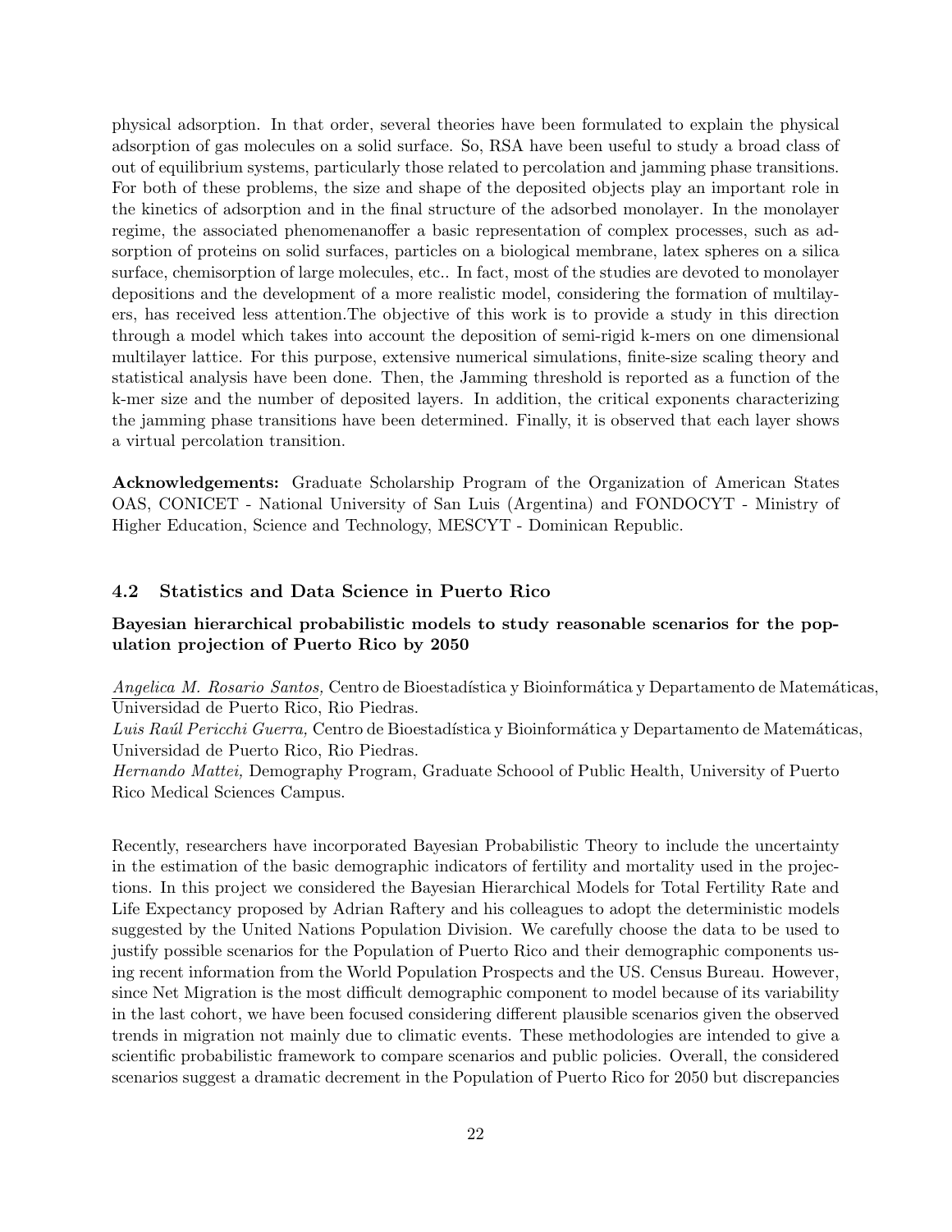physical adsorption. In that order, several theories have been formulated to explain the physical adsorption of gas molecules on a solid surface. So, RSA have been useful to study a broad class of out of equilibrium systems, particularly those related to percolation and jamming phase transitions. For both of these problems, the size and shape of the deposited objects play an important role in the kinetics of adsorption and in the final structure of the adsorbed monolayer. In the monolayer regime, the associated phenomenanoffer a basic representation of complex processes, such as adsorption of proteins on solid surfaces, particles on a biological membrane, latex spheres on a silica surface, chemisorption of large molecules, etc.. In fact, most of the studies are devoted to monolayer depositions and the development of a more realistic model, considering the formation of multilayers, has received less attention.The objective of this work is to provide a study in this direction through a model which takes into account the deposition of semi-rigid k-mers on one dimensional multilayer lattice. For this purpose, extensive numerical simulations, finite-size scaling theory and statistical analysis have been done. Then, the Jamming threshold is reported as a function of the k-mer size and the number of deposited layers. In addition, the critical exponents characterizing the jamming phase transitions have been determined. Finally, it is observed that each layer shows a virtual percolation transition.

**Acknowledgements:** Graduate Scholarship Program of the Organization of American States OAS, CONICET - National University of San Luis (Argentina) and FONDOCYT - Ministry of Higher Education, Science and Technology, MESCYT - Dominican Republic.

### 4.2 Statistics and Data Science in Puerto Rico

**Bayesian hierarchical probabilistic models to study reasonable scenarios for the population projection of Puerto Rico by 2050**

*Angelica M. Rosario Santos,* Centro de Bioestadística y Bioinformática y Departamento de Matemáticas, Universidad de Puerto Rico, Rio Piedras.
*Luis Raúl Pericchi Guerra,* Centro de Bioestadística y Bioinformática y Departamento de Matemáticas, Universidad de Puerto Rico, Rio Piedras.
*Hernando Mattei,* Demography Program, Graduate Schoool of Public Health, University of Puerto Rico Medical Sciences Campus.

Recently, researchers have incorporated Bayesian Probabilistic Theory to include the uncertainty in the estimation of the basic demographic indicators of fertility and mortality used in the projections. In this project we considered the Bayesian Hierarchical Models for Total Fertility Rate and Life Expectancy proposed by Adrian Raftery and his colleagues to adopt the deterministic models suggested by the United Nations Population Division. We carefully choose the data to be used to justify possible scenarios for the Population of Puerto Rico and their demographic components using recent information from the World Population Prospects and the US. Census Bureau. However, since Net Migration is the most difficult demographic component to model because of its variability in the last cohort, we have been focused considering different plausible scenarios given the observed trends in migration not mainly due to climatic events. These methodologies are intended to give a scientific probabilistic framework to compare scenarios and public policies. Overall, the considered scenarios suggest a dramatic decrement in the Population of Puerto Rico for 2050 but discrepancies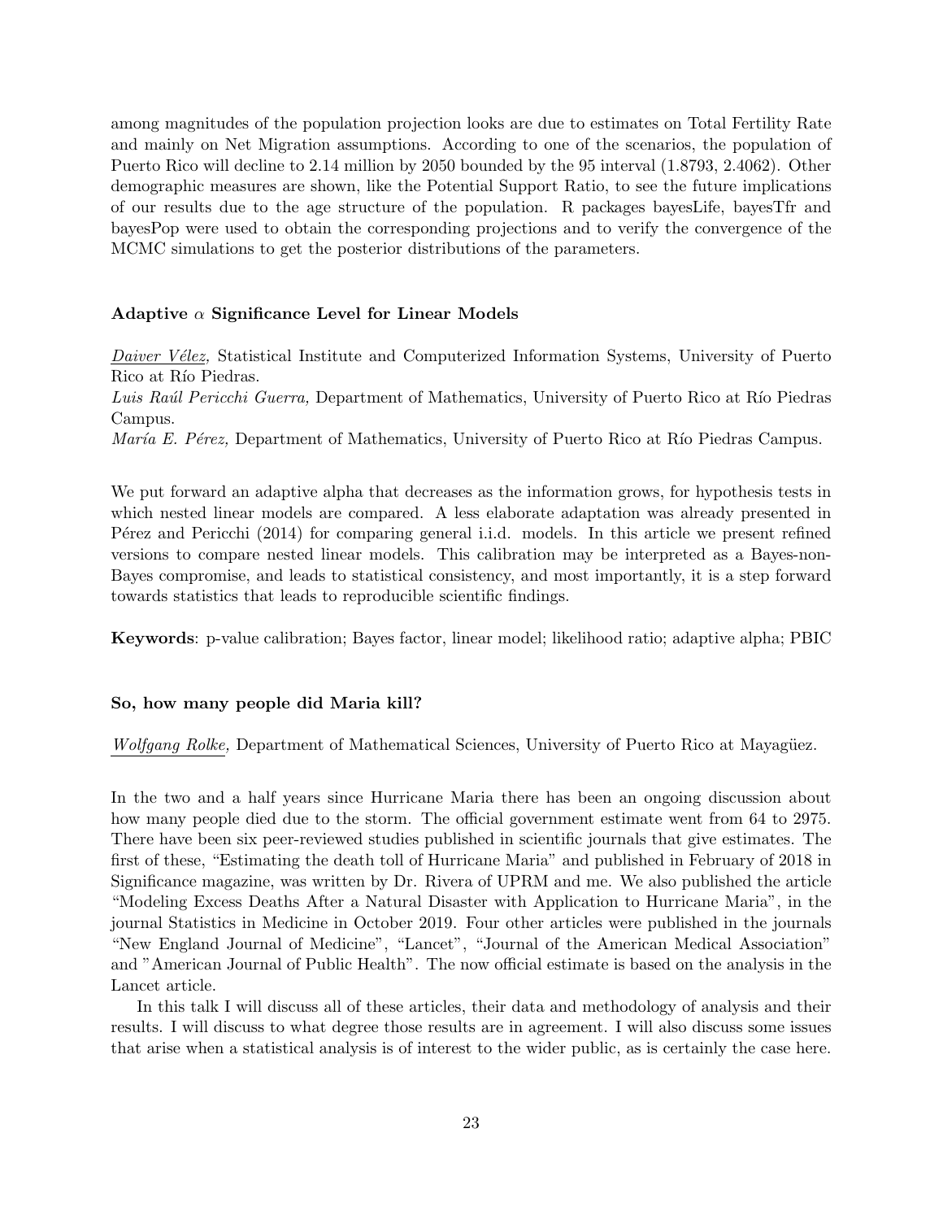among magnitudes of the population projection looks are due to estimates on Total Fertility Rate and mainly on Net Migration assumptions. According to one of the scenarios, the population of Puerto Rico will decline to 2.14 million by 2050 bounded by the 95 interval (1.8793, 2.4062). Other demographic measures are shown, like the Potential Support Ratio, to see the future implications of our results due to the age structure of the population. R packages bayesLife, bayesTfr and bayesPop were used to obtain the corresponding projections and to verify the convergence of the MCMC simulations to get the posterior distributions of the parameters.

### Adaptive $\alpha$ Significance Level for Linear Models

*Daiver Vélez,* Statistical Institute and Computerized Information Systems, University of Puerto Rico at Río Piedras.
*Luis Raúl Pericchi Guerra,* Department of Mathematics, University of Puerto Rico at Río Piedras Campus.
*María E. Pérez,* Department of Mathematics, University of Puerto Rico at Río Piedras Campus.

We put forward an adaptive alpha that decreases as the information grows, for hypothesis tests in which nested linear models are compared. A less elaborate adaptation was already presented in Pérez and Pericchi (2014) for comparing general i.i.d. models. In this article we present refined versions to compare nested linear models. This calibration may be interpreted as a Bayes-non-Bayes compromise, and leads to statistical consistency, and most importantly, it is a step forward towards statistics that leads to reproducible scientific findings.

**Keywords**: p-value calibration; Bayes factor, linear model; likelihood ratio; adaptive alpha; PBIC

### So, how many people did Maria kill?

*Wolfgang Rolke,* Department of Mathematical Sciences, University of Puerto Rico at Mayagüez.

In the two and a half years since Hurricane Maria there has been an ongoing discussion about how many people died due to the storm. The official government estimate went from 64 to 2975. There have been six peer-reviewed studies published in scientific journals that give estimates. The first of these, "Estimating the death toll of Hurricane Maria" and published in February of 2018 in Significance magazine, was written by Dr. Rivera of UPRM and me. We also published the article "Modeling Excess Deaths After a Natural Disaster with Application to Hurricane Maria", in the journal Statistics in Medicine in October 2019. Four other articles were published in the journals "New England Journal of Medicine", "Lancet", "Journal of the American Medical Association" and "American Journal of Public Health". The now official estimate is based on the analysis in the Lancet article.

In this talk I will discuss all of these articles, their data and methodology of analysis and their results. I will discuss to what degree those results are in agreement. I will also discuss some issues that arise when a statistical analysis is of interest to the wider public, as is certainly the case here.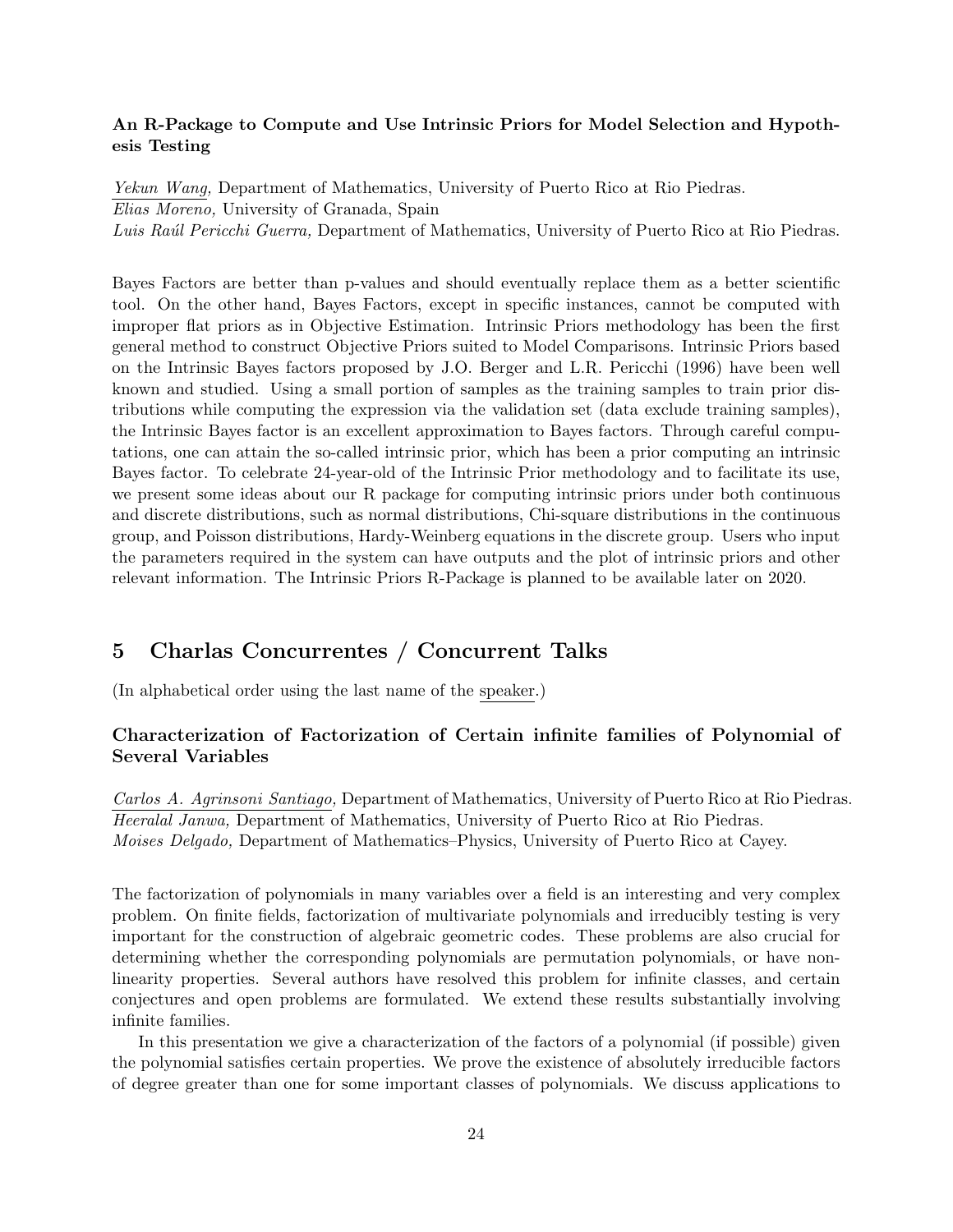### An R-Package to Compute and Use Intrinsic Priors for Model Selection and Hypothesis Testing

*Yekun Wang,* Department of Mathematics, University of Puerto Rico at Rio Piedras.
*Elias Moreno,* University of Granada, Spain
*Luis Raúl Pericchi Guerra,* Department of Mathematics, University of Puerto Rico at Rio Piedras.

Bayes Factors are better than p-values and should eventually replace them as a better scientific tool. On the other hand, Bayes Factors, except in specific instances, cannot be computed with improper flat priors as in Objective Estimation. Intrinsic Priors methodology has been the first general method to construct Objective Priors suited to Model Comparisons. Intrinsic Priors based on the Intrinsic Bayes factors proposed by J.O. Berger and L.R. Pericchi (1996) have been well known and studied. Using a small portion of samples as the training samples to train prior distributions while computing the expression via the validation set (data exclude training samples), the Intrinsic Bayes factor is an excellent approximation to Bayes factors. Through careful computations, one can attain the so-called intrinsic prior, which has been a prior computing an intrinsic Bayes factor. To celebrate 24-year-old of the Intrinsic Prior methodology and to facilitate its use, we present some ideas about our R package for computing intrinsic priors under both continuous and discrete distributions, such as normal distributions, Chi-square distributions in the continuous group, and Poisson distributions, Hardy-Weinberg equations in the discrete group. Users who input the parameters required in the system can have outputs and the plot of intrinsic priors and other relevant information. The Intrinsic Priors R-Package is planned to be available later on 2020.

## 5 Charlas Concurrentes / Concurrent Talks

(In alphabetical order using the last name of the speaker.)

### Characterization of Factorization of Certain infinite families of Polynomial of Several Variables

*Carlos A. Agrinsoni Santiago,* Department of Mathematics, University of Puerto Rico at Rio Piedras.
*Heeralal Janwa,* Department of Mathematics, University of Puerto Rico at Rio Piedras.
*Moises Delgado,* Department of Mathematics–Physics, University of Puerto Rico at Cayey.

The factorization of polynomials in many variables over a field is an interesting and very complex problem. On finite fields, factorization of multivariate polynomials and irreducibly testing is very important for the construction of algebraic geometric codes. These problems are also crucial for determining whether the corresponding polynomials are permutation polynomials, or have nonlinearity properties. Several authors have resolved this problem for infinite classes, and certain conjectures and open problems are formulated. We extend these results substantially involving infinite families.

In this presentation we give a characterization of the factors of a polynomial (if possible) given the polynomial satisfies certain properties. We prove the existence of absolutely irreducible factors of degree greater than one for some important classes of polynomials. We discuss applications to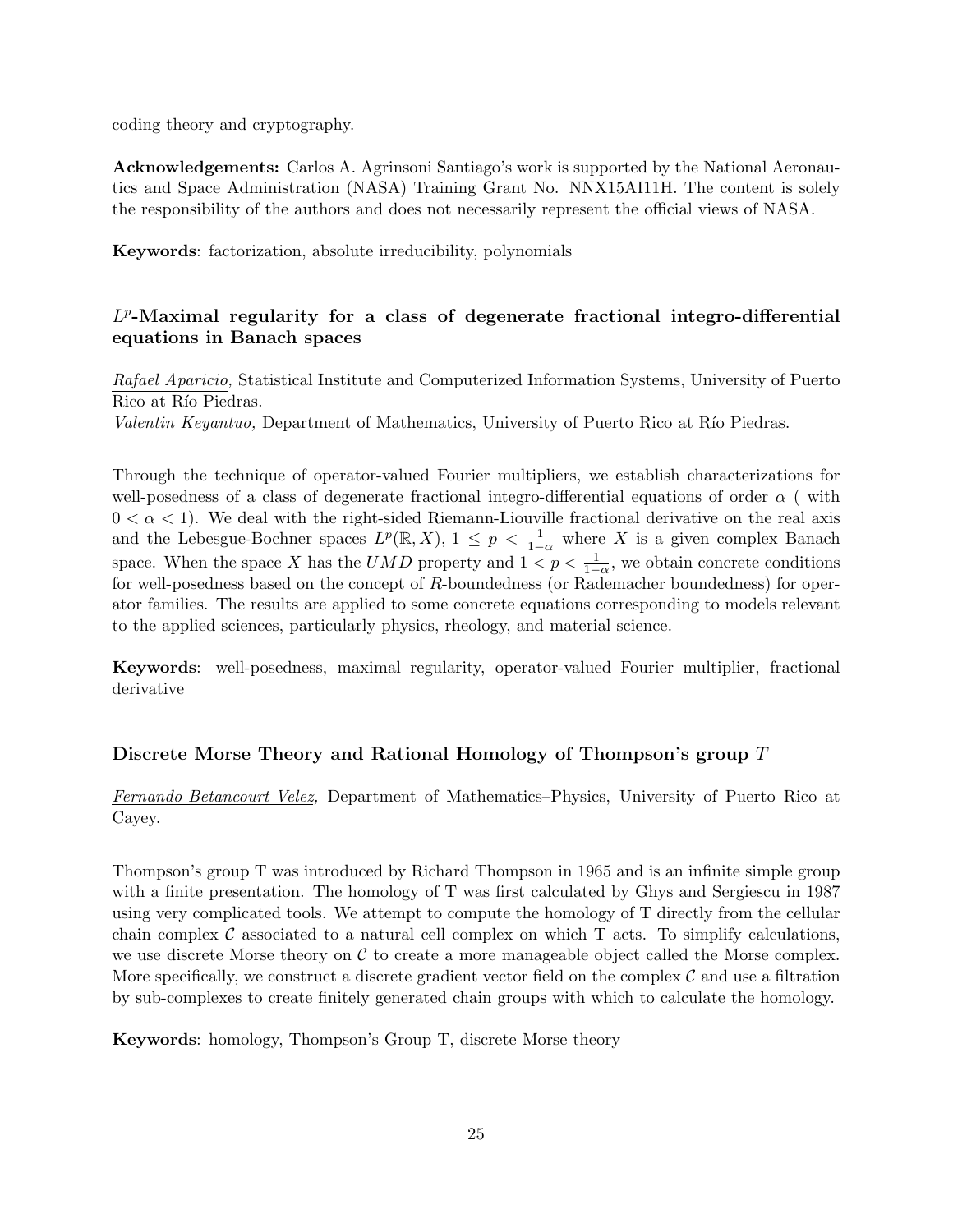coding theory and cryptography.

**Acknowledgements:** Carlos A. Agrinsoni Santiago's work is supported by the National Aeronautics and Space Administration (NASA) Training Grant No. NNX15AI11H. The content is solely the responsibility of the authors and does not necessarily represent the official views of NASA.

**Keywords**: factorization, absolute irreducibility, polynomials

### $L^p$-Maximal regularity for a class of degenerate fractional integro-differential equations in Banach spaces

*Rafael Aparicio,* Statistical Institute and Computerized Information Systems, University of Puerto Rico at Río Piedras.
*Valentin Keyantuo,* Department of Mathematics, University of Puerto Rico at Río Piedras.

Through the technique of operator-valued Fourier multipliers, we establish characterizations for well-posedness of a class of degenerate fractional integro-differential equations of order $\alpha$ ( with $0 < \alpha < 1$). We deal with the right-sided Riemann-Liouville fractional derivative on the real axis and the Lebesgue-Bochner spaces $L^p(\mathbb{R}, X)$, $1 \leq p < \frac{1}{1-\alpha}$ where $X$ is a given complex Banach space. When the space $X$ has the $UMD$ property and $1 < p < \frac{1}{1-\alpha}$, we obtain concrete conditions for well-posedness based on the concept of $R$-boundedness (or Rademacher boundedness) for operator families. The results are applied to some concrete equations corresponding to models relevant to the applied sciences, particularly physics, rheology, and material science.

**Keywords**: well-posedness, maximal regularity, operator-valued Fourier multiplier, fractional derivative

### Discrete Morse Theory and Rational Homology of Thompson's group $T$

*Fernando Betancourt Velez,* Department of Mathematics–Physics, University of Puerto Rico at Cayey.

Thompson's group T was introduced by Richard Thompson in 1965 and is an infinite simple group with a finite presentation. The homology of T was first calculated by Ghys and Sergiescu in 1987 using very complicated tools. We attempt to compute the homology of T directly from the cellular chain complex $\mathcal{C}$ associated to a natural cell complex on which T acts. To simplify calculations, we use discrete Morse theory on $\mathcal{C}$ to create a more manageable object called the Morse complex. More specifically, we construct a discrete gradient vector field on the complex $\mathcal{C}$ and use a filtration by sub-complexes to create finitely generated chain groups with which to calculate the homology.

**Keywords**: homology, Thompson's Group T, discrete Morse theory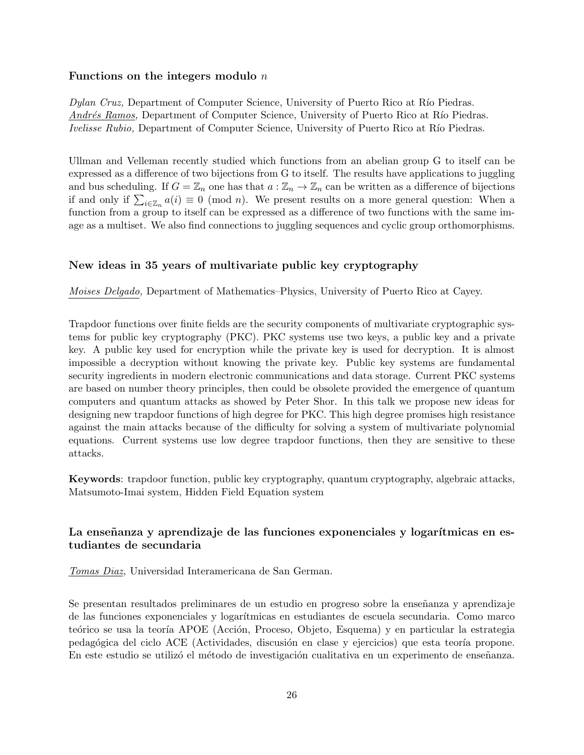### Functions on the integers modulo $n$

*Dylan Cruz,* Department of Computer Science, University of Puerto Rico at Río Piedras.
*Andrés Ramos,* Department of Computer Science, University of Puerto Rico at Río Piedras.
*Ivelisse Rubio,* Department of Computer Science, University of Puerto Rico at Río Piedras.

Ullman and Velleman recently studied which functions from an abelian group G to itself can be expressed as a difference of two bijections from G to itself. The results have applications to juggling and bus scheduling. If $G = \mathbb{Z}_n$ one has that $a : \mathbb{Z}_n \to \mathbb{Z}_n$ can be written as a difference of bijections if and only if $\sum_{i \in \mathbb{Z}_n} a(i) \equiv 0 \pmod{n}$. We present results on a more general question: When a function from a group to itself can be expressed as a difference of two functions with the same image as a multiset. We also find connections to juggling sequences and cyclic group orthomorphisms.

### New ideas in 35 years of multivariate public key cryptography

*Moises Delgado,* Department of Mathematics–Physics, University of Puerto Rico at Cayey.

Trapdoor functions over finite fields are the security components of multivariate cryptographic systems for public key cryptography (PKC). PKC systems use two keys, a public key and a private key. A public key used for encryption while the private key is used for decryption. It is almost impossible a decryption without knowing the private key. Public key systems are fundamental security ingredients in modern electronic communications and data storage. Current PKC systems are based on number theory principles, then could be obsolete provided the emergence of quantum computers and quantum attacks as showed by Peter Shor. In this talk we propose new ideas for designing new trapdoor functions of high degree for PKC. This high degree promises high resistance against the main attacks because of the difficulty for solving a system of multivariate polynomial equations. Current systems use low degree trapdoor functions, then they are sensitive to these attacks.

**Keywords**: trapdoor function, public key cryptography, quantum cryptography, algebraic attacks, Matsumoto-Imai system, Hidden Field Equation system

### La enseñanza y aprendizaje de las funciones exponenciales y logarítmicas en estudiantes de secundaria

*Tomas Diaz,* Universidad Interamericana de San German.

Se presentan resultados preliminares de un estudio en progreso sobre la enseñanza y aprendizaje de las funciones exponenciales y logarítmicas en estudiantes de escuela secundaria. Como marco teórico se usa la teoría APOE (Acción, Proceso, Objeto, Esquema) y en particular la estrategia pedagógica del ciclo ACE (Actividades, discusión en clase y ejercicios) que esta teoría propone. En este estudio se utilizó el método de investigación cualitativa en un experimento de enseñanza.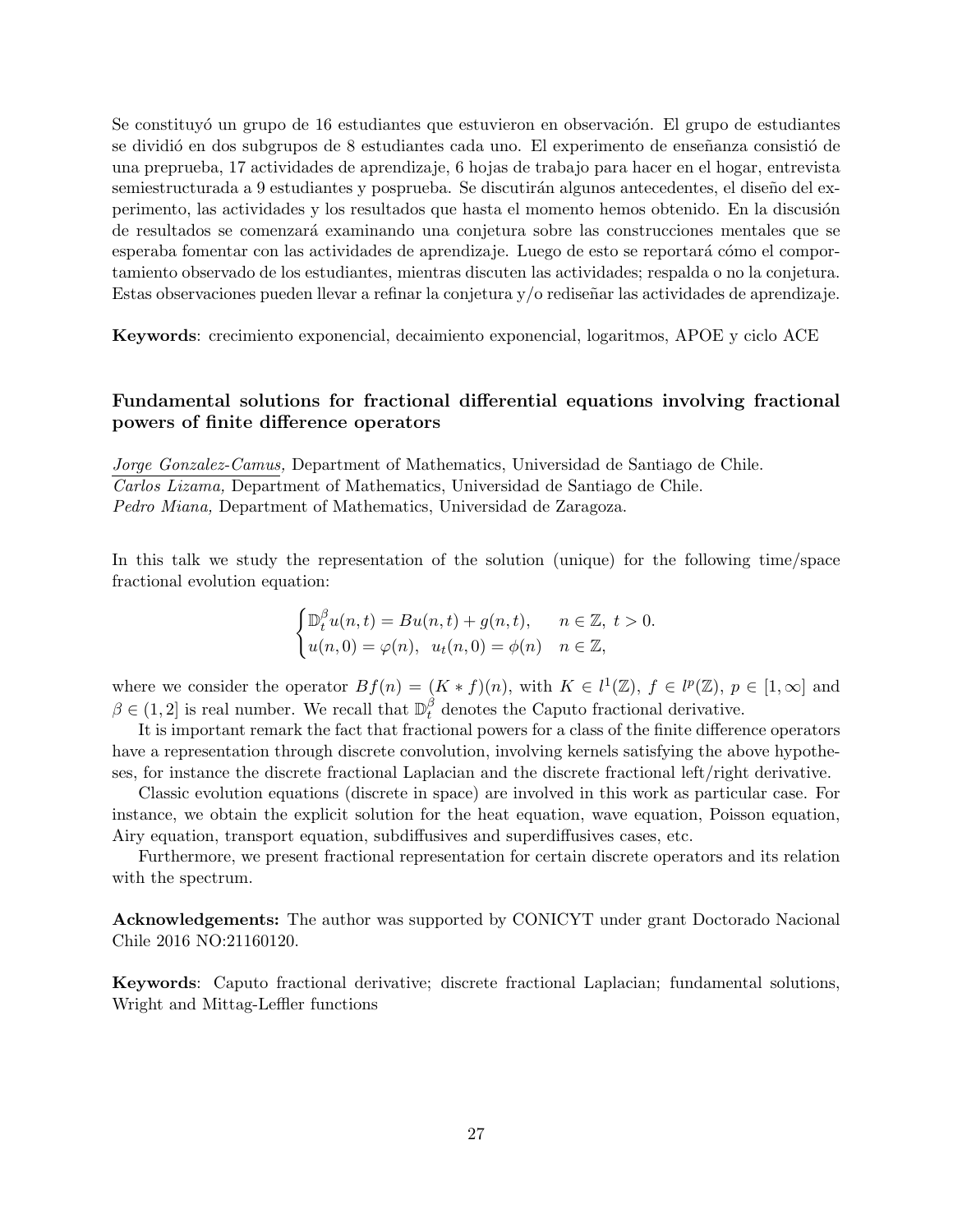Se constituyó un grupo de 16 estudiantes que estuvieron en observación. El grupo de estudiantes se dividió en dos subgrupos de 8 estudiantes cada uno. El experimento de enseñanza consistió de una preprueba, 17 actividades de aprendizaje, 6 hojas de trabajo para hacer en el hogar, entrevista semiestructurada a 9 estudiantes y posprueba. Se discutirán algunos antecedentes, el diseño del experimento, las actividades y los resultados que hasta el momento hemos obtenido. En la discusión de resultados se comenzará examinando una conjetura sobre las construcciones mentales que se esperaba fomentar con las actividades de aprendizaje. Luego de esto se reportará cómo el comportamiento observado de los estudiantes, mientras discuten las actividades; respalda o no la conjetura. Estas observaciones pueden llevar a refinar la conjetura y/o rediseñar las actividades de aprendizaje.

**Keywords**: crecimiento exponencial, decaimiento exponencial, logaritmos, APOE y ciclo ACE

### Fundamental solutions for fractional differential equations involving fractional powers of finite difference operators

*Jorge Gonzalez-Camus,* Department of Mathematics, Universidad de Santiago de Chile.
*Carlos Lizama,* Department of Mathematics, Universidad de Santiago de Chile.
*Pedro Miana,* Department of Mathematics, Universidad de Zaragoza.

In this talk we study the representation of the solution (unique) for the following time/space fractional evolution equation:

$$\begin{cases} \mathbb{D}_t^{\beta} u(n,t) = Bu(n,t) + g(n,t), & n \in \mathbb{Z},\ t > 0. \\ u(n,0) = \varphi(n), \ \ u_t(n,0) = \phi(n) & n \in \mathbb{Z}, \end{cases}$$

where we consider the operator $Bf(n) = (K * f)(n)$, with $K \in l^1(\mathbb{Z})$, $f \in l^p(\mathbb{Z})$, $p \in [1,\infty]$ and $\beta \in (1,2]$ is real number. We recall that $\mathbb{D}_t^{\beta}$ denotes the Caputo fractional derivative.

It is important remark the fact that fractional powers for a class of the finite difference operators have a representation through discrete convolution, involving kernels satisfying the above hypotheses, for instance the discrete fractional Laplacian and the discrete fractional left/right derivative.

Classic evolution equations (discrete in space) are involved in this work as particular case. For instance, we obtain the explicit solution for the heat equation, wave equation, Poisson equation, Airy equation, transport equation, subdiffusives and superdiffusives cases, etc.

Furthermore, we present fractional representation for certain discrete operators and its relation with the spectrum.

**Acknowledgements:** The author was supported by CONICYT under grant Doctorado Nacional Chile 2016 NO:21160120.

**Keywords**: Caputo fractional derivative; discrete fractional Laplacian; fundamental solutions, Wright and Mittag-Leffler functions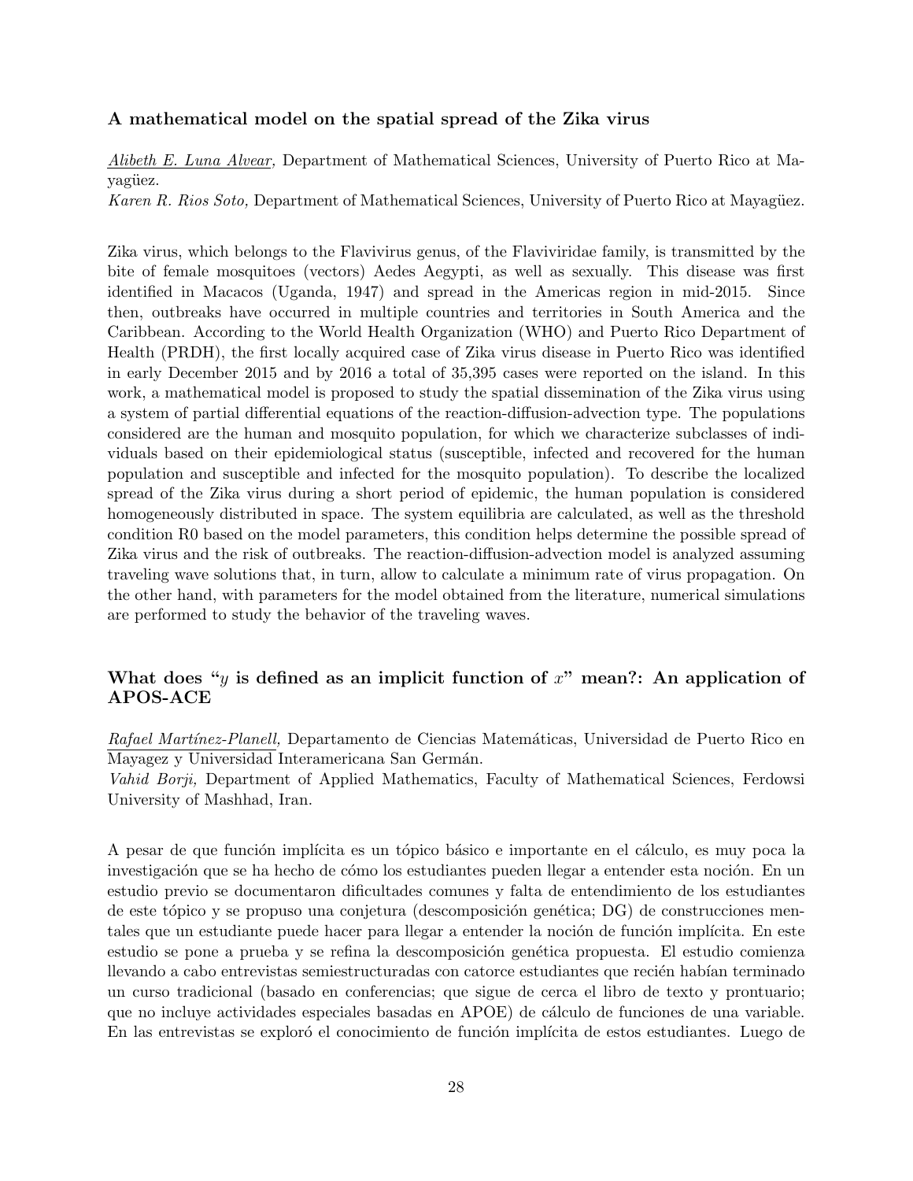### A mathematical model on the spatial spread of the Zika virus

*Alibeth E. Luna Alvear,* Department of Mathematical Sciences, University of Puerto Rico at Mayagüez.
*Karen R. Rios Soto,* Department of Mathematical Sciences, University of Puerto Rico at Mayagüez.

Zika virus, which belongs to the Flavivirus genus, of the Flaviviridae family, is transmitted by the bite of female mosquitoes (vectors) Aedes Aegypti, as well as sexually. This disease was first identified in Macacos (Uganda, 1947) and spread in the Americas region in mid-2015. Since then, outbreaks have occurred in multiple countries and territories in South America and the Caribbean. According to the World Health Organization (WHO) and Puerto Rico Department of Health (PRDH), the first locally acquired case of Zika virus disease in Puerto Rico was identified in early December 2015 and by 2016 a total of 35,395 cases were reported on the island. In this work, a mathematical model is proposed to study the spatial dissemination of the Zika virus using a system of partial differential equations of the reaction-diffusion-advection type. The populations considered are the human and mosquito population, for which we characterize subclasses of individuals based on their epidemiological status (susceptible, infected and recovered for the human population and susceptible and infected for the mosquito population). To describe the localized spread of the Zika virus during a short period of epidemic, the human population is considered homogeneously distributed in space. The system equilibria are calculated, as well as the threshold condition R0 based on the model parameters, this condition helps determine the possible spread of Zika virus and the risk of outbreaks. The reaction-diffusion-advection model is analyzed assuming traveling wave solutions that, in turn, allow to calculate a minimum rate of virus propagation. On the other hand, with parameters for the model obtained from the literature, numerical simulations are performed to study the behavior of the traveling waves.

### What does "$y$ is defined as an implicit function of $x$" mean?: An application of APOS-ACE

*Rafael Martínez-Planell,* Departamento de Ciencias Matemáticas, Universidad de Puerto Rico en Mayagez y Universidad Interamericana San Germán.
*Vahid Borji,* Department of Applied Mathematics, Faculty of Mathematical Sciences, Ferdowsi University of Mashhad, Iran.

A pesar de que función implícita es un tópico básico e importante en el cálculo, es muy poca la investigación que se ha hecho de cómo los estudiantes pueden llegar a entender esta noción. En un estudio previo se documentaron dificultades comunes y falta de entendimiento de los estudiantes de este tópico y se propuso una conjetura (descomposición genética; DG) de construcciones mentales que un estudiante puede hacer para llegar a entender la noción de función implícita. En este estudio se pone a prueba y se refina la descomposición genética propuesta. El estudio comienza llevando a cabo entrevistas semiestructuradas con catorce estudiantes que recién habían terminado un curso tradicional (basado en conferencias; que sigue de cerca el libro de texto y prontuario; que no incluye actividades especiales basadas en APOE) de cálculo de funciones de una variable. En las entrevistas se exploró el conocimiento de función implícita de estos estudiantes. Luego de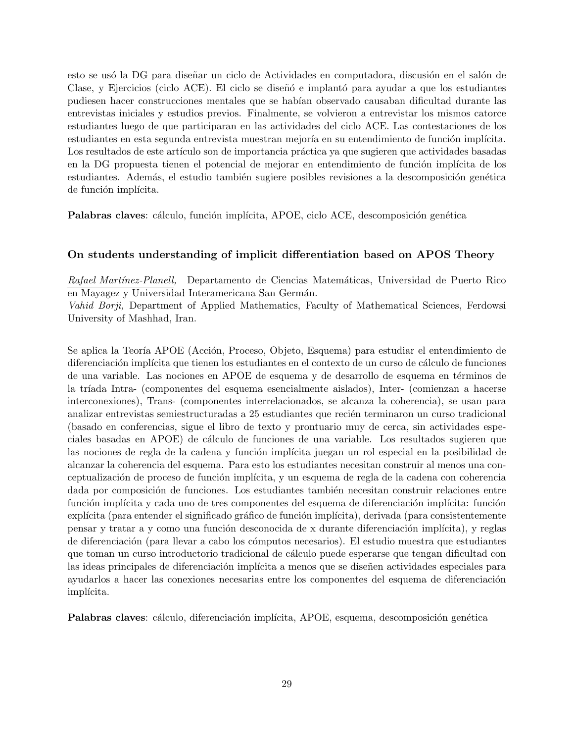esto se usó la DG para diseñar un ciclo de Actividades en computadora, discusión en el salón de Clase, y Ejercicios (ciclo ACE). El ciclo se diseñó e implantó para ayudar a que los estudiantes pudiesen hacer construcciones mentales que se habían observado causaban dificultad durante las entrevistas iniciales y estudios previos. Finalmente, se volvieron a entrevistar los mismos catorce estudiantes luego de que participaran en las actividades del ciclo ACE. Las contestaciones de los estudiantes en esta segunda entrevista muestran mejoría en su entendimiento de función implícita. Los resultados de este artículo son de importancia práctica ya que sugieren que actividades basadas en la DG propuesta tienen el potencial de mejorar en entendimiento de función implícita de los estudiantes. Además, el estudio también sugiere posibles revisiones a la descomposición genética de función implícita.

**Palabras claves**: cálculo, función implícita, APOE, ciclo ACE, descomposición genética

### On students understanding of implicit differentiation based on APOS Theory

*Rafael Martínez-Planell,* Departamento de Ciencias Matemáticas, Universidad de Puerto Rico en Mayagez y Universidad Interamericana San Germán.
*Vahid Borji,* Department of Applied Mathematics, Faculty of Mathematical Sciences, Ferdowsi University of Mashhad, Iran.

Se aplica la Teoría APOE (Acción, Proceso, Objeto, Esquema) para estudiar el entendimiento de diferenciación implícita que tienen los estudiantes en el contexto de un curso de cálculo de funciones de una variable. Las nociones en APOE de esquema y de desarrollo de esquema en términos de la tríada Intra- (componentes del esquema esencialmente aislados), Inter- (comienzan a hacerse interconexiones), Trans- (componentes interrelacionados, se alcanza la coherencia), se usan para analizar entrevistas semiestructuradas a 25 estudiantes que recién terminaron un curso tradicional (basado en conferencias, sigue el libro de texto y prontuario muy de cerca, sin actividades especiales basadas en APOE) de cálculo de funciones de una variable. Los resultados sugieren que las nociones de regla de la cadena y función implícita juegan un rol especial en la posibilidad de alcanzar la coherencia del esquema. Para esto los estudiantes necesitan construir al menos una conceptualización de proceso de función implícita, y un esquema de regla de la cadena con coherencia dada por composición de funciones. Los estudiantes también necesitan construir relaciones entre función implícita y cada uno de tres componentes del esquema de diferenciación implícita: función explícita (para entender el significado gráfico de función implícita), derivada (para consistentemente pensar y tratar a y como una función desconocida de x durante diferenciación implícita), y reglas de diferenciación (para llevar a cabo los cómputos necesarios). El estudio muestra que estudiantes que toman un curso introductorio tradicional de cálculo puede esperarse que tengan dificultad con las ideas principales de diferenciación implícita a menos que se diseñen actividades especiales para ayudarlos a hacer las conexiones necesarias entre los componentes del esquema de diferenciación implícita.

**Palabras claves**: cálculo, diferenciación implícita, APOE, esquema, descomposición genética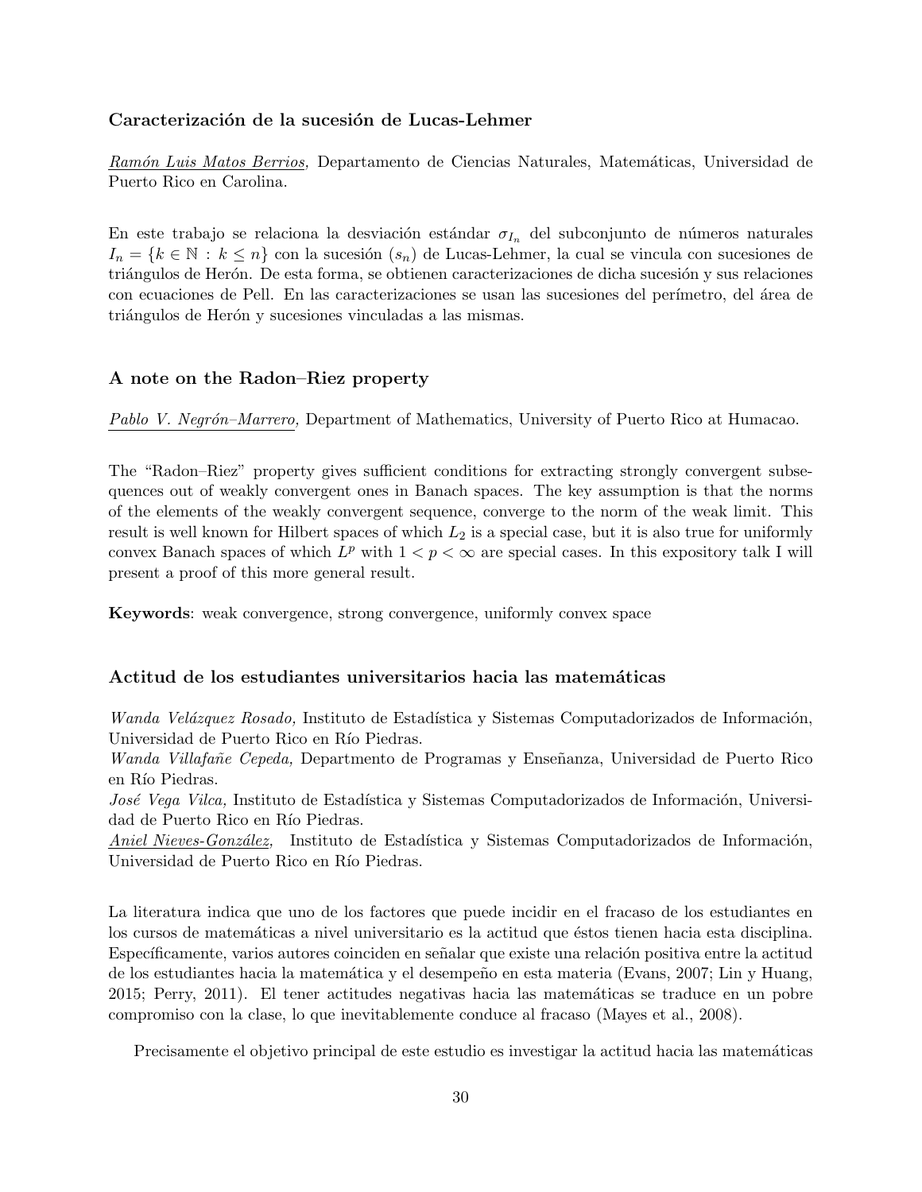### Caracterización de la sucesión de Lucas-Lehmer

*Ramón Luis Matos Berrios,* Departamento de Ciencias Naturales, Matemáticas, Universidad de Puerto Rico en Carolina.

En este trabajo se relaciona la desviación estándar $\sigma_{I_n}$ del subconjunto de números naturales $I_n = \{k \in \mathbb{N} : k \leq n\}$ con la sucesión $(s_n)$ de Lucas-Lehmer, la cual se vincula con sucesiones de triángulos de Herón. De esta forma, se obtienen caracterizaciones de dicha sucesión y sus relaciones con ecuaciones de Pell. En las caracterizaciones se usan las sucesiones del perímetro, del área de triángulos de Herón y sucesiones vinculadas a las mismas.

### A note on the Radon–Riez property

*Pablo V. Negrón–Marrero,* Department of Mathematics, University of Puerto Rico at Humacao.

The "Radon–Riez" property gives sufficient conditions for extracting strongly convergent subsequences out of weakly convergent ones in Banach spaces. The key assumption is that the norms of the elements of the weakly convergent sequence, converge to the norm of the weak limit. This result is well known for Hilbert spaces of which $L_2$ is a special case, but it is also true for uniformly convex Banach spaces of which $L^p$ with $1 < p < \infty$ are special cases. In this expository talk I will present a proof of this more general result.

**Keywords**: weak convergence, strong convergence, uniformly convex space

### Actitud de los estudiantes universitarios hacia las matemáticas

*Wanda Velázquez Rosado,* Instituto de Estadística y Sistemas Computadorizados de Información, Universidad de Puerto Rico en Río Piedras.
*Wanda Villafañe Cepeda,* Departmento de Programas y Enseñanza, Universidad de Puerto Rico en Río Piedras.
*José Vega Vilca,* Instituto de Estadística y Sistemas Computadorizados de Información, Universidad de Puerto Rico en Río Piedras.
*Aniel Nieves-González,* Instituto de Estadística y Sistemas Computadorizados de Información, Universidad de Puerto Rico en Río Piedras.

La literatura indica que uno de los factores que puede incidir en el fracaso de los estudiantes en los cursos de matemáticas a nivel universitario es la actitud que éstos tienen hacia esta disciplina. Específicamente, varios autores coinciden en señalar que existe una relación positiva entre la actitud de los estudiantes hacia la matemática y el desempeño en esta materia (Evans, 2007; Lin y Huang, 2015; Perry, 2011). El tener actitudes negativas hacia las matemáticas se traduce en un pobre compromiso con la clase, lo que inevitablemente conduce al fracaso (Mayes et al., 2008).

Precisamente el objetivo principal de este estudio es investigar la actitud hacia las matemáticas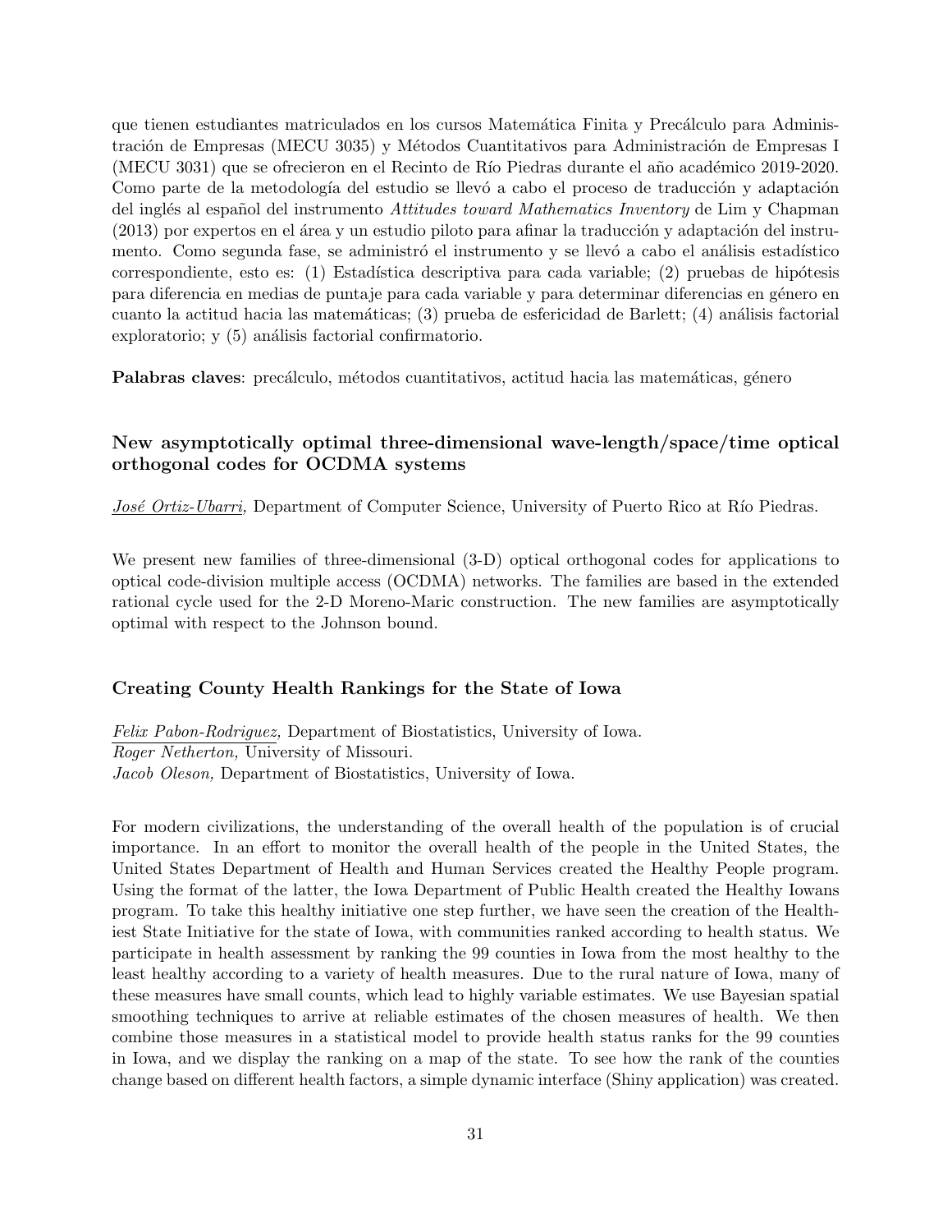que tienen estudiantes matriculados en los cursos Matemática Finita y Precálculo para Administración de Empresas (MECU 3035) y Métodos Cuantitativos para Administración de Empresas I (MECU 3031) que se ofrecieron en el Recinto de Río Piedras durante el año académico 2019-2020. Como parte de la metodología del estudio se llevó a cabo el proceso de traducción y adaptación del inglés al español del instrumento *Attitudes toward Mathematics Inventory* de Lim y Chapman (2013) por expertos en el área y un estudio piloto para afinar la traducción y adaptación del instrumento. Como segunda fase, se administró el instrumento y se llevó a cabo el análisis estadístico correspondiente, esto es: (1) Estadística descriptiva para cada variable; (2) pruebas de hipótesis para diferencia en medias de puntaje para cada variable y para determinar diferencias en género en cuanto la actitud hacia las matemáticas; (3) prueba de esfericidad de Barlett; (4) análisis factorial exploratorio; y (5) análisis factorial confirmatorio.

**Palabras claves**: precálculo, métodos cuantitativos, actitud hacia las matemáticas, género

### New asymptotically optimal three-dimensional wave-length/space/time optical orthogonal codes for OCDMA systems

*José Ortiz-Ubarri,* Department of Computer Science, University of Puerto Rico at Río Piedras.

We present new families of three-dimensional (3-D) optical orthogonal codes for applications to optical code-division multiple access (OCDMA) networks. The families are based in the extended rational cycle used for the 2-D Moreno-Maric construction. The new families are asymptotically optimal with respect to the Johnson bound.

### Creating County Health Rankings for the State of Iowa

*Felix Pabon-Rodriguez,* Department of Biostatistics, University of Iowa.
*Roger Netherton,* University of Missouri.
*Jacob Oleson,* Department of Biostatistics, University of Iowa.

For modern civilizations, the understanding of the overall health of the population is of crucial importance. In an effort to monitor the overall health of the people in the United States, the United States Department of Health and Human Services created the Healthy People program. Using the format of the latter, the Iowa Department of Public Health created the Healthy Iowans program. To take this healthy initiative one step further, we have seen the creation of the Healthiest State Initiative for the state of Iowa, with communities ranked according to health status. We participate in health assessment by ranking the 99 counties in Iowa from the most healthy to the least healthy according to a variety of health measures. Due to the rural nature of Iowa, many of these measures have small counts, which lead to highly variable estimates. We use Bayesian spatial smoothing techniques to arrive at reliable estimates of the chosen measures of health. We then combine those measures in a statistical model to provide health status ranks for the 99 counties in Iowa, and we display the ranking on a map of the state. To see how the rank of the counties change based on different health factors, a simple dynamic interface (Shiny application) was created.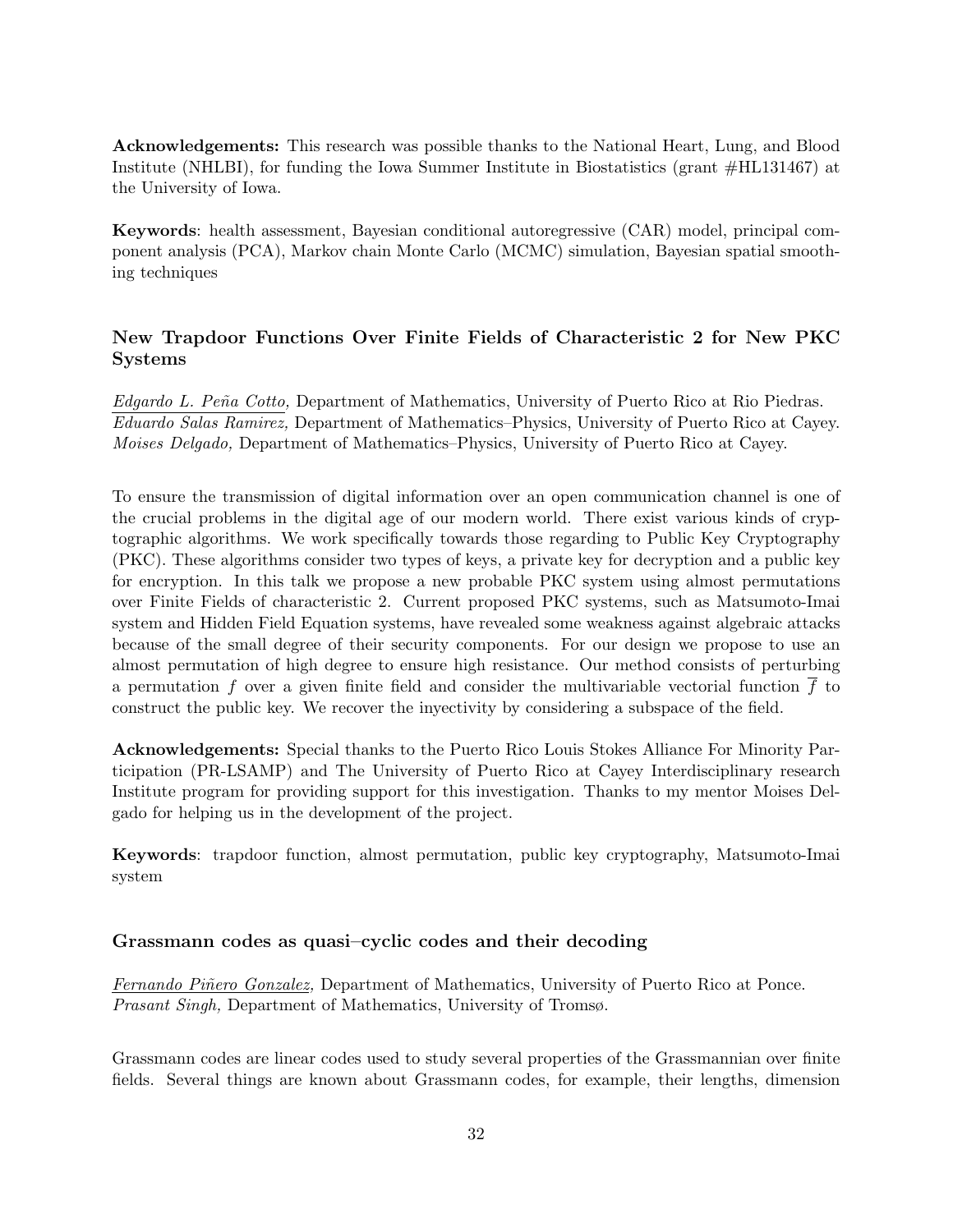**Acknowledgements:** This research was possible thanks to the National Heart, Lung, and Blood Institute (NHLBI), for funding the Iowa Summer Institute in Biostatistics (grant #HL131467) at the University of Iowa.

**Keywords**: health assessment, Bayesian conditional autoregressive (CAR) model, principal component analysis (PCA), Markov chain Monte Carlo (MCMC) simulation, Bayesian spatial smoothing techniques

### New Trapdoor Functions Over Finite Fields of Characteristic 2 for New PKC Systems

*Edgardo L. Peña Cotto,* Department of Mathematics, University of Puerto Rico at Rio Piedras.
*Eduardo Salas Ramirez,* Department of Mathematics–Physics, University of Puerto Rico at Cayey.
*Moises Delgado,* Department of Mathematics–Physics, University of Puerto Rico at Cayey.

To ensure the transmission of digital information over an open communication channel is one of the crucial problems in the digital age of our modern world. There exist various kinds of cryptographic algorithms. We work specifically towards those regarding to Public Key Cryptography (PKC). These algorithms consider two types of keys, a private key for decryption and a public key for encryption. In this talk we propose a new probable PKC system using almost permutations over Finite Fields of characteristic 2. Current proposed PKC systems, such as Matsumoto-Imai system and Hidden Field Equation systems, have revealed some weakness against algebraic attacks because of the small degree of their security components. For our design we propose to use an almost permutation of high degree to ensure high resistance. Our method consists of perturbing a permutation $f$ over a given finite field and consider the multivariable vectorial function $\overline{f}$ to construct the public key. We recover the inyectivity by considering a subspace of the field.

**Acknowledgements:** Special thanks to the Puerto Rico Louis Stokes Alliance For Minority Participation (PR-LSAMP) and The University of Puerto Rico at Cayey Interdisciplinary research Institute program for providing support for this investigation. Thanks to my mentor Moises Delgado for helping us in the development of the project.

**Keywords**: trapdoor function, almost permutation, public key cryptography, Matsumoto-Imai system

### Grassmann codes as quasi–cyclic codes and their decoding

*Fernando Piñero Gonzalez,* Department of Mathematics, University of Puerto Rico at Ponce.
*Prasant Singh,* Department of Mathematics, University of Tromsø.

Grassmann codes are linear codes used to study several properties of the Grassmannian over finite fields. Several things are known about Grassmann codes, for example, their lengths, dimension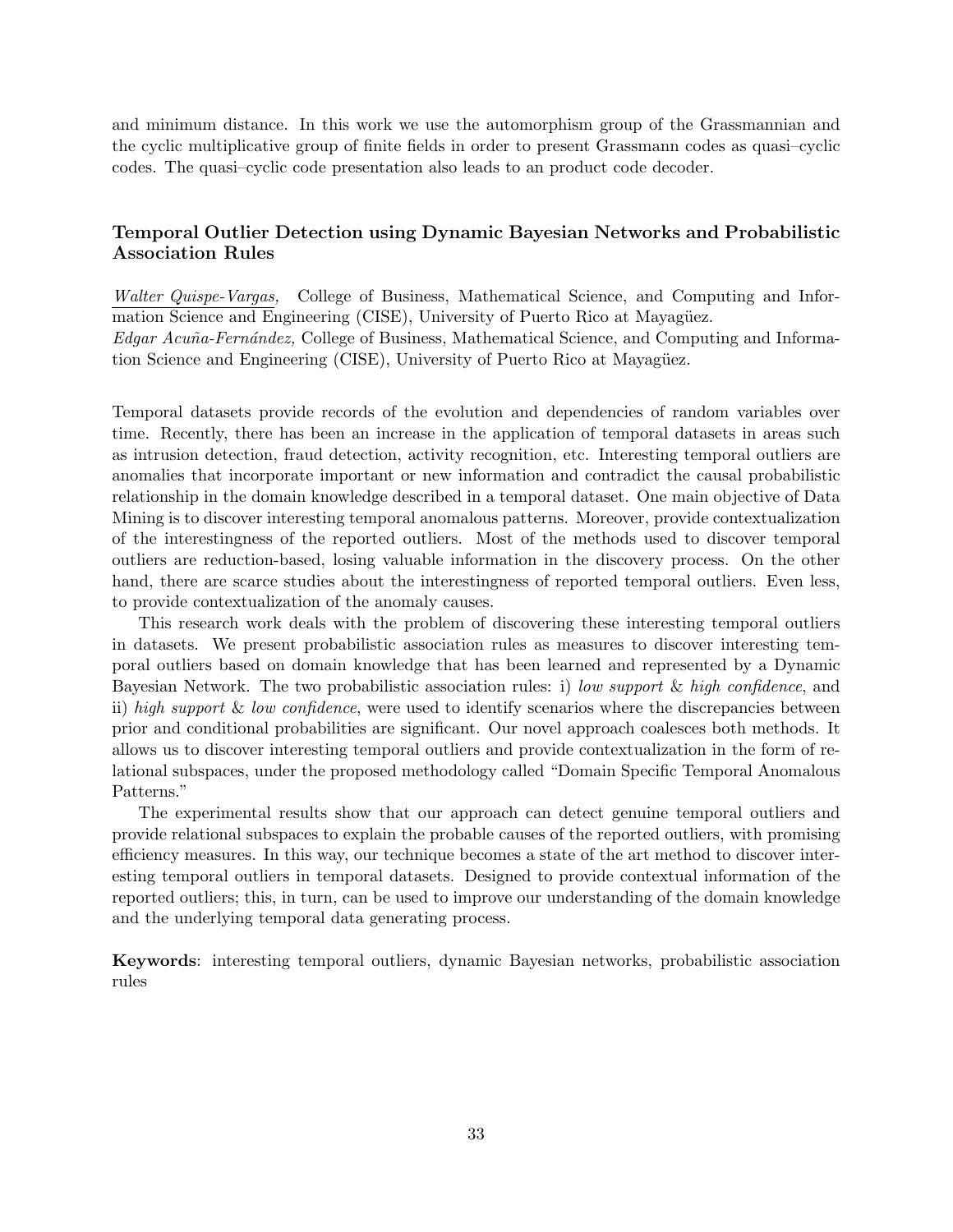and minimum distance. In this work we use the automorphism group of the Grassmannian and the cyclic multiplicative group of finite fields in order to present Grassmann codes as quasi–cyclic codes. The quasi–cyclic code presentation also leads to an product code decoder.

### Temporal Outlier Detection using Dynamic Bayesian Networks and Probabilistic Association Rules

*Walter Quispe-Vargas,* College of Business, Mathematical Science, and Computing and Information Science and Engineering (CISE), University of Puerto Rico at Mayagüez.
*Edgar Acuña-Fernández,* College of Business, Mathematical Science, and Computing and Information Science and Engineering (CISE), University of Puerto Rico at Mayagüez.

Temporal datasets provide records of the evolution and dependencies of random variables over time. Recently, there has been an increase in the application of temporal datasets in areas such as intrusion detection, fraud detection, activity recognition, etc. Interesting temporal outliers are anomalies that incorporate important or new information and contradict the causal probabilistic relationship in the domain knowledge described in a temporal dataset. One main objective of Data Mining is to discover interesting temporal anomalous patterns. Moreover, provide contextualization of the interestingness of the reported outliers. Most of the methods used to discover temporal outliers are reduction-based, losing valuable information in the discovery process. On the other hand, there are scarce studies about the interestingness of reported temporal outliers. Even less, to provide contextualization of the anomaly causes.

This research work deals with the problem of discovering these interesting temporal outliers in datasets. We present probabilistic association rules as measures to discover interesting temporal outliers based on domain knowledge that has been learned and represented by a Dynamic Bayesian Network. The two probabilistic association rules: i) *low support* & *high confidence*, and ii) *high support* & *low confidence*, were used to identify scenarios where the discrepancies between prior and conditional probabilities are significant. Our novel approach coalesces both methods. It allows us to discover interesting temporal outliers and provide contextualization in the form of relational subspaces, under the proposed methodology called "Domain Specific Temporal Anomalous Patterns."

The experimental results show that our approach can detect genuine temporal outliers and provide relational subspaces to explain the probable causes of the reported outliers, with promising efficiency measures. In this way, our technique becomes a state of the art method to discover interesting temporal outliers in temporal datasets. Designed to provide contextual information of the reported outliers; this, in turn, can be used to improve our understanding of the domain knowledge and the underlying temporal data generating process.

**Keywords**: interesting temporal outliers, dynamic Bayesian networks, probabilistic association rules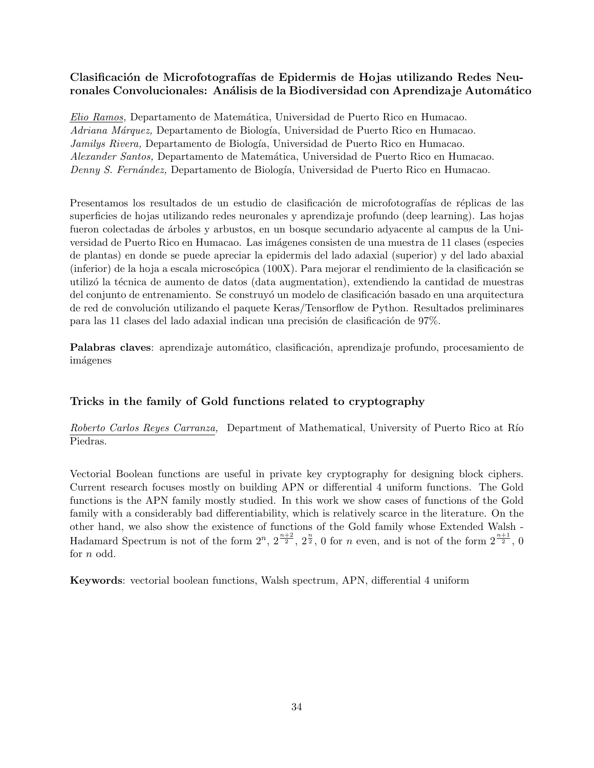### Clasificación de Microfotografías de Epidermis de Hojas utilizando Redes Neuronales Convolucionales: Análisis de la Biodiversidad con Aprendizaje Automático

*Elio Ramos,* Departamento de Matemática, Universidad de Puerto Rico en Humacao.
*Adriana Márquez,* Departamento de Biología, Universidad de Puerto Rico en Humacao.
*Jamilys Rivera,* Departamento de Biología, Universidad de Puerto Rico en Humacao.
*Alexander Santos,* Departamento de Matemática, Universidad de Puerto Rico en Humacao.
*Denny S. Fernández,* Departamento de Biología, Universidad de Puerto Rico en Humacao.

Presentamos los resultados de un estudio de clasificación de microfotografías de réplicas de las superficies de hojas utilizando redes neuronales y aprendizaje profundo (deep learning). Las hojas fueron colectadas de árboles y arbustos, en un bosque secundario adyacente al campus de la Universidad de Puerto Rico en Humacao. Las imágenes consisten de una muestra de 11 clases (especies de plantas) en donde se puede apreciar la epidermis del lado adaxial (superior) y del lado abaxial (inferior) de la hoja a escala microscópica (100X). Para mejorar el rendimiento de la clasificación se utilizó la técnica de aumento de datos (data augmentation), extendiendo la cantidad de muestras del conjunto de entrenamiento. Se construyó un modelo de clasificación basado en una arquitectura de red de convolución utilizando el paquete Keras/Tensorflow de Python. Resultados preliminares para las 11 clases del lado adaxial indican una precisión de clasificación de 97%.

**Palabras claves**: aprendizaje automático, clasificación, aprendizaje profundo, procesamiento de imágenes

### Tricks in the family of Gold functions related to cryptography

*Roberto Carlos Reyes Carranza,* Department of Mathematical, University of Puerto Rico at Río Piedras.

Vectorial Boolean functions are useful in private key cryptography for designing block ciphers. Current research focuses mostly on building APN or differential 4 uniform functions. The Gold functions is the APN family mostly studied. In this work we show cases of functions of the Gold family with a considerably bad differentiability, which is relatively scarce in the literature. On the other hand, we also show the existence of functions of the Gold family whose Extended Walsh - Hadamard Spectrum is not of the form $2^n$, $2^{\frac{n+2}{2}}$, $2^{\frac{n}{2}}$, 0 for $n$ even, and is not of the form $2^{\frac{n+1}{2}}$, 0 for $n$ odd.

**Keywords**: vectorial boolean functions, Walsh spectrum, APN, differential 4 uniform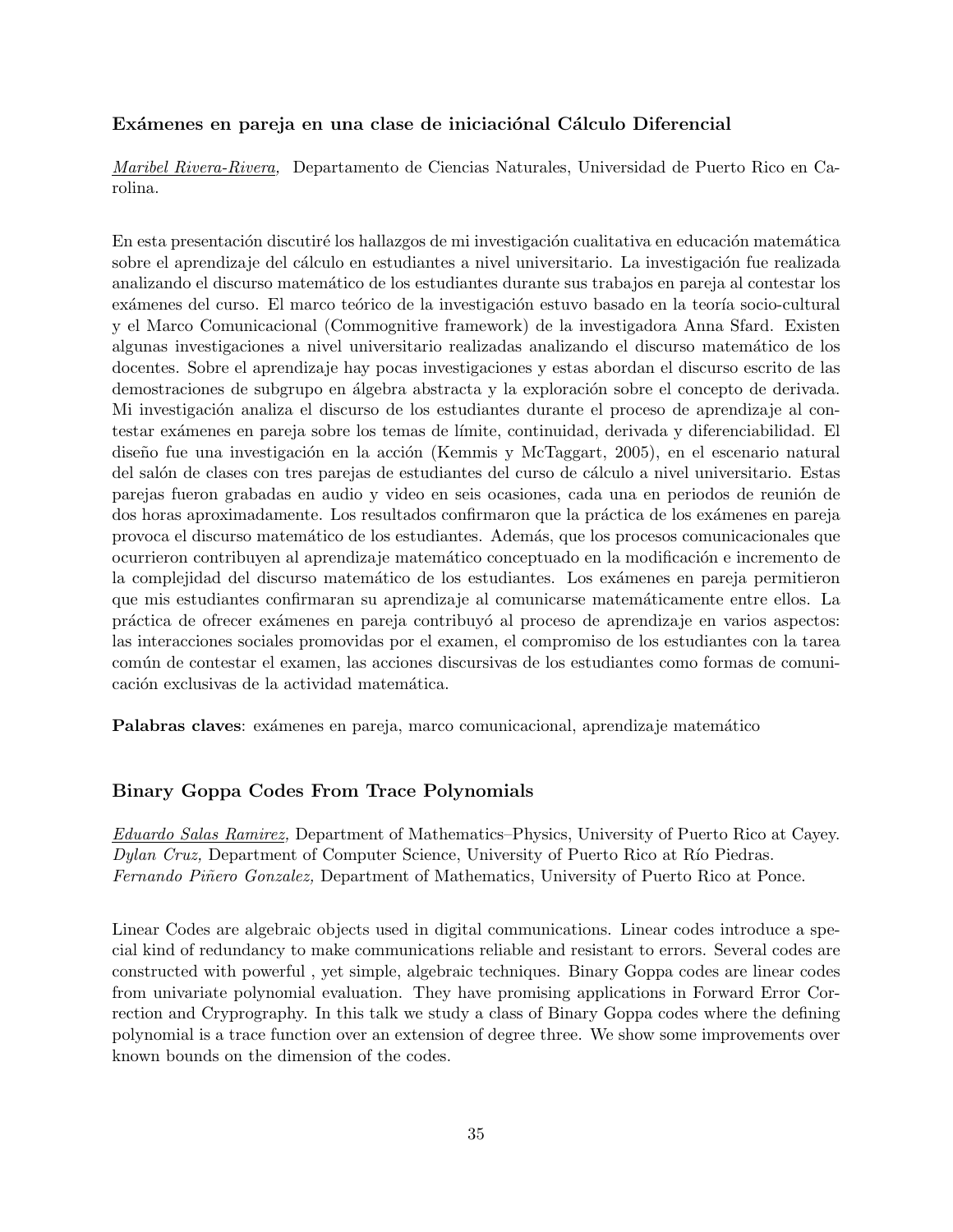### Exámenes en pareja en una clase de iniciaciónal Cálculo Diferencial

*Maribel Rivera-Rivera,* Departamento de Ciencias Naturales, Universidad de Puerto Rico en Carolina.

En esta presentación discutiré los hallazgos de mi investigación cualitativa en educación matemática sobre el aprendizaje del cálculo en estudiantes a nivel universitario. La investigación fue realizada analizando el discurso matemático de los estudiantes durante sus trabajos en pareja al contestar los exámenes del curso. El marco teórico de la investigación estuvo basado en la teoría socio-cultural y el Marco Comunicacional (Commognitive framework) de la investigadora Anna Sfard. Existen algunas investigaciones a nivel universitario realizadas analizando el discurso matemático de los docentes. Sobre el aprendizaje hay pocas investigaciones y estas abordan el discurso escrito de las demostraciones de subgrupo en álgebra abstracta y la exploración sobre el concepto de derivada. Mi investigación analiza el discurso de los estudiantes durante el proceso de aprendizaje al contestar exámenes en pareja sobre los temas de límite, continuidad, derivada y diferenciabilidad. El diseño fue una investigación en la acción (Kemmis y McTaggart, 2005), en el escenario natural del salón de clases con tres parejas de estudiantes del curso de cálculo a nivel universitario. Estas parejas fueron grabadas en audio y video en seis ocasiones, cada una en periodos de reunión de dos horas aproximadamente. Los resultados confirmaron que la práctica de los exámenes en pareja provoca el discurso matemático de los estudiantes. Además, que los procesos comunicacionales que ocurrieron contribuyen al aprendizaje matemático conceptuado en la modificación e incremento de la complejidad del discurso matemático de los estudiantes. Los exámenes en pareja permitieron que mis estudiantes confirmaran su aprendizaje al comunicarse matemáticamente entre ellos. La práctica de ofrecer exámenes en pareja contribuyó al proceso de aprendizaje en varios aspectos: las interacciones sociales promovidas por el examen, el compromiso de los estudiantes con la tarea común de contestar el examen, las acciones discursivas de los estudiantes como formas de comunicación exclusivas de la actividad matemática.

**Palabras claves**: exámenes en pareja, marco comunicacional, aprendizaje matemático

### Binary Goppa Codes From Trace Polynomials

*Eduardo Salas Ramirez,* Department of Mathematics–Physics, University of Puerto Rico at Cayey.
*Dylan Cruz,* Department of Computer Science, University of Puerto Rico at Río Piedras.
*Fernando Piñero Gonzalez,* Department of Mathematics, University of Puerto Rico at Ponce.

Linear Codes are algebraic objects used in digital communications. Linear codes introduce a special kind of redundancy to make communications reliable and resistant to errors. Several codes are constructed with powerful , yet simple, algebraic techniques. Binary Goppa codes are linear codes from univariate polynomial evaluation. They have promising applications in Forward Error Correction and Cryprography. In this talk we study a class of Binary Goppa codes where the defining polynomial is a trace function over an extension of degree three. We show some improvements over known bounds on the dimension of the codes.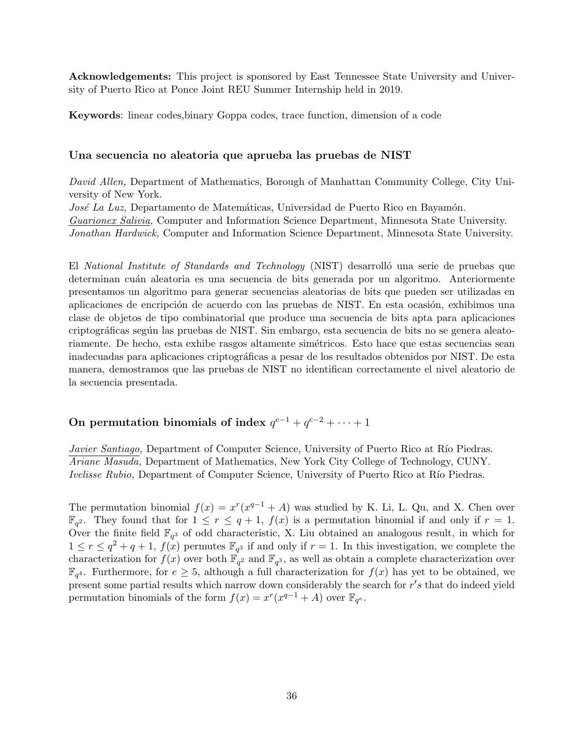**Acknowledgements:** This project is sponsored by East Tennessee State University and University of Puerto Rico at Ponce Joint REU Summer Internship held in 2019.

**Keywords**: linear codes,binary Goppa codes, trace function, dimension of a code

### Una secuencia no aleatoria que aprueba las pruebas de NIST

*David Allen,* Department of Mathematics, Borough of Manhattan Community College, City University of New York.
*José La Luz,* Departamento de Matemáticas, Universidad de Puerto Rico en Bayamón.
*Guarionex Salivia,* Computer and Information Science Department, Minnesota State University.
*Jonathan Hardwick,* Computer and Information Science Department, Minnesota State University.

El *National Institute of Standards and Technology* (NIST) desarrolló una serie de pruebas que determinan cuán aleatoria es una secuencia de bits generada por un algoritmo. Anteriormente presentamos un algoritmo para generar secuencias aleatorias de bits que pueden ser utilizadas en aplicaciones de encripción de acuerdo con las pruebas de NIST. En esta ocasión, exhibimos una clase de objetos de tipo combinatorial que produce una secuencia de bits apta para aplicaciones criptográficas según las pruebas de NIST. Sin embargo, esta secuencia de bits no se genera aleatoriamente. De hecho, esta exhibe rasgos altamente simétricos. Esto hace que estas secuencias sean inadecuadas para aplicaciones criptográficas a pesar de los resultados obtenidos por NIST. De esta manera, demostramos que las pruebas de NIST no identifican correctamente el nivel aleatorio de la secuencia presentada.

### On permutation binomials of index $q^{e-1} + q^{e-2} + \cdots + 1$

*Javier Santiago,* Department of Computer Science, University of Puerto Rico at Río Piedras.
*Ariane Masuda,* Department of Mathematics, New York City College of Technology, CUNY.
*Ivelisse Rubio,* Department of Computer Science, University of Puerto Rico at Río Piedras.

The permutation binomial $f(x) = x^r(x^{q-1} + A)$ was studied by K. Li, L. Qu, and X. Chen over $\mathbb{F}_{q^2}$. They found that for $1 \le r \le q + 1$, $f(x)$ is a permutation binomial if and only if $r = 1$. Over the finite field $\mathbb{F}_{q^3}$ of odd characteristic, X. Liu obtained an analogous result, in which for $1 \le r \le q^2 + q + 1$, $f(x)$ permutes $\mathbb{F}_{q^3}$ if and only if $r = 1$. In this investigation, we complete the characterization for $f(x)$ over both $\mathbb{F}_{q^2}$ and $\mathbb{F}_{q^3}$, as well as obtain a complete characterization over $\mathbb{F}_{q^4}$. Furthermore, for $e \ge 5$, although a full characterization for $f(x)$ has yet to be obtained, we present some partial results which narrow down considerably the search for $r's$ that do indeed yield permutation binomials of the form $f(x) = x^r(x^{q-1} + A)$ over $\mathbb{F}_{q^e}$.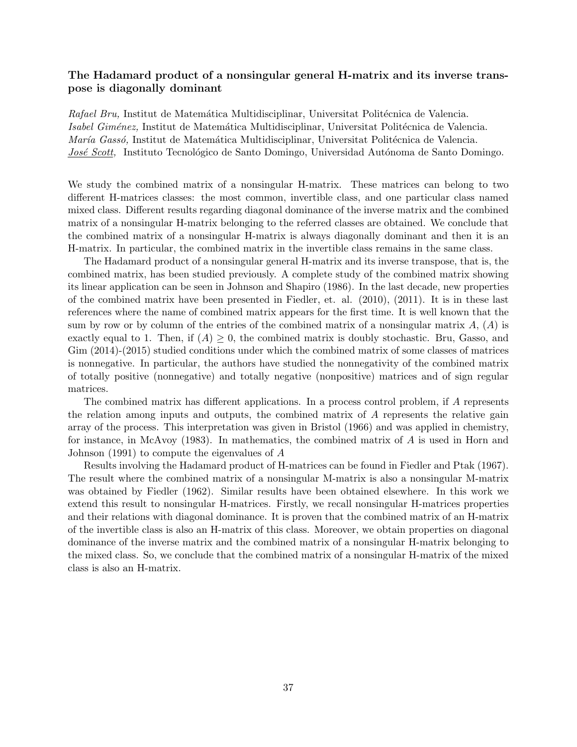### The Hadamard product of a nonsingular general H-matrix and its inverse transpose is diagonally dominant

*Rafael Bru,* Institut de Matemática Multidisciplinar, Universitat Politécnica de Valencia.
*Isabel Giménez,* Institut de Matemática Multidisciplinar, Universitat Politécnica de Valencia.
*María Gassó,* Institut de Matemática Multidisciplinar, Universitat Politécnica de Valencia.
*José Scott,* Instituto Tecnológico de Santo Domingo, Universidad Autónoma de Santo Domingo.

We study the combined matrix of a nonsingular H-matrix. These matrices can belong to two different H-matrices classes: the most common, invertible class, and one particular class named mixed class. Different results regarding diagonal dominance of the inverse matrix and the combined matrix of a nonsingular H-matrix belonging to the referred classes are obtained. We conclude that the combined matrix of a nonsingular H-matrix is always diagonally dominant and then it is an H-matrix. In particular, the combined matrix in the invertible class remains in the same class.

The Hadamard product of a nonsingular general H-matrix and its inverse transpose, that is, the combined matrix, has been studied previously. A complete study of the combined matrix showing its linear application can be seen in Johnson and Shapiro (1986). In the last decade, new properties of the combined matrix have been presented in Fiedler, et. al. (2010), (2011). It is in these last references where the name of combined matrix appears for the first time. It is well known that the sum by row or by column of the entries of the combined matrix of a nonsingular matrix $A$, $(A)$ is exactly equal to 1. Then, if $(A) \geq 0$, the combined matrix is doubly stochastic. Bru, Gasso, and Gim (2014)-(2015) studied conditions under which the combined matrix of some classes of matrices is nonnegative. In particular, the authors have studied the nonnegativity of the combined matrix of totally positive (nonnegative) and totally negative (nonpositive) matrices and of sign regular matrices.

The combined matrix has different applications. In a process control problem, if $A$ represents the relation among inputs and outputs, the combined matrix of $A$ represents the relative gain array of the process. This interpretation was given in Bristol (1966) and was applied in chemistry, for instance, in McAvoy (1983). In mathematics, the combined matrix of $A$ is used in Horn and Johnson (1991) to compute the eigenvalues of $A$

Results involving the Hadamard product of H-matrices can be found in Fiedler and Ptak (1967). The result where the combined matrix of a nonsingular M-matrix is also a nonsingular M-matrix was obtained by Fiedler (1962). Similar results have been obtained elsewhere. In this work we extend this result to nonsingular H-matrices. Firstly, we recall nonsingular H-matrices properties and their relations with diagonal dominance. It is proven that the combined matrix of an H-matrix of the invertible class is also an H-matrix of this class. Moreover, we obtain properties on diagonal dominance of the inverse matrix and the combined matrix of a nonsingular H-matrix belonging to the mixed class. So, we conclude that the combined matrix of a nonsingular H-matrix of the mixed class is also an H-matrix.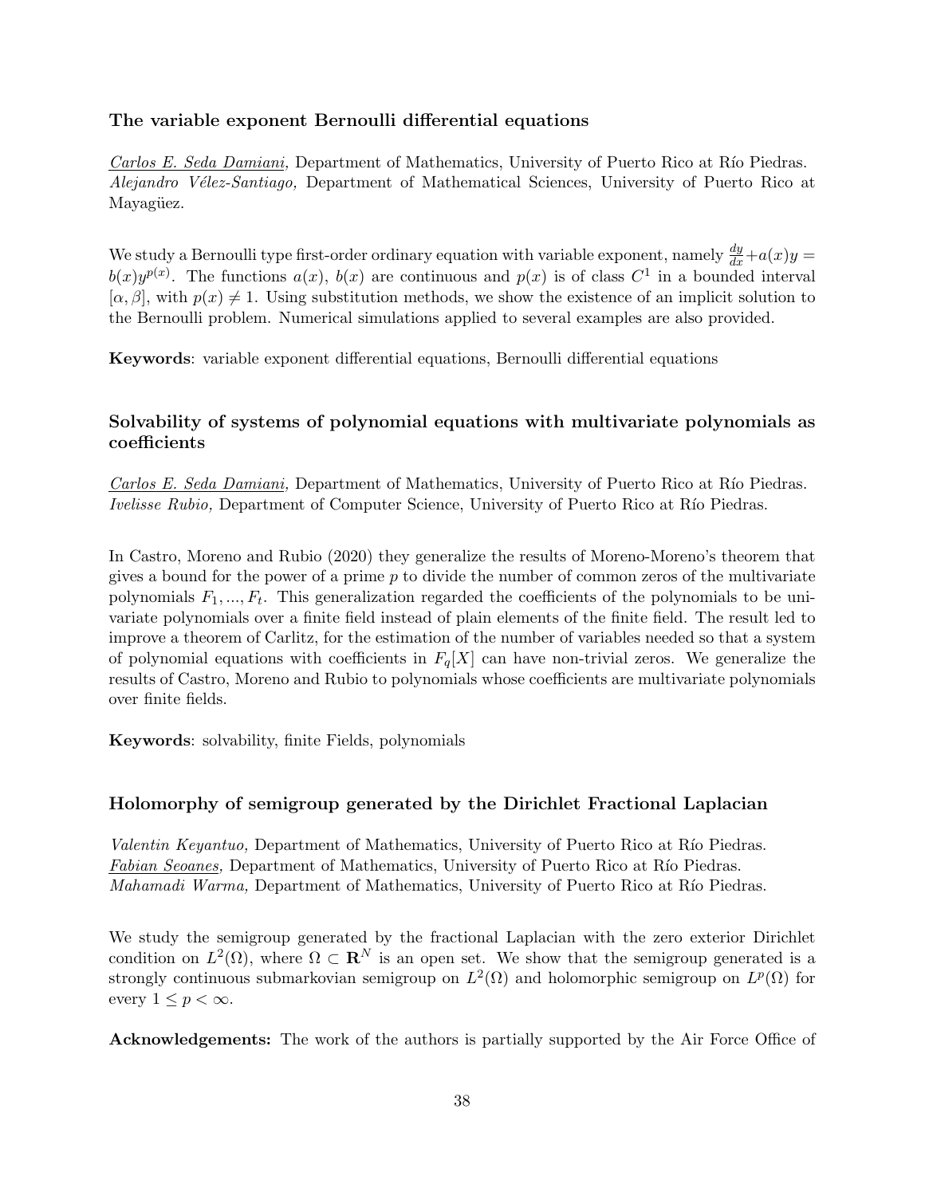### The variable exponent Bernoulli differential equations

*Carlos E. Seda Damiani*, Department of Mathematics, University of Puerto Rico at Río Piedras.
*Alejandro Vélez-Santiago,* Department of Mathematical Sciences, University of Puerto Rico at Mayagüez.

We study a Bernoulli type first-order ordinary equation with variable exponent, namely $\frac{dy}{dx}+a(x)y = b(x)y^{p(x)}$. The functions $a(x)$, $b(x)$ are continuous and $p(x)$ is of class $C^1$ in a bounded interval $[\alpha, \beta]$, with $p(x) \neq 1$. Using substitution methods, we show the existence of an implicit solution to the Bernoulli problem. Numerical simulations applied to several examples are also provided.

**Keywords**: variable exponent differential equations, Bernoulli differential equations

### Solvability of systems of polynomial equations with multivariate polynomials as coefficients

*Carlos E. Seda Damiani,* Department of Mathematics, University of Puerto Rico at Río Piedras.
*Ivelisse Rubio,* Department of Computer Science, University of Puerto Rico at Río Piedras.

In Castro, Moreno and Rubio (2020) they generalize the results of Moreno-Moreno's theorem that gives a bound for the power of a prime $p$ to divide the number of common zeros of the multivariate polynomials $F_1, ..., F_t$. This generalization regarded the coefficients of the polynomials to be univariate polynomials over a finite field instead of plain elements of the finite field. The result led to improve a theorem of Carlitz, for the estimation of the number of variables needed so that a system of polynomial equations with coefficients in $F_q[X]$ can have non-trivial zeros. We generalize the results of Castro, Moreno and Rubio to polynomials whose coefficients are multivariate polynomials over finite fields.

**Keywords**: solvability, finite Fields, polynomials

### Holomorphy of semigroup generated by the Dirichlet Fractional Laplacian

*Valentin Keyantuo,* Department of Mathematics, University of Puerto Rico at Río Piedras.
*Fabian Seoanes,* Department of Mathematics, University of Puerto Rico at Río Piedras.
*Mahamadi Warma,* Department of Mathematics, University of Puerto Rico at Río Piedras.

We study the semigroup generated by the fractional Laplacian with the zero exterior Dirichlet condition on $L^2(\Omega)$, where $\Omega \subset \mathbf{R}^N$ is an open set. We show that the semigroup generated is a strongly continuous submarkovian semigroup on $L^2(\Omega)$ and holomorphic semigroup on $L^p(\Omega)$ for every $1 \leq p < \infty$.

**Acknowledgements:** The work of the authors is partially supported by the Air Force Office of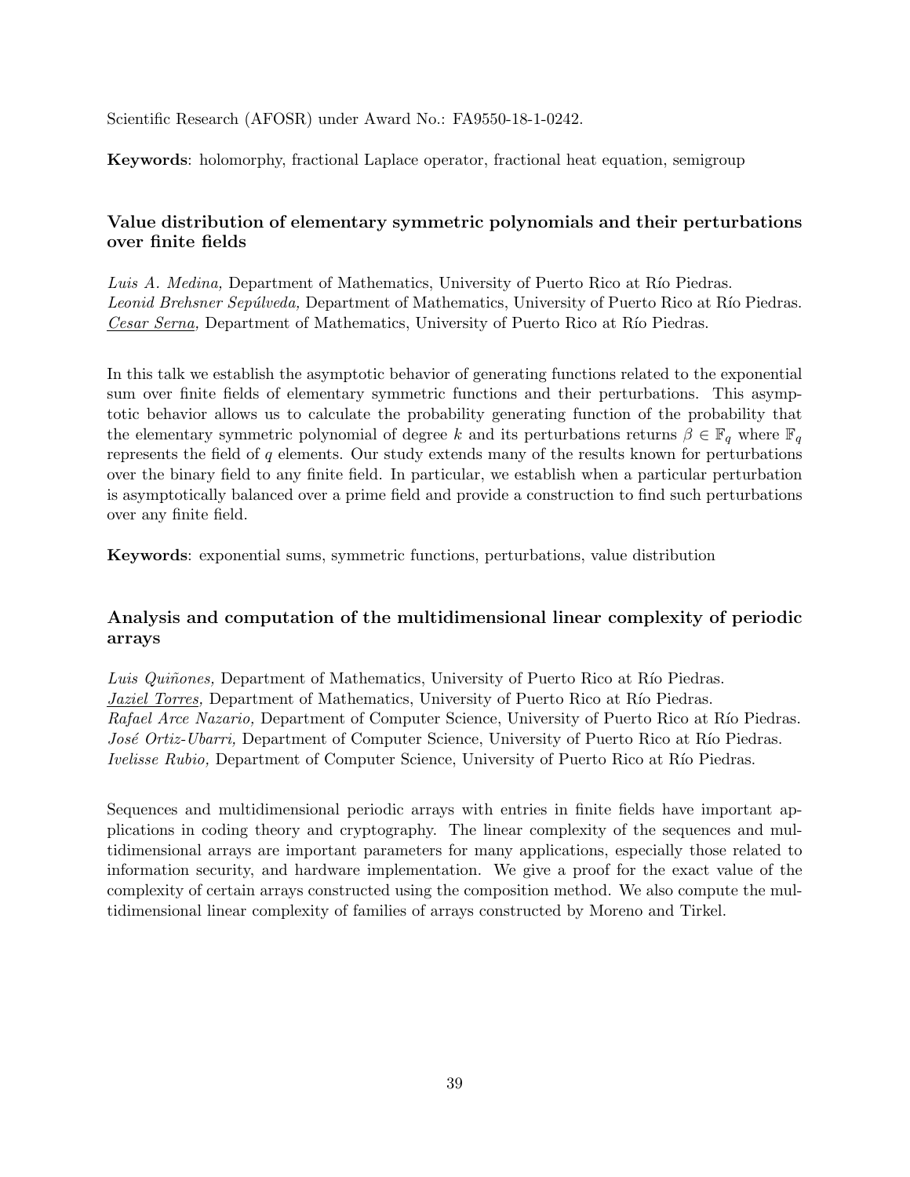Scientific Research (AFOSR) under Award No.: FA9550-18-1-0242.

**Keywords**: holomorphy, fractional Laplace operator, fractional heat equation, semigroup

### Value distribution of elementary symmetric polynomials and their perturbations over finite fields

*Luis A. Medina,* Department of Mathematics, University of Puerto Rico at Río Piedras.
*Leonid Brehsner Sepúlveda,* Department of Mathematics, University of Puerto Rico at Río Piedras.
<u>*Cesar Serna,*</u> Department of Mathematics, University of Puerto Rico at Río Piedras.

In this talk we establish the asymptotic behavior of generating functions related to the exponential sum over finite fields of elementary symmetric functions and their perturbations. This asymptotic behavior allows us to calculate the probability generating function of the probability that the elementary symmetric polynomial of degree $k$ and its perturbations returns $\beta \in \mathbb{F}_q$ where $\mathbb{F}_q$ represents the field of $q$ elements. Our study extends many of the results known for perturbations over the binary field to any finite field. In particular, we establish when a particular perturbation is asymptotically balanced over a prime field and provide a construction to find such perturbations over any finite field.

**Keywords**: exponential sums, symmetric functions, perturbations, value distribution

### Analysis and computation of the multidimensional linear complexity of periodic arrays

*Luis Quiñones,* Department of Mathematics, University of Puerto Rico at Río Piedras.
<u>*Jaziel Torres,*</u> Department of Mathematics, University of Puerto Rico at Río Piedras.
*Rafael Arce Nazario,* Department of Computer Science, University of Puerto Rico at Río Piedras.
*José Ortiz-Ubarri,* Department of Computer Science, University of Puerto Rico at Río Piedras.
*Ivelisse Rubio,* Department of Computer Science, University of Puerto Rico at Río Piedras.

Sequences and multidimensional periodic arrays with entries in finite fields have important applications in coding theory and cryptography. The linear complexity of the sequences and multidimensional arrays are important parameters for many applications, especially those related to information security, and hardware implementation. We give a proof for the exact value of the complexity of certain arrays constructed using the composition method. We also compute the multidimensional linear complexity of families of arrays constructed by Moreno and Tirkel.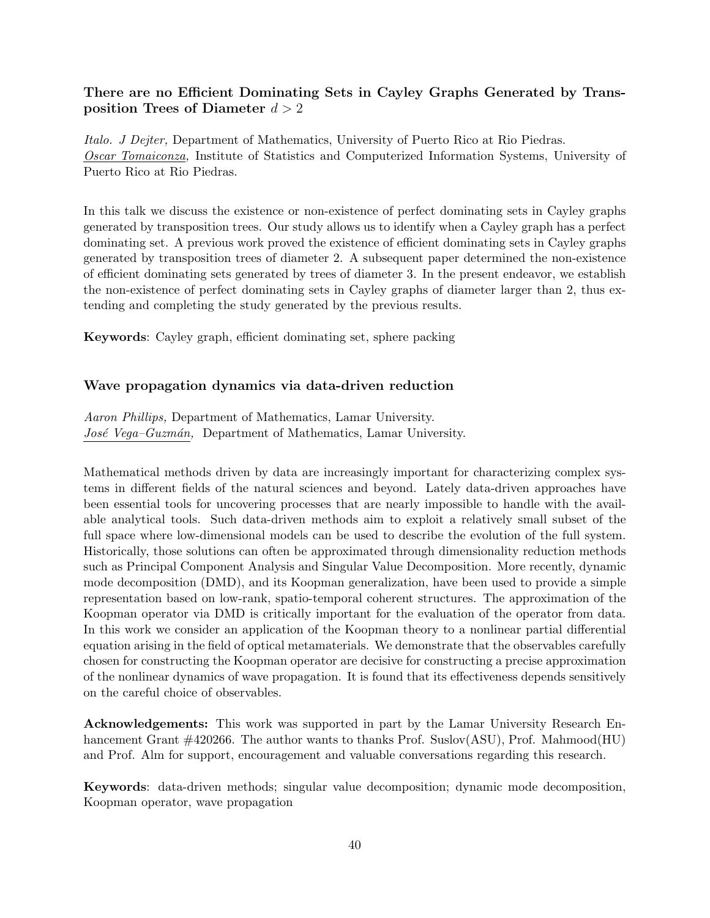### There are no Efficient Dominating Sets in Cayley Graphs Generated by Transposition Trees of Diameter $d > 2$

*Italo. J Dejter,* Department of Mathematics, University of Puerto Rico at Rio Piedras.
*Oscar Tomaiconza,* Institute of Statistics and Computerized Information Systems, University of Puerto Rico at Rio Piedras.

In this talk we discuss the existence or non-existence of perfect dominating sets in Cayley graphs generated by transposition trees. Our study allows us to identify when a Cayley graph has a perfect dominating set. A previous work proved the existence of efficient dominating sets in Cayley graphs generated by transposition trees of diameter 2. A subsequent paper determined the non-existence of efficient dominating sets generated by trees of diameter 3. In the present endeavor, we establish the non-existence of perfect dominating sets in Cayley graphs of diameter larger than 2, thus extending and completing the study generated by the previous results.

**Keywords**: Cayley graph, efficient dominating set, sphere packing

### Wave propagation dynamics via data-driven reduction

*Aaron Phillips,* Department of Mathematics, Lamar University.
*José Vega–Guzmán,* Department of Mathematics, Lamar University.

Mathematical methods driven by data are increasingly important for characterizing complex systems in different fields of the natural sciences and beyond. Lately data-driven approaches have been essential tools for uncovering processes that are nearly impossible to handle with the available analytical tools. Such data-driven methods aim to exploit a relatively small subset of the full space where low-dimensional models can be used to describe the evolution of the full system. Historically, those solutions can often be approximated through dimensionality reduction methods such as Principal Component Analysis and Singular Value Decomposition. More recently, dynamic mode decomposition (DMD), and its Koopman generalization, have been used to provide a simple representation based on low-rank, spatio-temporal coherent structures. The approximation of the Koopman operator via DMD is critically important for the evaluation of the operator from data. In this work we consider an application of the Koopman theory to a nonlinear partial differential equation arising in the field of optical metamaterials. We demonstrate that the observables carefully chosen for constructing the Koopman operator are decisive for constructing a precise approximation of the nonlinear dynamics of wave propagation. It is found that its effectiveness depends sensitively on the careful choice of observables.

**Acknowledgements:** This work was supported in part by the Lamar University Research Enhancement Grant #420266. The author wants to thanks Prof. Suslov(ASU), Prof. Mahmood(HU) and Prof. Alm for support, encouragement and valuable conversations regarding this research.

**Keywords**: data-driven methods; singular value decomposition; dynamic mode decomposition, Koopman operator, wave propagation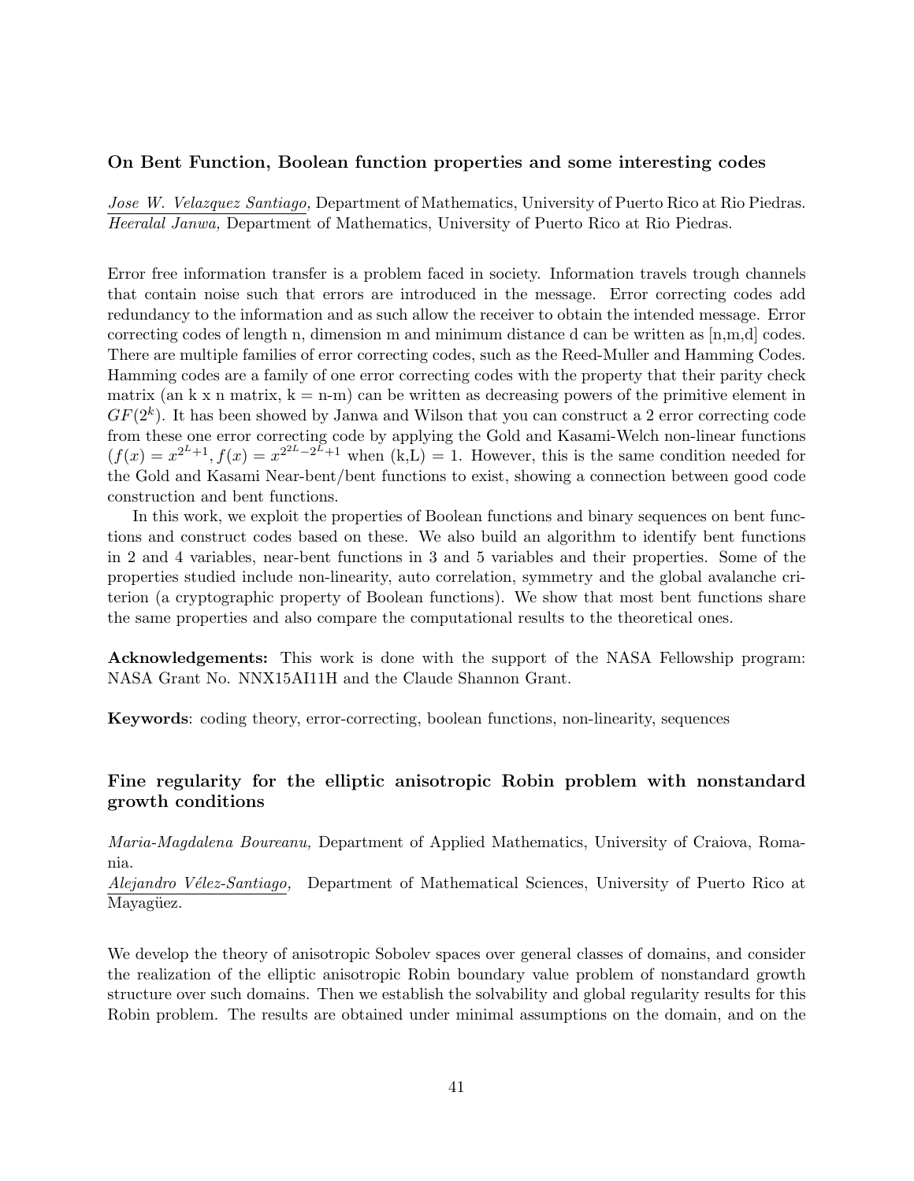### On Bent Function, Boolean function properties and some interesting codes

Jose W. Velazquez Santiago, Department of Mathematics, University of Puerto Rico at Rio Piedras.
*Heeralal Janwa,* Department of Mathematics, University of Puerto Rico at Rio Piedras.

Error free information transfer is a problem faced in society. Information travels trough channels that contain noise such that errors are introduced in the message. Error correcting codes add redundancy to the information and as such allow the receiver to obtain the intended message. Error correcting codes of length n, dimension m and minimum distance d can be written as [n,m,d] codes. There are multiple families of error correcting codes, such as the Reed-Muller and Hamming Codes. Hamming codes are a family of one error correcting codes with the property that their parity check matrix (an k x n matrix, k = n-m) can be written as decreasing powers of the primitive element in $GF(2^k)$. It has been showed by Janwa and Wilson that you can construct a 2 error correcting code from these one error correcting code by applying the Gold and Kasami-Welch non-linear functions ($f(x) = x^{2^L+1}, f(x) = x^{2^{2L}-2^L+1}$ when (k,L) = 1. However, this is the same condition needed for the Gold and Kasami Near-bent/bent functions to exist, showing a connection between good code construction and bent functions.

In this work, we exploit the properties of Boolean functions and binary sequences on bent functions and construct codes based on these. We also build an algorithm to identify bent functions in 2 and 4 variables, near-bent functions in 3 and 5 variables and their properties. Some of the properties studied include non-linearity, auto correlation, symmetry and the global avalanche criterion (a cryptographic property of Boolean functions). We show that most bent functions share the same properties and also compare the computational results to the theoretical ones.

**Acknowledgements:** This work is done with the support of the NASA Fellowship program: NASA Grant No. NNX15AI11H and the Claude Shannon Grant.

**Keywords**: coding theory, error-correcting, boolean functions, non-linearity, sequences

### Fine regularity for the elliptic anisotropic Robin problem with nonstandard growth conditions

*Maria-Magdalena Boureanu,* Department of Applied Mathematics, University of Craiova, Romania.
Alejandro Vélez-Santiago, Department of Mathematical Sciences, University of Puerto Rico at Mayagüez.

We develop the theory of anisotropic Sobolev spaces over general classes of domains, and consider the realization of the elliptic anisotropic Robin boundary value problem of nonstandard growth structure over such domains. Then we establish the solvability and global regularity results for this Robin problem. The results are obtained under minimal assumptions on the domain, and on the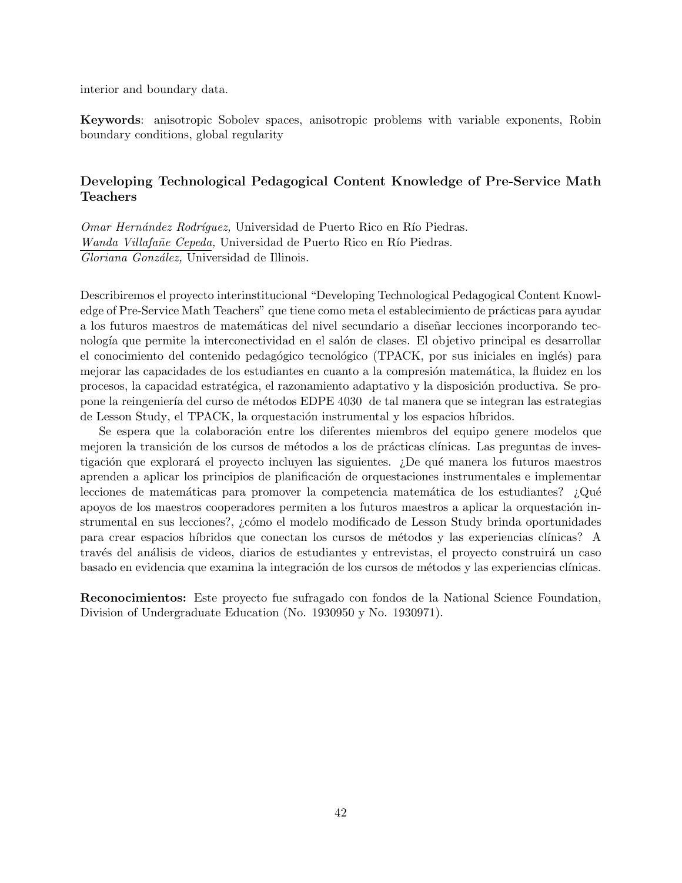interior and boundary data.

**Keywords**: anisotropic Sobolev spaces, anisotropic problems with variable exponents, Robin boundary conditions, global regularity

### Developing Technological Pedagogical Content Knowledge of Pre-Service Math Teachers

*Omar Hernández Rodríguez,* Universidad de Puerto Rico en Río Piedras.
*Wanda Villafañe Cepeda,* Universidad de Puerto Rico en Río Piedras.
*Gloriana González,* Universidad de Illinois.

Describiremos el proyecto interinstitucional "Developing Technological Pedagogical Content Knowledge of Pre-Service Math Teachers" que tiene como meta el establecimiento de prácticas para ayudar a los futuros maestros de matemáticas del nivel secundario a diseñar lecciones incorporando tecnología que permite la interconectividad en el salón de clases. El objetivo principal es desarrollar el conocimiento del contenido pedagógico tecnológico (TPACK, por sus iniciales en inglés) para mejorar las capacidades de los estudiantes en cuanto a la compresión matemática, la fluidez en los procesos, la capacidad estratégica, el razonamiento adaptativo y la disposición productiva. Se propone la reingeniería del curso de métodos EDPE 4030 de tal manera que se integran las estrategias de Lesson Study, el TPACK, la orquestación instrumental y los espacios híbridos.

Se espera que la colaboración entre los diferentes miembros del equipo genere modelos que mejoren la transición de los cursos de métodos a los de prácticas clínicas. Las preguntas de investigación que explorará el proyecto incluyen las siguientes. ¿De qué manera los futuros maestros aprenden a aplicar los principios de planificación de orquestaciones instrumentales e implementar lecciones de matemáticas para promover la competencia matemática de los estudiantes? ¿Qué apoyos de los maestros cooperadores permiten a los futuros maestros a aplicar la orquestación instrumental en sus lecciones?, ¿cómo el modelo modificado de Lesson Study brinda oportunidades para crear espacios híbridos que conectan los cursos de métodos y las experiencias clínicas? A través del análisis de videos, diarios de estudiantes y entrevistas, el proyecto construirá un caso basado en evidencia que examina la integración de los cursos de métodos y las experiencias clínicas.

**Reconocimientos:** Este proyecto fue sufragado con fondos de la National Science Foundation, Division of Undergraduate Education (No. 1930950 y No. 1930971).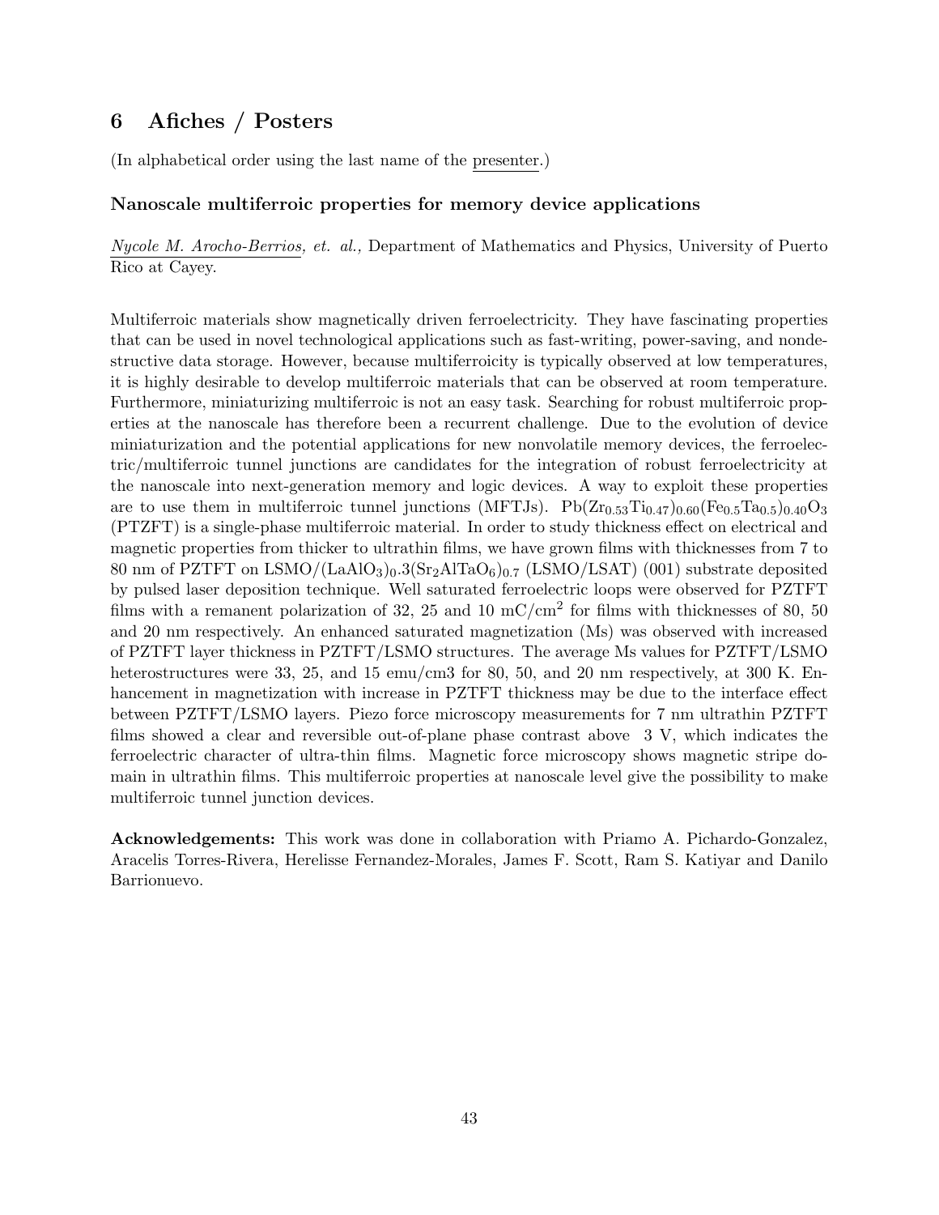# 6 Afiches / Posters

(In alphabetical order using the last name of the presenter.)

### Nanoscale multiferroic properties for memory device applications

*Nycole M. Arocho-Berrios, et. al.,* Department of Mathematics and Physics, University of Puerto Rico at Cayey.

Multiferroic materials show magnetically driven ferroelectricity. They have fascinating properties that can be used in novel technological applications such as fast-writing, power-saving, and nondestructive data storage. However, because multiferroicity is typically observed at low temperatures, it is highly desirable to develop multiferroic materials that can be observed at room temperature. Furthermore, miniaturizing multiferroic is not an easy task. Searching for robust multiferroic properties at the nanoscale has therefore been a recurrent challenge. Due to the evolution of device miniaturization and the potential applications for new nonvolatile memory devices, the ferroelectric/multiferroic tunnel junctions are candidates for the integration of robust ferroelectricity at the nanoscale into next-generation memory and logic devices. A way to exploit these properties are to use them in multiferroic tunnel junctions (MFTJs). $Pb(Zr_{0.53}Ti_{0.47})_{0.60}(Fe_{0.5}Ta_{0.5})_{0.40}O_3$ (PTZFT) is a single-phase multiferroic material. In order to study thickness effect on electrical and magnetic properties from thicker to ultrathin films, we have grown films with thicknesses from 7 to 80 nm of PZTFT on LSMO/$(LaAlO_3)_0.3(Sr_2AlTaO_6)_{0.7}$ (LSMO/LSAT) (001) substrate deposited by pulsed laser deposition technique. Well saturated ferroelectric loops were observed for PZTFT films with a remanent polarization of 32, 25 and 10 mC/cm$^2$ for films with thicknesses of 80, 50 and 20 nm respectively. An enhanced saturated magnetization (Ms) was observed with increased of PZTFT layer thickness in PZTFT/LSMO structures. The average Ms values for PZTFT/LSMO heterostructures were 33, 25, and 15 emu/cm3 for 80, 50, and 20 nm respectively, at 300 K. Enhancement in magnetization with increase in PZTFT thickness may be due to the interface effect between PZTFT/LSMO layers. Piezo force microscopy measurements for 7 nm ultrathin PZTFT films showed a clear and reversible out-of-plane phase contrast above 3 V, which indicates the ferroelectric character of ultra-thin films. Magnetic force microscopy shows magnetic stripe domain in ultrathin films. This multiferroic properties at nanoscale level give the possibility to make multiferroic tunnel junction devices.

**Acknowledgements:** This work was done in collaboration with Priamo A. Pichardo-Gonzalez, Aracelis Torres-Rivera, Herelisse Fernandez-Morales, James F. Scott, Ram S. Katiyar and Danilo Barrionuevo.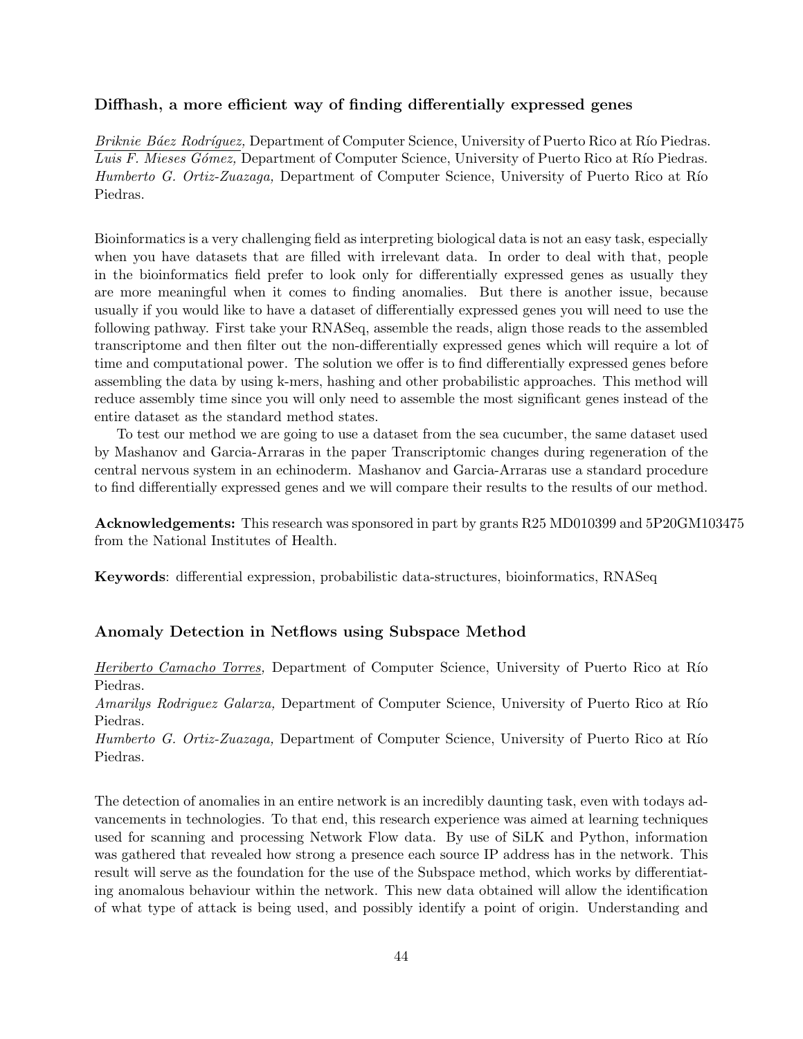### Diffhash, a more efficient way of finding differentially expressed genes

<u>*Briknie Báez Rodríguez,*</u> Department of Computer Science, University of Puerto Rico at Río Piedras.
<u>*Luis F. Mieses Gómez,*</u> Department of Computer Science, University of Puerto Rico at Río Piedras.
*Humberto G. Ortiz-Zuazaga,* Department of Computer Science, University of Puerto Rico at Río Piedras.

Bioinformatics is a very challenging field as interpreting biological data is not an easy task, especially when you have datasets that are filled with irrelevant data. In order to deal with that, people in the bioinformatics field prefer to look only for differentially expressed genes as usually they are more meaningful when it comes to finding anomalies. But there is another issue, because usually if you would like to have a dataset of differentially expressed genes you will need to use the following pathway. First take your RNASeq, assemble the reads, align those reads to the assembled transcriptome and then filter out the non-differentially expressed genes which will require a lot of time and computational power. The solution we offer is to find differentially expressed genes before assembling the data by using k-mers, hashing and other probabilistic approaches. This method will reduce assembly time since you will only need to assemble the most significant genes instead of the entire dataset as the standard method states.

To test our method we are going to use a dataset from the sea cucumber, the same dataset used by Mashanov and Garcia-Arraras in the paper Transcriptomic changes during regeneration of the central nervous system in an echinoderm. Mashanov and Garcia-Arraras use a standard procedure to find differentially expressed genes and we will compare their results to the results of our method.

**Acknowledgements:** This research was sponsored in part by grants R25 MD010399 and 5P20GM103475 from the National Institutes of Health.

**Keywords**: differential expression, probabilistic data-structures, bioinformatics, RNASeq

### Anomaly Detection in Netflows using Subspace Method

<u>*Heriberto Camacho Torres,*</u> Department of Computer Science, University of Puerto Rico at Río Piedras.
*Amarilys Rodriguez Galarza,* Department of Computer Science, University of Puerto Rico at Río Piedras.
*Humberto G. Ortiz-Zuazaga,* Department of Computer Science, University of Puerto Rico at Río Piedras.

The detection of anomalies in an entire network is an incredibly daunting task, even with todays advancements in technologies. To that end, this research experience was aimed at learning techniques used for scanning and processing Network Flow data. By use of SiLK and Python, information was gathered that revealed how strong a presence each source IP address has in the network. This result will serve as the foundation for the use of the Subspace method, which works by differentiating anomalous behaviour within the network. This new data obtained will allow the identification of what type of attack is being used, and possibly identify a point of origin. Understanding and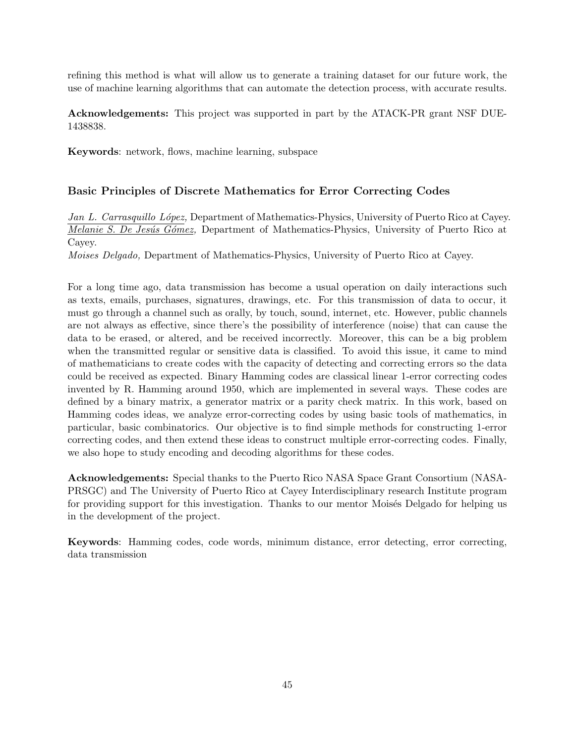refining this method is what will allow us to generate a training dataset for our future work, the use of machine learning algorithms that can automate the detection process, with accurate results.

**Acknowledgements:** This project was supported in part by the ATACK-PR grant NSF DUE-1438838.

**Keywords**: network, flows, machine learning, subspace

### Basic Principles of Discrete Mathematics for Error Correcting Codes

*Jan L. Carrasquillo López,* Department of Mathematics-Physics, University of Puerto Rico at Cayey.
*Melanie S. De Jesús Gómez,* Department of Mathematics-Physics, University of Puerto Rico at Cayey.
*Moises Delgado,* Department of Mathematics-Physics, University of Puerto Rico at Cayey.

For a long time ago, data transmission has become a usual operation on daily interactions such as texts, emails, purchases, signatures, drawings, etc. For this transmission of data to occur, it must go through a channel such as orally, by touch, sound, internet, etc. However, public channels are not always as effective, since there's the possibility of interference (noise) that can cause the data to be erased, or altered, and be received incorrectly. Moreover, this can be a big problem when the transmitted regular or sensitive data is classified. To avoid this issue, it came to mind of mathematicians to create codes with the capacity of detecting and correcting errors so the data could be received as expected. Binary Hamming codes are classical linear 1-error correcting codes invented by R. Hamming around 1950, which are implemented in several ways. These codes are defined by a binary matrix, a generator matrix or a parity check matrix. In this work, based on Hamming codes ideas, we analyze error-correcting codes by using basic tools of mathematics, in particular, basic combinatorics. Our objective is to find simple methods for constructing 1-error correcting codes, and then extend these ideas to construct multiple error-correcting codes. Finally, we also hope to study encoding and decoding algorithms for these codes.

**Acknowledgements:** Special thanks to the Puerto Rico NASA Space Grant Consortium (NASA-PRSGC) and The University of Puerto Rico at Cayey Interdisciplinary research Institute program for providing support for this investigation. Thanks to our mentor Moisés Delgado for helping us in the development of the project.

**Keywords**: Hamming codes, code words, minimum distance, error detecting, error correcting, data transmission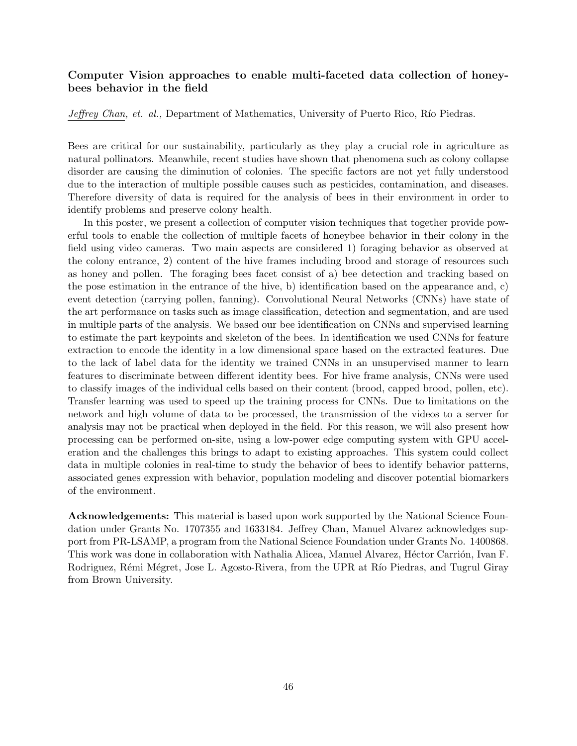### Computer Vision approaches to enable multi-faceted data collection of honeybees behavior in the field

Jeffrey Chan, *et. al.,* Department of Mathematics, University of Puerto Rico, Río Piedras.

Bees are critical for our sustainability, particularly as they play a crucial role in agriculture as natural pollinators. Meanwhile, recent studies have shown that phenomena such as colony collapse disorder are causing the diminution of colonies. The specific factors are not yet fully understood due to the interaction of multiple possible causes such as pesticides, contamination, and diseases. Therefore diversity of data is required for the analysis of bees in their environment in order to identify problems and preserve colony health.

In this poster, we present a collection of computer vision techniques that together provide powerful tools to enable the collection of multiple facets of honeybee behavior in their colony in the field using video cameras. Two main aspects are considered 1) foraging behavior as observed at the colony entrance, 2) content of the hive frames including brood and storage of resources such as honey and pollen. The foraging bees facet consist of a) bee detection and tracking based on the pose estimation in the entrance of the hive, b) identification based on the appearance and, c) event detection (carrying pollen, fanning). Convolutional Neural Networks (CNNs) have state of the art performance on tasks such as image classification, detection and segmentation, and are used in multiple parts of the analysis. We based our bee identification on CNNs and supervised learning to estimate the part keypoints and skeleton of the bees. In identification we used CNNs for feature extraction to encode the identity in a low dimensional space based on the extracted features. Due to the lack of label data for the identity we trained CNNs in an unsupervised manner to learn features to discriminate between different identity bees. For hive frame analysis, CNNs were used to classify images of the individual cells based on their content (brood, capped brood, pollen, etc). Transfer learning was used to speed up the training process for CNNs. Due to limitations on the network and high volume of data to be processed, the transmission of the videos to a server for analysis may not be practical when deployed in the field. For this reason, we will also present how processing can be performed on-site, using a low-power edge computing system with GPU acceleration and the challenges this brings to adapt to existing approaches. This system could collect data in multiple colonies in real-time to study the behavior of bees to identify behavior patterns, associated genes expression with behavior, population modeling and discover potential biomarkers of the environment.

**Acknowledgements:** This material is based upon work supported by the National Science Foundation under Grants No. 1707355 and 1633184. Jeffrey Chan, Manuel Alvarez acknowledges support from PR-LSAMP, a program from the National Science Foundation under Grants No. 1400868. This work was done in collaboration with Nathalia Alicea, Manuel Alvarez, Héctor Carrión, Ivan F. Rodriguez, Rémi Mégret, Jose L. Agosto-Rivera, from the UPR at Río Piedras, and Tugrul Giray from Brown University.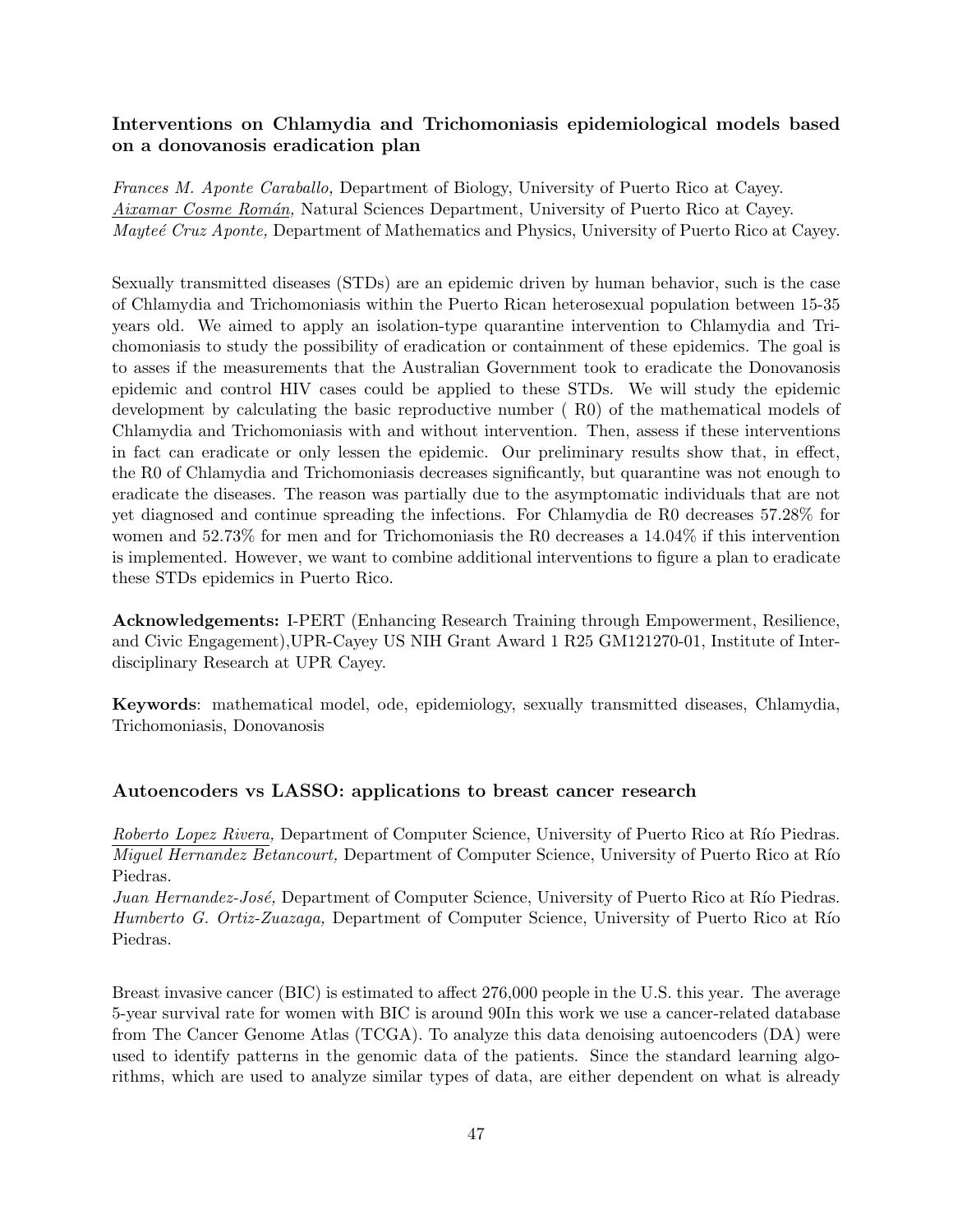### Interventions on Chlamydia and Trichomoniasis epidemiological models based on a donovanosis eradication plan

*Frances M. Aponte Caraballo,* Department of Biology, University of Puerto Rico at Cayey.
*Aixamar Cosme Román*, Natural Sciences Department, University of Puerto Rico at Cayey.
*Mayteé Cruz Aponte,* Department of Mathematics and Physics, University of Puerto Rico at Cayey.

Sexually transmitted diseases (STDs) are an epidemic driven by human behavior, such is the case of Chlamydia and Trichomoniasis within the Puerto Rican heterosexual population between 15-35 years old. We aimed to apply an isolation-type quarantine intervention to Chlamydia and Trichomoniasis to study the possibility of eradication or containment of these epidemics. The goal is to asses if the measurements that the Australian Government took to eradicate the Donovanosis epidemic and control HIV cases could be applied to these STDs. We will study the epidemic development by calculating the basic reproductive number ( R0) of the mathematical models of Chlamydia and Trichomoniasis with and without intervention. Then, assess if these interventions in fact can eradicate or only lessen the epidemic. Our preliminary results show that, in effect, the R0 of Chlamydia and Trichomoniasis decreases significantly, but quarantine was not enough to eradicate the diseases. The reason was partially due to the asymptomatic individuals that are not yet diagnosed and continue spreading the infections. For Chlamydia de R0 decreases 57.28% for women and 52.73% for men and for Trichomoniasis the R0 decreases a 14.04% if this intervention is implemented. However, we want to combine additional interventions to figure a plan to eradicate these STDs epidemics in Puerto Rico.

**Acknowledgements:** I-PERT (Enhancing Research Training through Empowerment, Resilience, and Civic Engagement),UPR-Cayey US NIH Grant Award 1 R25 GM121270-01, Institute of Interdisciplinary Research at UPR Cayey.

**Keywords**: mathematical model, ode, epidemiology, sexually transmitted diseases, Chlamydia, Trichomoniasis, Donovanosis

### Autoencoders vs LASSO: applications to breast cancer research

*Roberto Lopez Rivera,* Department of Computer Science, University of Puerto Rico at Río Piedras.
*Miguel Hernandez Betancourt,* Department of Computer Science, University of Puerto Rico at Río Piedras.
*Juan Hernandez-José,* Department of Computer Science, University of Puerto Rico at Río Piedras.
*Humberto G. Ortiz-Zuazaga,* Department of Computer Science, University of Puerto Rico at Río Piedras.

Breast invasive cancer (BIC) is estimated to affect 276,000 people in the U.S. this year. The average 5-year survival rate for women with BIC is around 90In this work we use a cancer-related database from The Cancer Genome Atlas (TCGA). To analyze this data denoising autoencoders (DA) were used to identify patterns in the genomic data of the patients. Since the standard learning algorithms, which are used to analyze similar types of data, are either dependent on what is already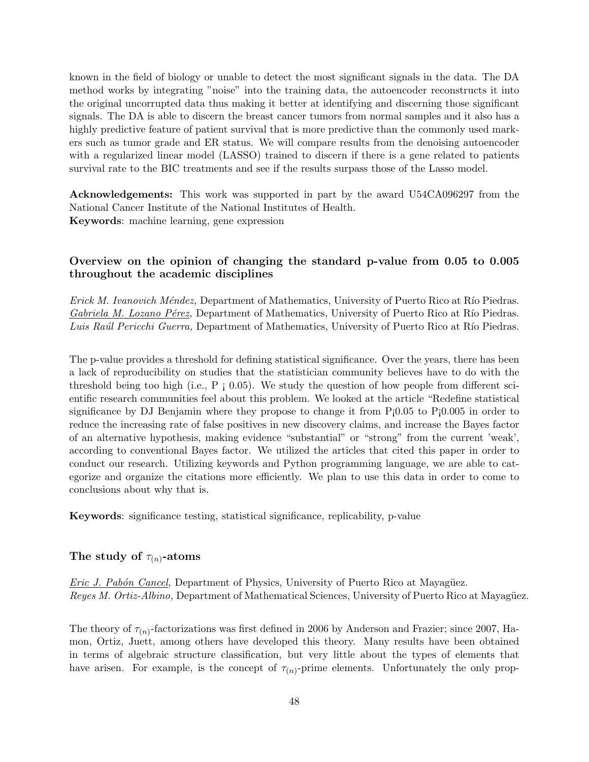known in the field of biology or unable to detect the most significant signals in the data. The DA method works by integrating "noise" into the training data, the autoencoder reconstructs it into the original uncorrupted data thus making it better at identifying and discerning those significant signals. The DA is able to discern the breast cancer tumors from normal samples and it also has a highly predictive feature of patient survival that is more predictive than the commonly used markers such as tumor grade and ER status. We will compare results from the denoising autoencoder with a regularized linear model (LASSO) trained to discern if there is a gene related to patients survival rate to the BIC treatments and see if the results surpass those of the Lasso model.

**Acknowledgements:** This work was supported in part by the award U54CA096297 from the National Cancer Institute of the National Institutes of Health.
**Keywords**: machine learning, gene expression

### Overview on the opinion of changing the standard p-value from 0.05 to 0.005 throughout the academic disciplines

*Erick M. Ivanovich Méndez,* Department of Mathematics, University of Puerto Rico at Río Piedras.
*Gabriela M. Lozano Pérez,* Department of Mathematics, University of Puerto Rico at Río Piedras.
*Luis Raúl Pericchi Guerra,* Department of Mathematics, University of Puerto Rico at Río Piedras.

The p-value provides a threshold for defining statistical significance. Over the years, there has been a lack of reproducibility on studies that the statistician community believes have to do with the threshold being too high (i.e., $P < 0.05$). We study the question of how people from different scientific research communities feel about this problem. We looked at the article "Redefine statistical significance by DJ Benjamin where they propose to change it from $P<0.05$ to $P<0.005$ in order to reduce the increasing rate of false positives in new discovery claims, and increase the Bayes factor of an alternative hypothesis, making evidence "substantial" or "strong" from the current 'weak', according to conventional Bayes factor. We utilized the articles that cited this paper in order to conduct our research. Utilizing keywords and Python programming language, we are able to categorize and organize the citations more efficiently. We plan to use this data in order to come to conclusions about why that is.

**Keywords**: significance testing, statistical significance, replicability, p-value

### The study of $\tau_{(n)}$-atoms

*Eric J. Pabón Cancel,* Department of Physics, University of Puerto Rico at Mayagüez.
*Reyes M. Ortiz-Albino,* Department of Mathematical Sciences, University of Puerto Rico at Mayagüez.

The theory of $\tau_{(n)}$-factorizations was first defined in 2006 by Anderson and Frazier; since 2007, Hamon, Ortiz, Juett, among others have developed this theory. Many results have been obtained in terms of algebraic structure classification, but very little about the types of elements that have arisen. For example, is the concept of $\tau_{(n)}$-prime elements. Unfortunately the only prop-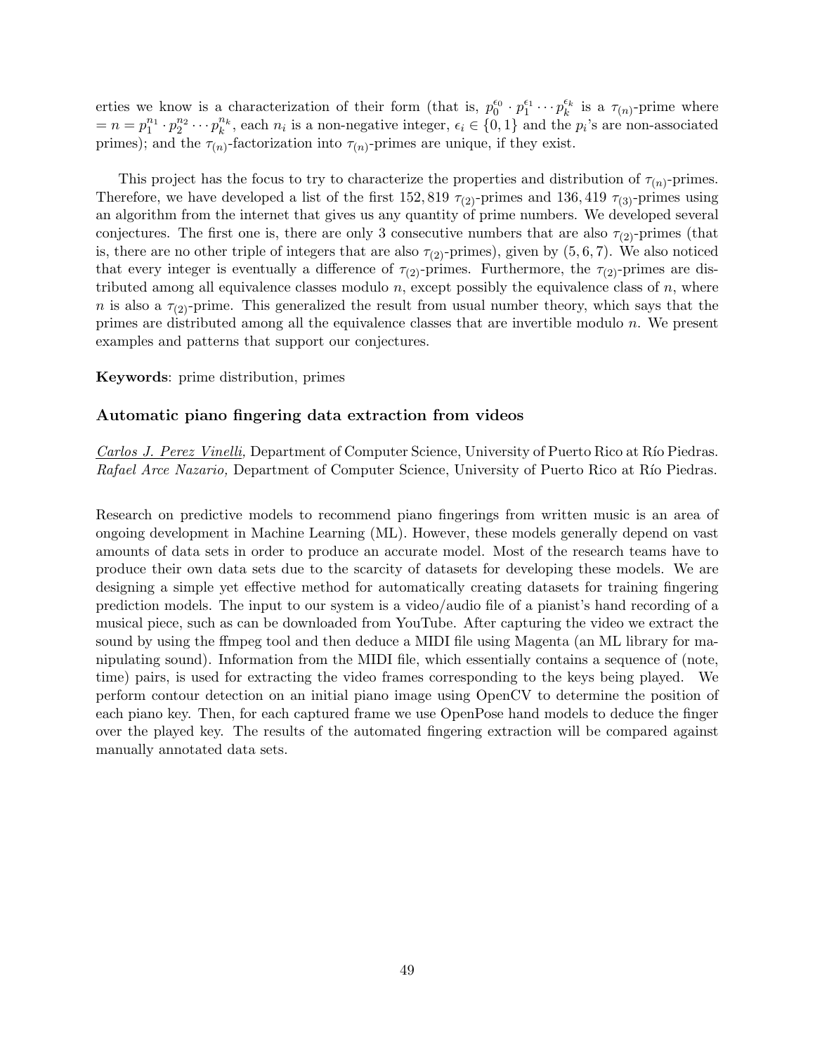erties we know is a characterization of their form (that is, $p_0^{\epsilon_0} \cdot p_1^{\epsilon_1} \cdots p_k^{\epsilon_k}$ is a $\tau_{(n)}$-prime where $= n = p_1^{n_1} \cdot p_2^{n_2} \cdots p_k^{n_k}$, each $n_i$ is a non-negative integer, $\epsilon_i \in \{0, 1\}$ and the $p_i$'s are non-associated primes); and the $\tau_{(n)}$-factorization into $\tau_{(n)}$-primes are unique, if they exist.

This project has the focus to try to characterize the properties and distribution of $\tau_{(n)}$-primes. Therefore, we have developed a list of the first $152,819$ $\tau_{(2)}$-primes and $136,419$ $\tau_{(3)}$-primes using an algorithm from the internet that gives us any quantity of prime numbers. We developed several conjectures. The first one is, there are only 3 consecutive numbers that are also $\tau_{(2)}$-primes (that is, there are no other triple of integers that are also $\tau_{(2)}$-primes), given by $(5, 6, 7)$. We also noticed that every integer is eventually a difference of $\tau_{(2)}$-primes. Furthermore, the $\tau_{(2)}$-primes are distributed among all equivalence classes modulo $n$, except possibly the equivalence class of $n$, where $n$ is also a $\tau_{(2)}$-prime. This generalized the result from usual number theory, which says that the primes are distributed among all the equivalence classes that are invertible modulo $n$. We present examples and patterns that support our conjectures.

**Keywords**: prime distribution, primes

### Automatic piano fingering data extraction from videos

*Carlos J. Perez Vinelli,* Department of Computer Science, University of Puerto Rico at Río Piedras.
*Rafael Arce Nazario,* Department of Computer Science, University of Puerto Rico at Río Piedras.

Research on predictive models to recommend piano fingerings from written music is an area of ongoing development in Machine Learning (ML). However, these models generally depend on vast amounts of data sets in order to produce an accurate model. Most of the research teams have to produce their own data sets due to the scarcity of datasets for developing these models. We are designing a simple yet effective method for automatically creating datasets for training fingering prediction models. The input to our system is a video/audio file of a pianist's hand recording of a musical piece, such as can be downloaded from YouTube. After capturing the video we extract the sound by using the ffmpeg tool and then deduce a MIDI file using Magenta (an ML library for manipulating sound). Information from the MIDI file, which essentially contains a sequence of (note, time) pairs, is used for extracting the video frames corresponding to the keys being played. We perform contour detection on an initial piano image using OpenCV to determine the position of each piano key. Then, for each captured frame we use OpenPose hand models to deduce the finger over the played key. The results of the automated fingering extraction will be compared against manually annotated data sets.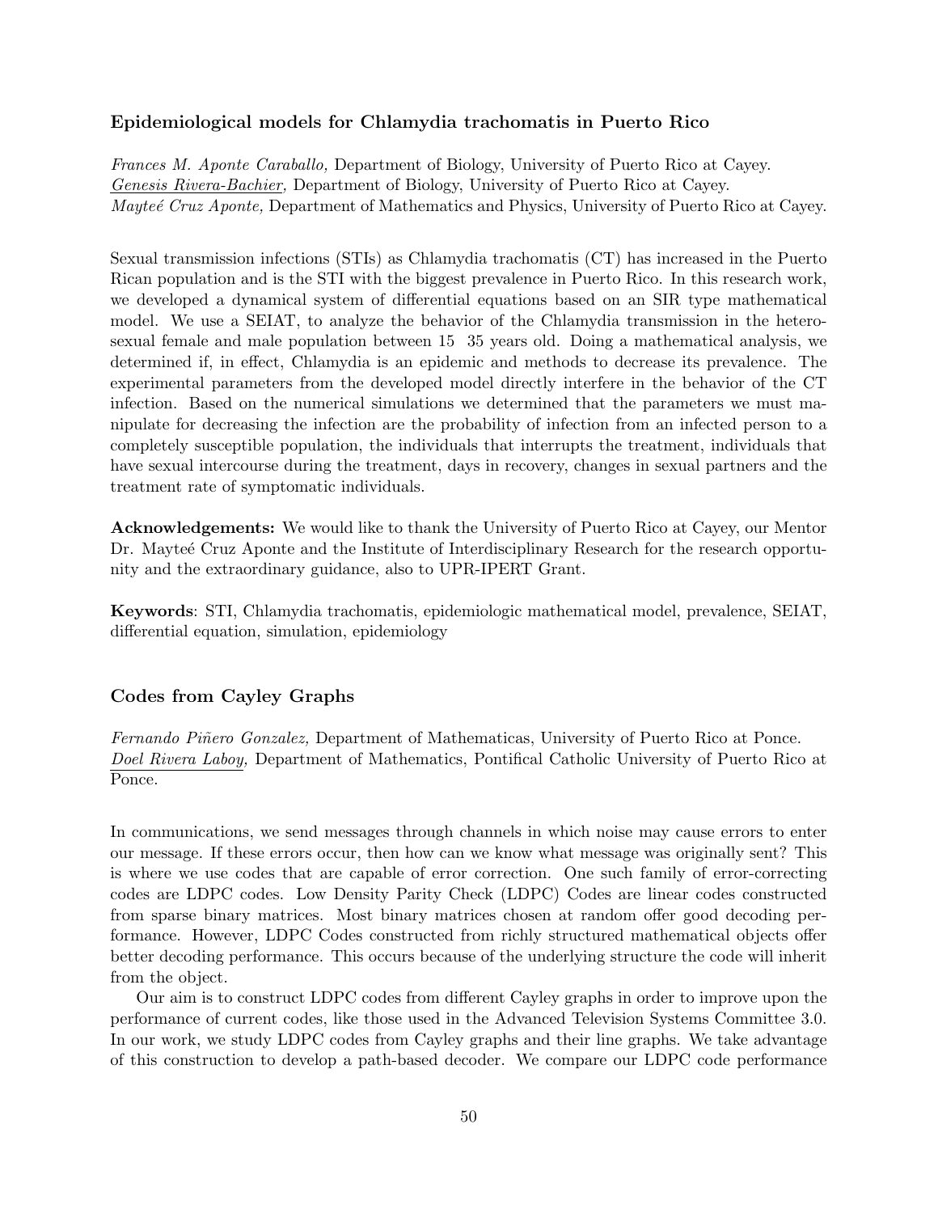### Epidemiological models for Chlamydia trachomatis in Puerto Rico

*Frances M. Aponte Caraballo,* Department of Biology, University of Puerto Rico at Cayey.
<u>*Genesis Rivera-Bachier,*</u> Department of Biology, University of Puerto Rico at Cayey.
*Mayteé Cruz Aponte,* Department of Mathematics and Physics, University of Puerto Rico at Cayey.

Sexual transmission infections (STIs) as Chlamydia trachomatis (CT) has increased in the Puerto Rican population and is the STI with the biggest prevalence in Puerto Rico. In this research work, we developed a dynamical system of differential equations based on an SIR type mathematical model. We use a SEIAT, to analyze the behavior of the Chlamydia transmission in the heterosexual female and male population between 15 35 years old. Doing a mathematical analysis, we determined if, in effect, Chlamydia is an epidemic and methods to decrease its prevalence. The experimental parameters from the developed model directly interfere in the behavior of the CT infection. Based on the numerical simulations we determined that the parameters we must manipulate for decreasing the infection are the probability of infection from an infected person to a completely susceptible population, the individuals that interrupts the treatment, individuals that have sexual intercourse during the treatment, days in recovery, changes in sexual partners and the treatment rate of symptomatic individuals.

**Acknowledgements:** We would like to thank the University of Puerto Rico at Cayey, our Mentor Dr. Mayteé Cruz Aponte and the Institute of Interdisciplinary Research for the research opportunity and the extraordinary guidance, also to UPR-IPERT Grant.

**Keywords**: STI, Chlamydia trachomatis, epidemiologic mathematical model, prevalence, SEIAT, differential equation, simulation, epidemiology

### Codes from Cayley Graphs

*Fernando Piñero Gonzalez,* Department of Mathematicas, University of Puerto Rico at Ponce.
<u>*Doel Rivera Laboy,*</u> Department of Mathematics, Pontifical Catholic University of Puerto Rico at Ponce.

In communications, we send messages through channels in which noise may cause errors to enter our message. If these errors occur, then how can we know what message was originally sent? This is where we use codes that are capable of error correction. One such family of error-correcting codes are LDPC codes. Low Density Parity Check (LDPC) Codes are linear codes constructed from sparse binary matrices. Most binary matrices chosen at random offer good decoding performance. However, LDPC Codes constructed from richly structured mathematical objects offer better decoding performance. This occurs because of the underlying structure the code will inherit from the object.

Our aim is to construct LDPC codes from different Cayley graphs in order to improve upon the performance of current codes, like those used in the Advanced Television Systems Committee 3.0. In our work, we study LDPC codes from Cayley graphs and their line graphs. We take advantage of this construction to develop a path-based decoder. We compare our LDPC code performance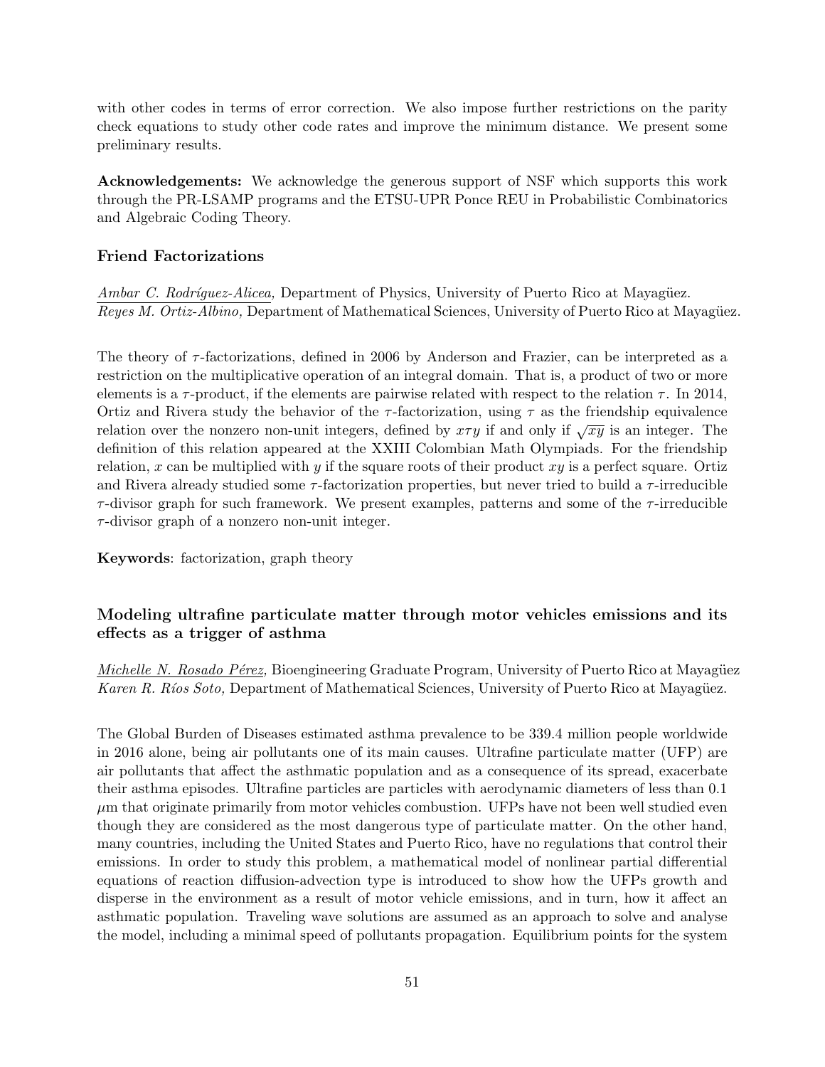with other codes in terms of error correction. We also impose further restrictions on the parity check equations to study other code rates and improve the minimum distance. We present some preliminary results.

**Acknowledgements:** We acknowledge the generous support of NSF which supports this work through the PR-LSAMP programs and the ETSU-UPR Ponce REU in Probabilistic Combinatorics and Algebraic Coding Theory.

### Friend Factorizations

*Ambar C. Rodríguez-Alicea,* Department of Physics, University of Puerto Rico at Mayagüez.
*Reyes M. Ortiz-Albino,* Department of Mathematical Sciences, University of Puerto Rico at Mayagüez.

The theory of $\tau$-factorizations, defined in 2006 by Anderson and Frazier, can be interpreted as a restriction on the multiplicative operation of an integral domain. That is, a product of two or more elements is a $\tau$-product, if the elements are pairwise related with respect to the relation $\tau$. In 2014, Ortiz and Rivera study the behavior of the $\tau$-factorization, using $\tau$ as the friendship equivalence relation over the nonzero non-unit integers, defined by $x\tau y$ if and only if $\sqrt{xy}$ is an integer. The definition of this relation appeared at the XXIII Colombian Math Olympiads. For the friendship relation, $x$ can be multiplied with $y$ if the square roots of their product $xy$ is a perfect square. Ortiz and Rivera already studied some $\tau$-factorization properties, but never tried to build a $\tau$-irreducible $\tau$-divisor graph for such framework. We present examples, patterns and some of the $\tau$-irreducible $\tau$-divisor graph of a nonzero non-unit integer.

**Keywords**: factorization, graph theory

### Modeling ultrafine particulate matter through motor vehicles emissions and its effects as a trigger of asthma

*Michelle N. Rosado Pérez,* Bioengineering Graduate Program, University of Puerto Rico at Mayagüez
*Karen R. Ríos Soto,* Department of Mathematical Sciences, University of Puerto Rico at Mayagüez.

The Global Burden of Diseases estimated asthma prevalence to be 339.4 million people worldwide in 2016 alone, being air pollutants one of its main causes. Ultrafine particulate matter (UFP) are air pollutants that affect the asthmatic population and as a consequence of its spread, exacerbate their asthma episodes. Ultrafine particles are particles with aerodynamic diameters of less than 0.1 $\mu$m that originate primarily from motor vehicles combustion. UFPs have not been well studied even though they are considered as the most dangerous type of particulate matter. On the other hand, many countries, including the United States and Puerto Rico, have no regulations that control their emissions. In order to study this problem, a mathematical model of nonlinear partial differential equations of reaction diffusion-advection type is introduced to show how the UFPs growth and disperse in the environment as a result of motor vehicle emissions, and in turn, how it affect an asthmatic population. Traveling wave solutions are assumed as an approach to solve and analyse the model, including a minimal speed of pollutants propagation. Equilibrium points for the system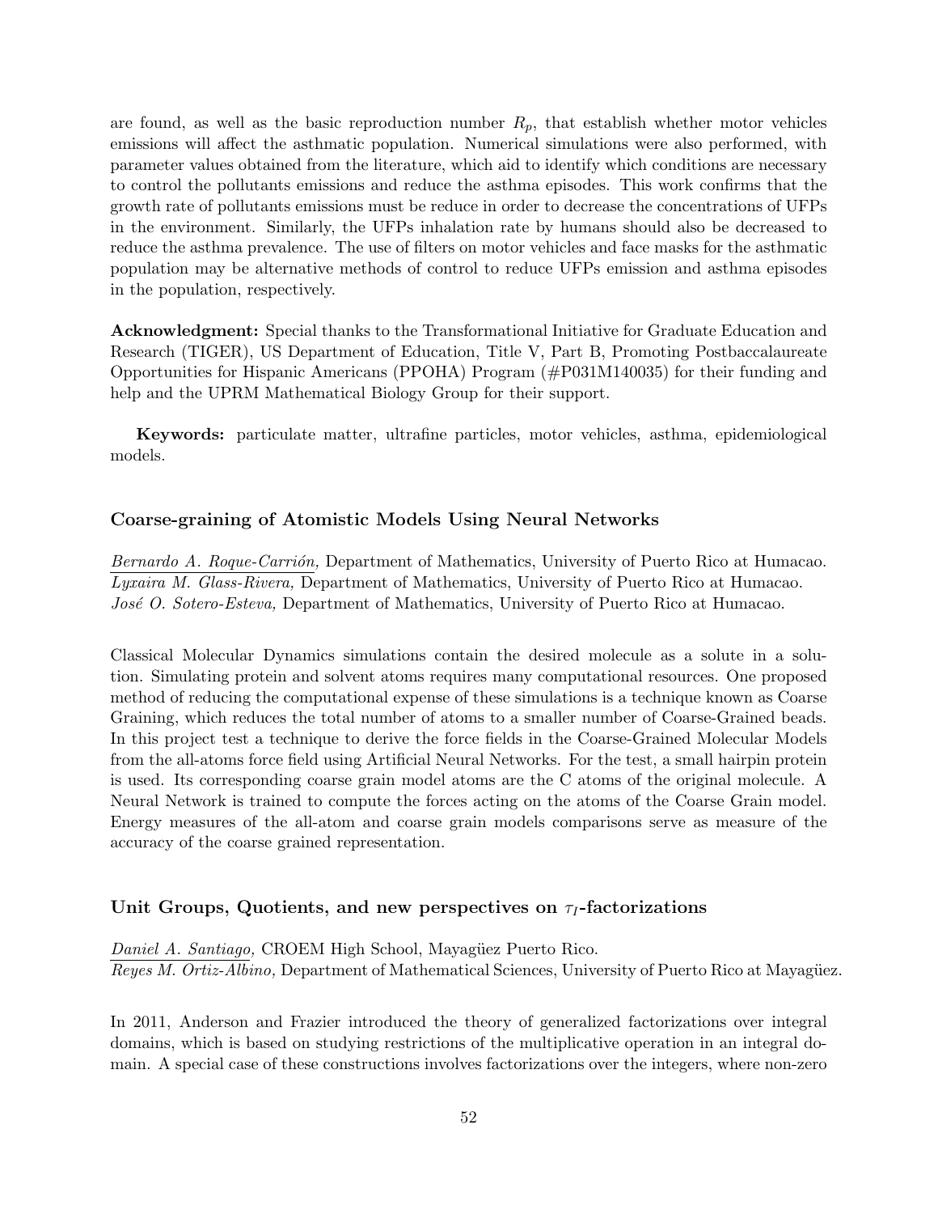are found, as well as the basic reproduction number $R_p$, that establish whether motor vehicles emissions will affect the asthmatic population. Numerical simulations were also performed, with parameter values obtained from the literature, which aid to identify which conditions are necessary to control the pollutants emissions and reduce the asthma episodes. This work confirms that the growth rate of pollutants emissions must be reduce in order to decrease the concentrations of UFPs in the environment. Similarly, the UFPs inhalation rate by humans should also be decreased to reduce the asthma prevalence. The use of filters on motor vehicles and face masks for the asthmatic population may be alternative methods of control to reduce UFPs emission and asthma episodes in the population, respectively.

**Acknowledgment:** Special thanks to the Transformational Initiative for Graduate Education and Research (TIGER), US Department of Education, Title V, Part B, Promoting Postbaccalaureate Opportunities for Hispanic Americans (PPOHA) Program (#P031M140035) for their funding and help and the UPRM Mathematical Biology Group for their support.

**Keywords:** particulate matter, ultrafine particles, motor vehicles, asthma, epidemiological models.

### Coarse-graining of Atomistic Models Using Neural Networks

*Bernardo A. Roque-Carrión,* Department of Mathematics, University of Puerto Rico at Humacao.
*Lyxaira M. Glass-Rivera,* Department of Mathematics, University of Puerto Rico at Humacao.
*José O. Sotero-Esteva,* Department of Mathematics, University of Puerto Rico at Humacao.

Classical Molecular Dynamics simulations contain the desired molecule as a solute in a solution. Simulating protein and solvent atoms requires many computational resources. One proposed method of reducing the computational expense of these simulations is a technique known as Coarse Graining, which reduces the total number of atoms to a smaller number of Coarse-Grained beads. In this project test a technique to derive the force fields in the Coarse-Grained Molecular Models from the all-atoms force field using Artificial Neural Networks. For the test, a small hairpin protein is used. Its corresponding coarse grain model atoms are the C atoms of the original molecule. A Neural Network is trained to compute the forces acting on the atoms of the Coarse Grain model. Energy measures of the all-atom and coarse grain models comparisons serve as measure of the accuracy of the coarse grained representation.

### Unit Groups, Quotients, and new perspectives on $\tau_I$-factorizations

*Daniel A. Santiago,* CROEM High School, Mayagüez Puerto Rico.
*Reyes M. Ortiz-Albino,* Department of Mathematical Sciences, University of Puerto Rico at Mayagüez.

In 2011, Anderson and Frazier introduced the theory of generalized factorizations over integral domains, which is based on studying restrictions of the multiplicative operation in an integral domain. A special case of these constructions involves factorizations over the integers, where non-zero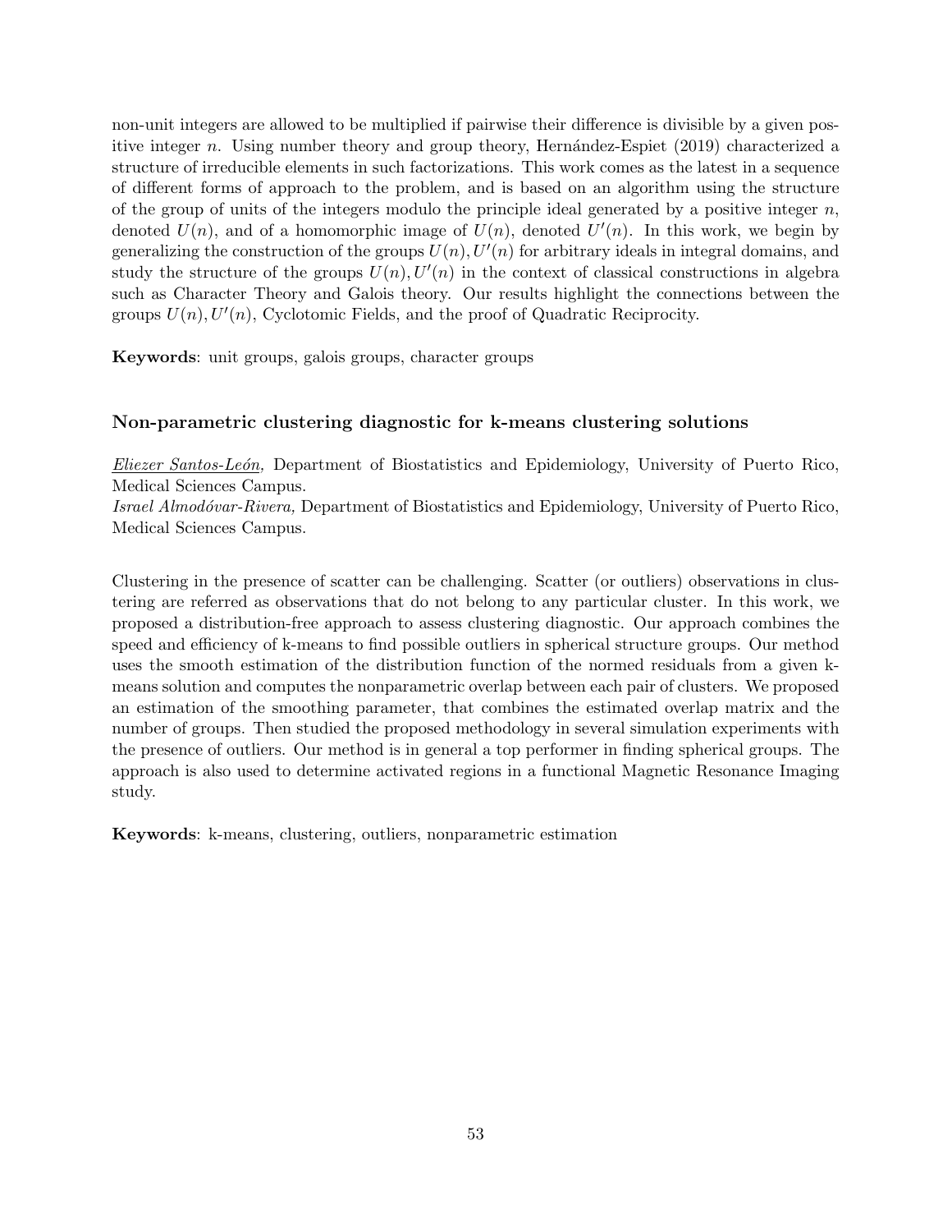non-unit integers are allowed to be multiplied if pairwise their difference is divisible by a given positive integer $n$. Using number theory and group theory, Hernández-Espiet (2019) characterized a structure of irreducible elements in such factorizations. This work comes as the latest in a sequence of different forms of approach to the problem, and is based on an algorithm using the structure of the group of units of the integers modulo the principle ideal generated by a positive integer $n$, denoted $U(n)$, and of a homomorphic image of $U(n)$, denoted $U'(n)$. In this work, we begin by generalizing the construction of the groups $U(n), U'(n)$ for arbitrary ideals in integral domains, and study the structure of the groups $U(n), U'(n)$ in the context of classical constructions in algebra such as Character Theory and Galois theory. Our results highlight the connections between the groups $U(n), U'(n)$, Cyclotomic Fields, and the proof of Quadratic Reciprocity.

**Keywords**: unit groups, galois groups, character groups

### Non-parametric clustering diagnostic for k-means clustering solutions

*Eliezer Santos-León,* Department of Biostatistics and Epidemiology, University of Puerto Rico, Medical Sciences Campus.
*Israel Almodóvar-Rivera,* Department of Biostatistics and Epidemiology, University of Puerto Rico, Medical Sciences Campus.

Clustering in the presence of scatter can be challenging. Scatter (or outliers) observations in clustering are referred as observations that do not belong to any particular cluster. In this work, we proposed a distribution-free approach to assess clustering diagnostic. Our approach combines the speed and efficiency of k-means to find possible outliers in spherical structure groups. Our method uses the smooth estimation of the distribution function of the normed residuals from a given k-means solution and computes the nonparametric overlap between each pair of clusters. We proposed an estimation of the smoothing parameter, that combines the estimated overlap matrix and the number of groups. Then studied the proposed methodology in several simulation experiments with the presence of outliers. Our method is in general a top performer in finding spherical groups. The approach is also used to determine activated regions in a functional Magnetic Resonance Imaging study.

**Keywords**: k-means, clustering, outliers, nonparametric estimation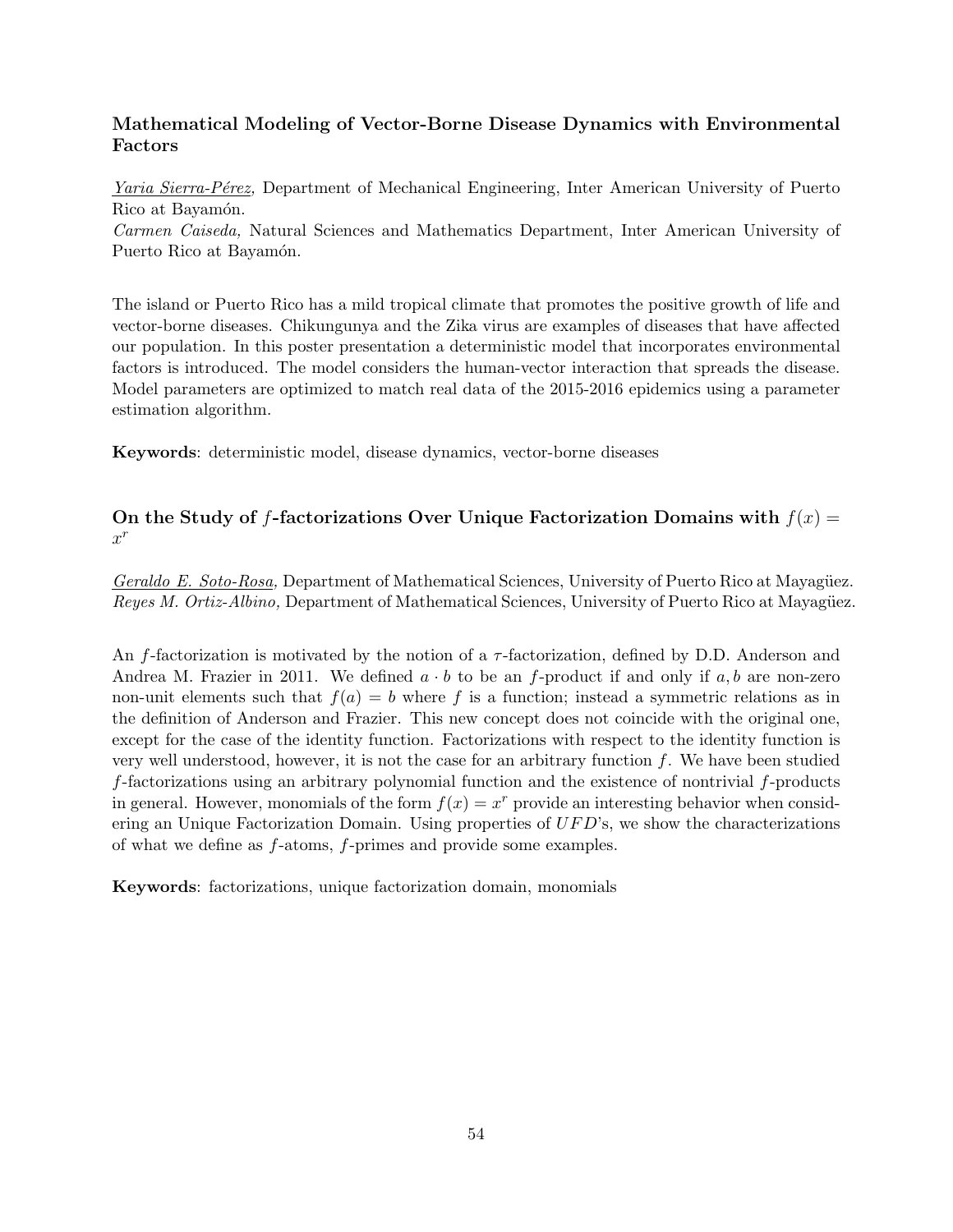### Mathematical Modeling of Vector-Borne Disease Dynamics with Environmental Factors

*Yaria Sierra-Pérez,* Department of Mechanical Engineering, Inter American University of Puerto Rico at Bayamón.
*Carmen Caiseda,* Natural Sciences and Mathematics Department, Inter American University of Puerto Rico at Bayamón.

The island or Puerto Rico has a mild tropical climate that promotes the positive growth of life and vector-borne diseases. Chikungunya and the Zika virus are examples of diseases that have affected our population. In this poster presentation a deterministic model that incorporates environmental factors is introduced. The model considers the human-vector interaction that spreads the disease. Model parameters are optimized to match real data of the 2015-2016 epidemics using a parameter estimation algorithm.

**Keywords**: deterministic model, disease dynamics, vector-borne diseases

### On the Study of $f$-factorizations Over Unique Factorization Domains with $f(x) = x^r$

*Geraldo E. Soto-Rosa,* Department of Mathematical Sciences, University of Puerto Rico at Mayagüez.
*Reyes M. Ortiz-Albino,* Department of Mathematical Sciences, University of Puerto Rico at Mayagüez.

An $f$-factorization is motivated by the notion of a $\tau$-factorization, defined by D.D. Anderson and Andrea M. Frazier in 2011. We defined $a \cdot b$ to be an $f$-product if and only if $a, b$ are non-zero non-unit elements such that $f(a) = b$ where $f$ is a function; instead a symmetric relations as in the definition of Anderson and Frazier. This new concept does not coincide with the original one, except for the case of the identity function. Factorizations with respect to the identity function is very well understood, however, it is not the case for an arbitrary function $f$. We have been studied $f$-factorizations using an arbitrary polynomial function and the existence of nontrivial $f$-products in general. However, monomials of the form $f(x) = x^r$ provide an interesting behavior when considering an Unique Factorization Domain. Using properties of $UFD$'s, we show the characterizations of what we define as $f$-atoms, $f$-primes and provide some examples.

**Keywords**: factorizations, unique factorization domain, monomials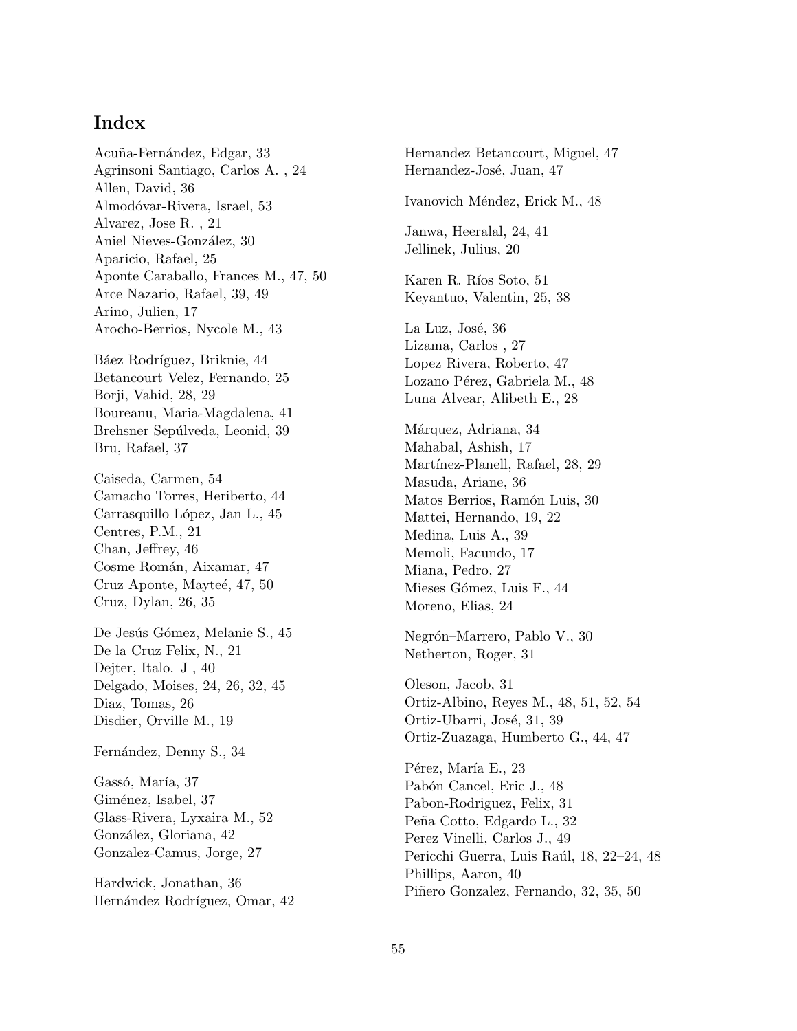# Index

Acuña-Fernández, Edgar, 33
Agrinsoni Santiago, Carlos A. , 24
Allen, David, 36
Almodóvar-Rivera, Israel, 53
Alvarez, Jose R. , 21
Aniel Nieves-González, 30
Aparicio, Rafael, 25
Aponte Caraballo, Frances M., 47, 50
Arce Nazario, Rafael, 39, 49
Arino, Julien, 17
Arocho-Berrios, Nycole M., 43

Báez Rodríguez, Briknie, 44
Betancourt Velez, Fernando, 25
Borji, Vahid, 28, 29
Boureanu, Maria-Magdalena, 41
Brehsner Sepúlveda, Leonid, 39
Bru, Rafael, 37

Caiseda, Carmen, 54
Camacho Torres, Heriberto, 44
Carrasquillo López, Jan L., 45
Centres, P.M., 21
Chan, Jeffrey, 46
Cosme Román, Aixamar, 47
Cruz Aponte, Mayteé, 47, 50
Cruz, Dylan, 26, 35

De Jesús Gómez, Melanie S., 45
De la Cruz Felix, N., 21
Dejter, Italo. J , 40
Delgado, Moises, 24, 26, 32, 45
Diaz, Tomas, 26
Disdier, Orville M., 19

Fernández, Denny S., 34

Gassó, María, 37
Giménez, Isabel, 37
Glass-Rivera, Lyxaira M., 52
González, Gloriana, 42
Gonzalez-Camus, Jorge, 27

Hardwick, Jonathan, 36
Hernández Rodríguez, Omar, 42
Hernandez Betancourt, Miguel, 47
Hernandez-José, Juan, 47

Ivanovich Méndez, Erick M., 48

Janwa, Heeralal, 24, 41
Jellinek, Julius, 20

Karen R. Ríos Soto, 51
Keyantuo, Valentin, 25, 38

La Luz, José, 36
Lizama, Carlos , 27
Lopez Rivera, Roberto, 47
Lozano Pérez, Gabriela M., 48
Luna Alvear, Alibeth E., 28

Márquez, Adriana, 34
Mahabal, Ashish, 17
Martínez-Planell, Rafael, 28, 29
Masuda, Ariane, 36
Matos Berrios, Ramón Luis, 30
Mattei, Hernando, 19, 22
Medina, Luis A., 39
Memoli, Facundo, 17
Miana, Pedro, 27
Mieses Gómez, Luis F., 44
Moreno, Elias, 24

Negrón–Marrero, Pablo V., 30
Netherton, Roger, 31

Oleson, Jacob, 31
Ortiz-Albino, Reyes M., 48, 51, 52, 54
Ortiz-Ubarri, José, 31, 39
Ortiz-Zuazaga, Humberto G., 44, 47

Pérez, María E., 23
Pabón Cancel, Eric J., 48
Pabon-Rodriguez, Felix, 31
Peña Cotto, Edgardo L., 32
Perez Vinelli, Carlos J., 49
Pericchi Guerra, Luis Raúl, 18, 22–24, 48
Phillips, Aaron, 40
Piñero Gonzalez, Fernando, 32, 35, 50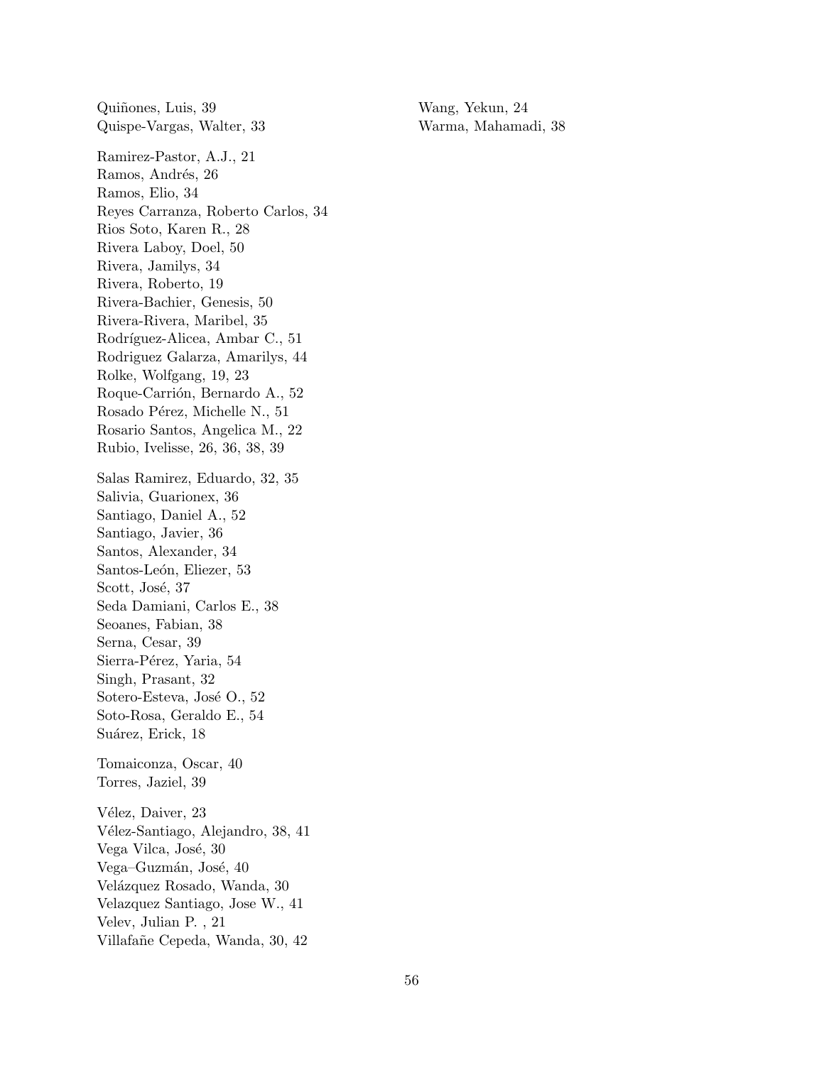Quiñones, Luis, 39
Quispe-Vargas, Walter, 33

Ramirez-Pastor, A.J., 21
Ramos, Andrés, 26
Ramos, Elio, 34
Reyes Carranza, Roberto Carlos, 34
Rios Soto, Karen R., 28
Rivera Laboy, Doel, 50
Rivera, Jamilys, 34
Rivera, Roberto, 19
Rivera-Bachier, Genesis, 50
Rivera-Rivera, Maribel, 35
Rodríguez-Alicea, Ambar C., 51
Rodriguez Galarza, Amarilys, 44
Rolke, Wolfgang, 19, 23
Roque-Carrión, Bernardo A., 52
Rosado Pérez, Michelle N., 51
Rosario Santos, Angelica M., 22
Rubio, Ivelisse, 26, 36, 38, 39

Salas Ramirez, Eduardo, 32, 35
Salivia, Guarionex, 36
Santiago, Daniel A., 52
Santiago, Javier, 36
Santos, Alexander, 34
Santos-León, Eliezer, 53
Scott, José, 37
Seda Damiani, Carlos E., 38
Seoanes, Fabian, 38
Serna, Cesar, 39
Sierra-Pérez, Yaria, 54
Singh, Prasant, 32
Sotero-Esteva, José O., 52
Soto-Rosa, Geraldo E., 54
Suárez, Erick, 18

Tomaiconza, Oscar, 40
Torres, Jaziel, 39

Vélez, Daiver, 23
Vélez-Santiago, Alejandro, 38, 41
Vega Vilca, José, 30
Vega–Guzmán, José, 40
Velázquez Rosado, Wanda, 30
Velazquez Santiago, Jose W., 41
Velev, Julian P. , 21
Villafañe Cepeda, Wanda, 30, 42

Wang, Yekun, 24
Warma, Mahamadi, 38